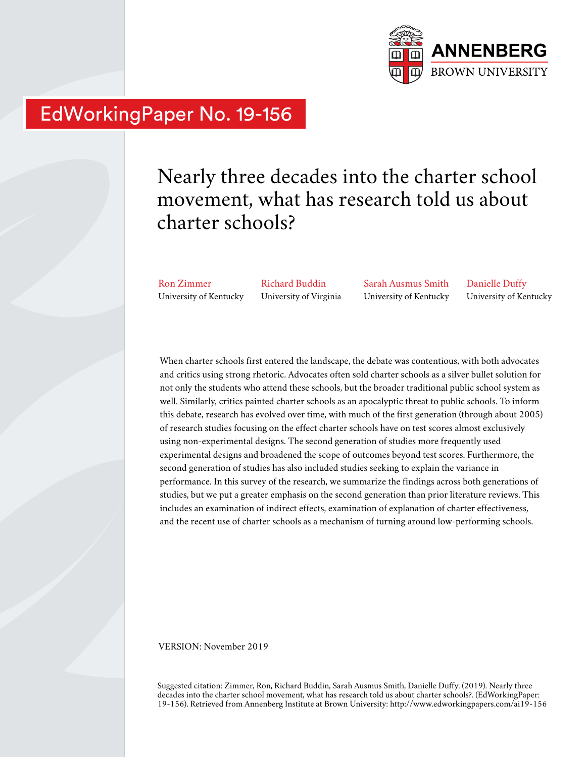ANNENBERG
BROWN UNIVERSITY

EdWorkingPaper No. 19-156

# Nearly three decades into the charter school movement, what has research told us about charter schools?

Ron Zimmer, University of Kentucky
Richard Buddin, University of Virginia
Sarah Ausmus Smith, University of Kentucky
Danielle Duffy, University of Kentucky

When charter schools first entered the landscape, the debate was contentious, with both advocates and critics using strong rhetoric. Advocates often sold charter schools as a silver bullet solution for not only the students who attend these schools, but the broader traditional public school system as well. Similarly, critics painted charter schools as an apocalyptic threat to public schools. To inform this debate, research has evolved over time, with much of the first generation (through about 2005) of research studies focusing on the effect charter schools have on test scores almost exclusively using non-experimental designs. The second generation of studies more frequently used experimental designs and broadened the scope of outcomes beyond test scores. Furthermore, the second generation of studies has also included studies seeking to explain the variance in performance. In this survey of the research, we summarize the findings across both generations of studies, but we put a greater emphasis on the second generation than prior literature reviews. This includes an examination of indirect effects, examination of explanation of charter effectiveness, and the recent use of charter schools as a mechanism of turning around low-performing schools.

VERSION: November 2019

Suggested citation: Zimmer, Ron, Richard Buddin, Sarah Ausmus Smith, Danielle Duffy. (2019). Nearly three decades into the charter school movement, what has research told us about charter schools?. (EdWorkingPaper: 19-156). Retrieved from Annenberg Institute at Brown University: http://www.edworkingpapers.com/ai19-156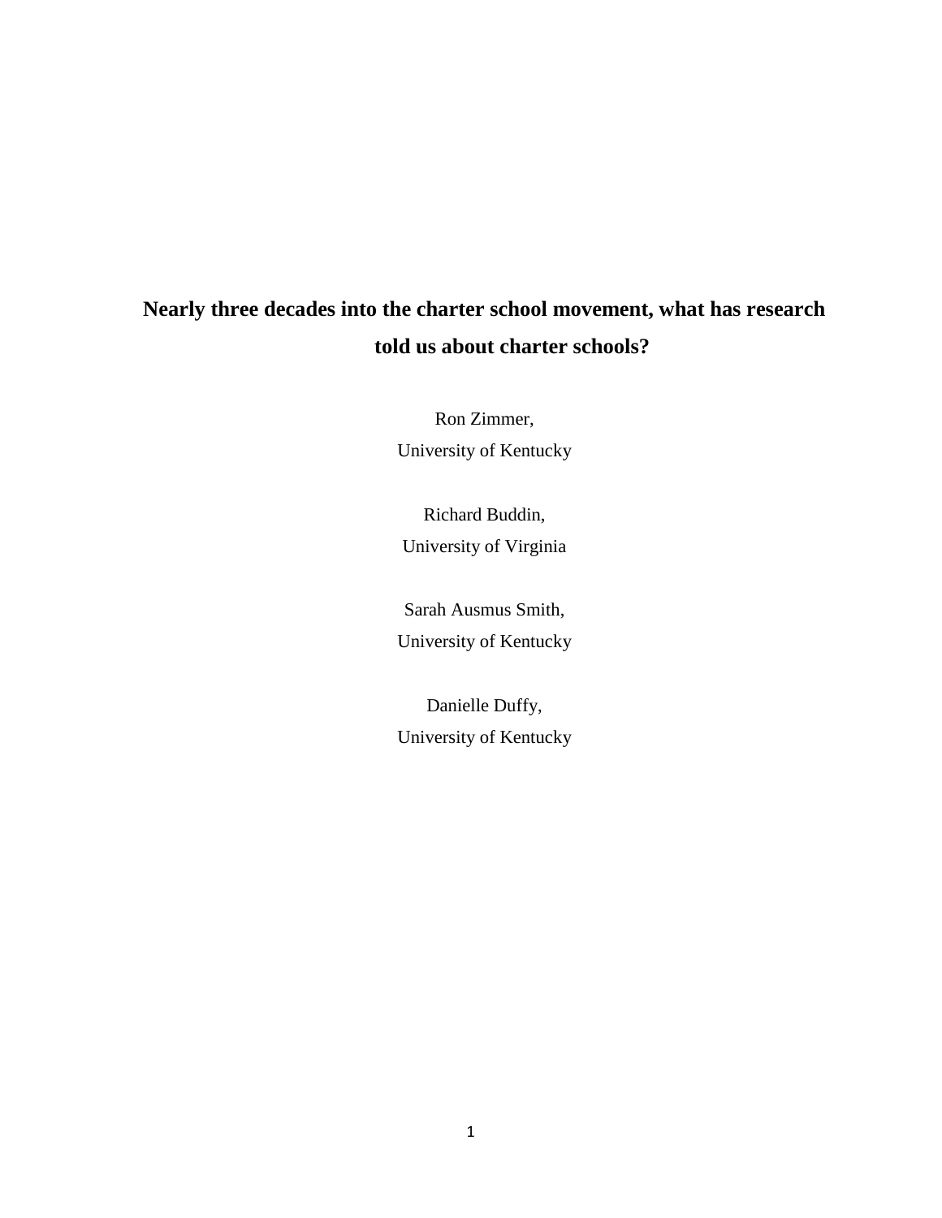# Nearly three decades into the charter school movement, what has research told us about charter schools?

Ron Zimmer,
University of Kentucky

Richard Buddin,
University of Virginia

Sarah Ausmus Smith,
University of Kentucky

Danielle Duffy,
University of Kentucky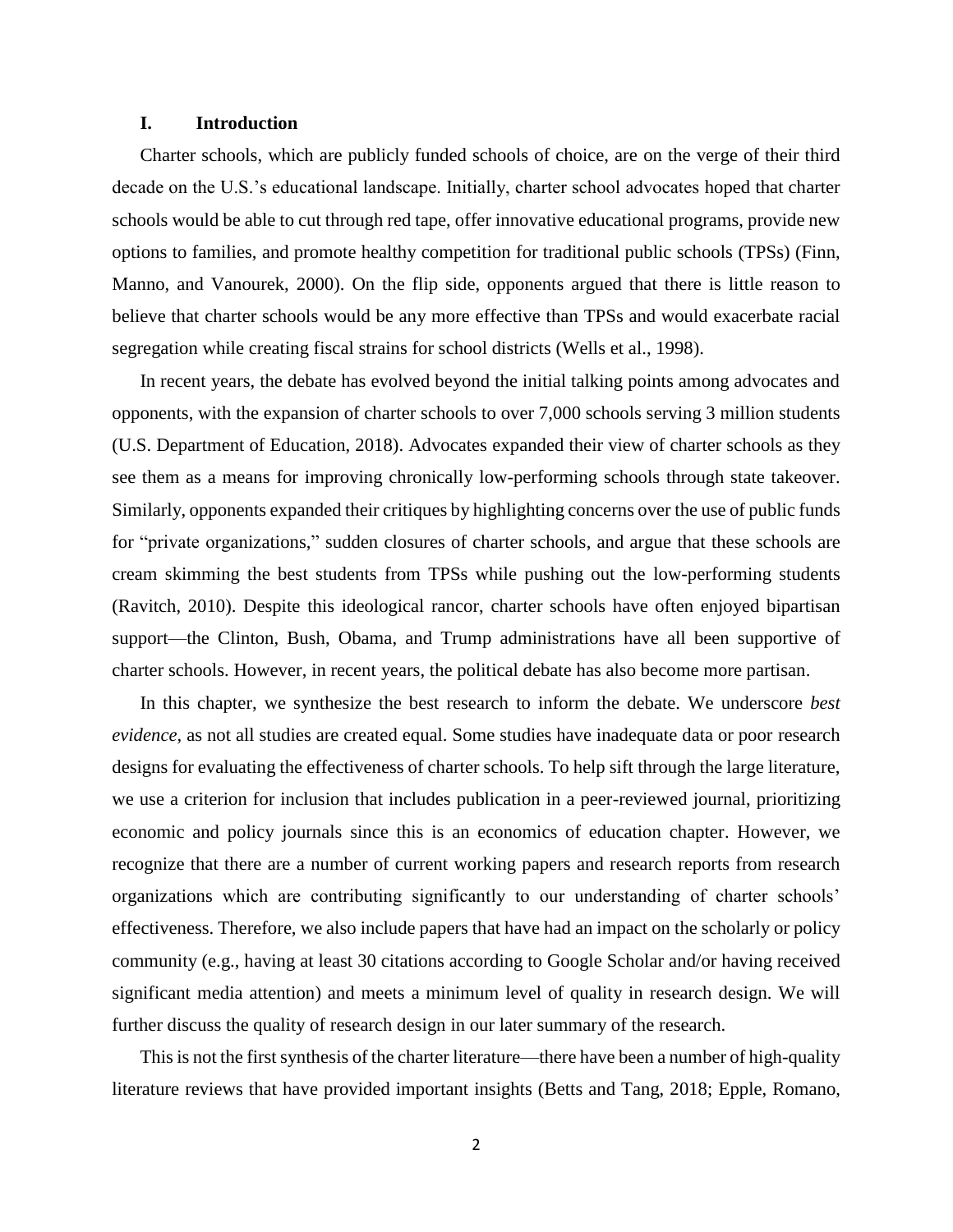## I. Introduction

Charter schools, which are publicly funded schools of choice, are on the verge of their third decade on the U.S.'s educational landscape. Initially, charter school advocates hoped that charter schools would be able to cut through red tape, offer innovative educational programs, provide new options to families, and promote healthy competition for traditional public schools (TPSs) (Finn, Manno, and Vanourek, 2000). On the flip side, opponents argued that there is little reason to believe that charter schools would be any more effective than TPSs and would exacerbate racial segregation while creating fiscal strains for school districts (Wells et al., 1998).

In recent years, the debate has evolved beyond the initial talking points among advocates and opponents, with the expansion of charter schools to over 7,000 schools serving 3 million students (U.S. Department of Education, 2018). Advocates expanded their view of charter schools as they see them as a means for improving chronically low-performing schools through state takeover. Similarly, opponents expanded their critiques by highlighting concerns over the use of public funds for "private organizations," sudden closures of charter schools, and argue that these schools are cream skimming the best students from TPSs while pushing out the low-performing students (Ravitch, 2010). Despite this ideological rancor, charter schools have often enjoyed bipartisan support—the Clinton, Bush, Obama, and Trump administrations have all been supportive of charter schools. However, in recent years, the political debate has also become more partisan.

In this chapter, we synthesize the best research to inform the debate. We underscore *best evidence*, as not all studies are created equal. Some studies have inadequate data or poor research designs for evaluating the effectiveness of charter schools. To help sift through the large literature, we use a criterion for inclusion that includes publication in a peer-reviewed journal, prioritizing economic and policy journals since this is an economics of education chapter. However, we recognize that there are a number of current working papers and research reports from research organizations which are contributing significantly to our understanding of charter schools' effectiveness. Therefore, we also include papers that have had an impact on the scholarly or policy community (e.g., having at least 30 citations according to Google Scholar and/or having received significant media attention) and meets a minimum level of quality in research design. We will further discuss the quality of research design in our later summary of the research.

This is not the first synthesis of the charter literature—there have been a number of high-quality literature reviews that have provided important insights (Betts and Tang, 2018; Epple, Romano,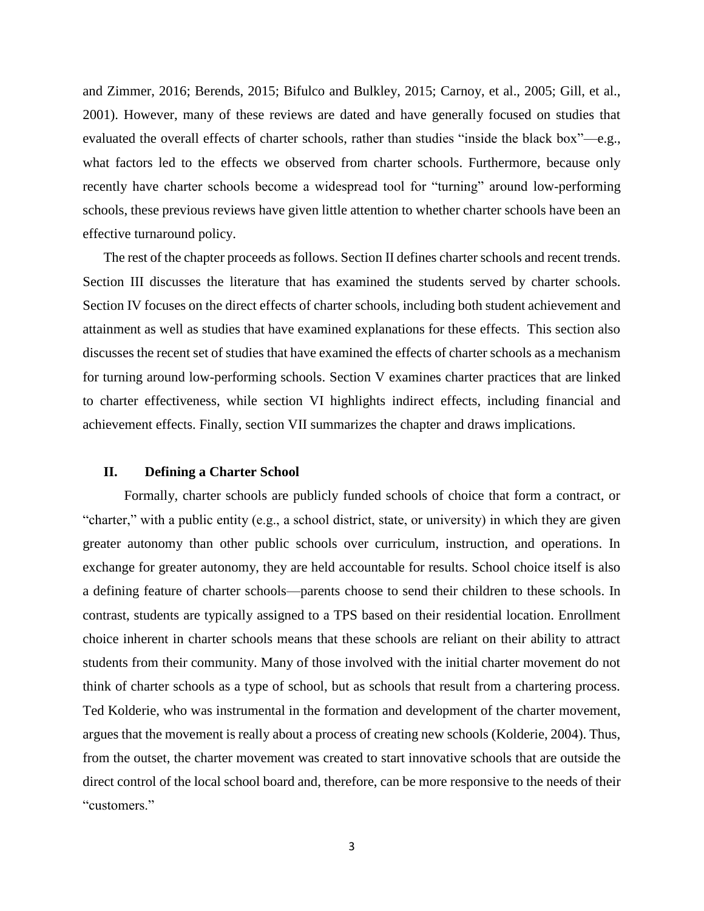and Zimmer, 2016; Berends, 2015; Bifulco and Bulkley, 2015; Carnoy, et al., 2005; Gill, et al., 2001). However, many of these reviews are dated and have generally focused on studies that evaluated the overall effects of charter schools, rather than studies "inside the black box"—e.g., what factors led to the effects we observed from charter schools. Furthermore, because only recently have charter schools become a widespread tool for "turning" around low-performing schools, these previous reviews have given little attention to whether charter schools have been an effective turnaround policy.

The rest of the chapter proceeds as follows. Section II defines charter schools and recent trends. Section III discusses the literature that has examined the students served by charter schools. Section IV focuses on the direct effects of charter schools, including both student achievement and attainment as well as studies that have examined explanations for these effects. This section also discusses the recent set of studies that have examined the effects of charter schools as a mechanism for turning around low-performing schools. Section V examines charter practices that are linked to charter effectiveness, while section VI highlights indirect effects, including financial and achievement effects. Finally, section VII summarizes the chapter and draws implications.

## II. Defining a Charter School

Formally, charter schools are publicly funded schools of choice that form a contract, or "charter," with a public entity (e.g., a school district, state, or university) in which they are given greater autonomy than other public schools over curriculum, instruction, and operations. In exchange for greater autonomy, they are held accountable for results. School choice itself is also a defining feature of charter schools—parents choose to send their children to these schools. In contrast, students are typically assigned to a TPS based on their residential location. Enrollment choice inherent in charter schools means that these schools are reliant on their ability to attract students from their community. Many of those involved with the initial charter movement do not think of charter schools as a type of school, but as schools that result from a chartering process. Ted Kolderie, who was instrumental in the formation and development of the charter movement, argues that the movement is really about a process of creating new schools (Kolderie, 2004). Thus, from the outset, the charter movement was created to start innovative schools that are outside the direct control of the local school board and, therefore, can be more responsive to the needs of their "customers."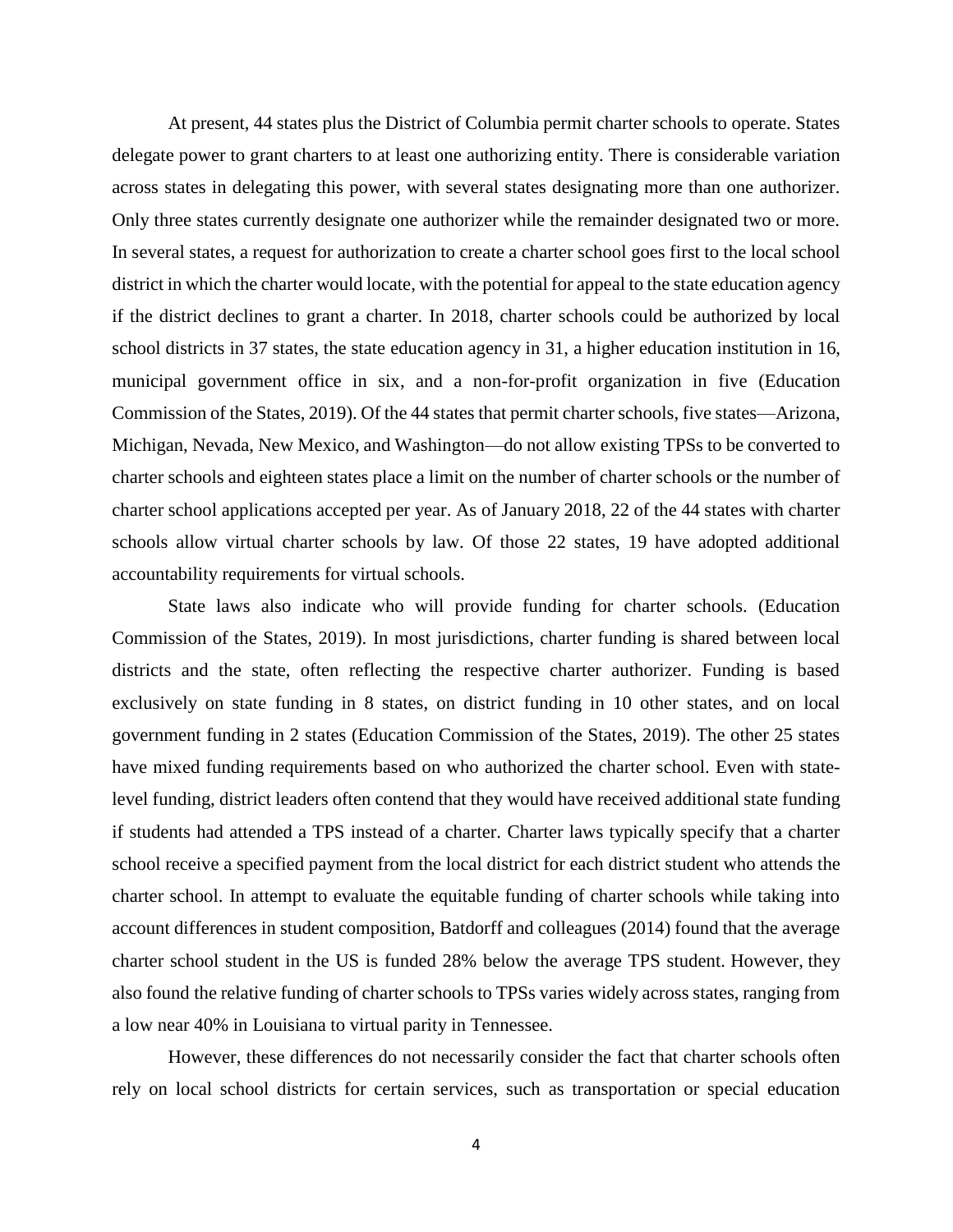At present, 44 states plus the District of Columbia permit charter schools to operate. States delegate power to grant charters to at least one authorizing entity. There is considerable variation across states in delegating this power, with several states designating more than one authorizer. Only three states currently designate one authorizer while the remainder designated two or more. In several states, a request for authorization to create a charter school goes first to the local school district in which the charter would locate, with the potential for appeal to the state education agency if the district declines to grant a charter. In 2018, charter schools could be authorized by local school districts in 37 states, the state education agency in 31, a higher education institution in 16, municipal government office in six, and a non-for-profit organization in five (Education Commission of the States, 2019). Of the 44 states that permit charter schools, five states—Arizona, Michigan, Nevada, New Mexico, and Washington—do not allow existing TPSs to be converted to charter schools and eighteen states place a limit on the number of charter schools or the number of charter school applications accepted per year. As of January 2018, 22 of the 44 states with charter schools allow virtual charter schools by law. Of those 22 states, 19 have adopted additional accountability requirements for virtual schools.

State laws also indicate who will provide funding for charter schools. (Education Commission of the States, 2019). In most jurisdictions, charter funding is shared between local districts and the state, often reflecting the respective charter authorizer. Funding is based exclusively on state funding in 8 states, on district funding in 10 other states, and on local government funding in 2 states (Education Commission of the States, 2019). The other 25 states have mixed funding requirements based on who authorized the charter school. Even with state-level funding, district leaders often contend that they would have received additional state funding if students had attended a TPS instead of a charter. Charter laws typically specify that a charter school receive a specified payment from the local district for each district student who attends the charter school. In attempt to evaluate the equitable funding of charter schools while taking into account differences in student composition, Batdorff and colleagues (2014) found that the average charter school student in the US is funded 28% below the average TPS student. However, they also found the relative funding of charter schools to TPSs varies widely across states, ranging from a low near 40% in Louisiana to virtual parity in Tennessee.

However, these differences do not necessarily consider the fact that charter schools often rely on local school districts for certain services, such as transportation or special education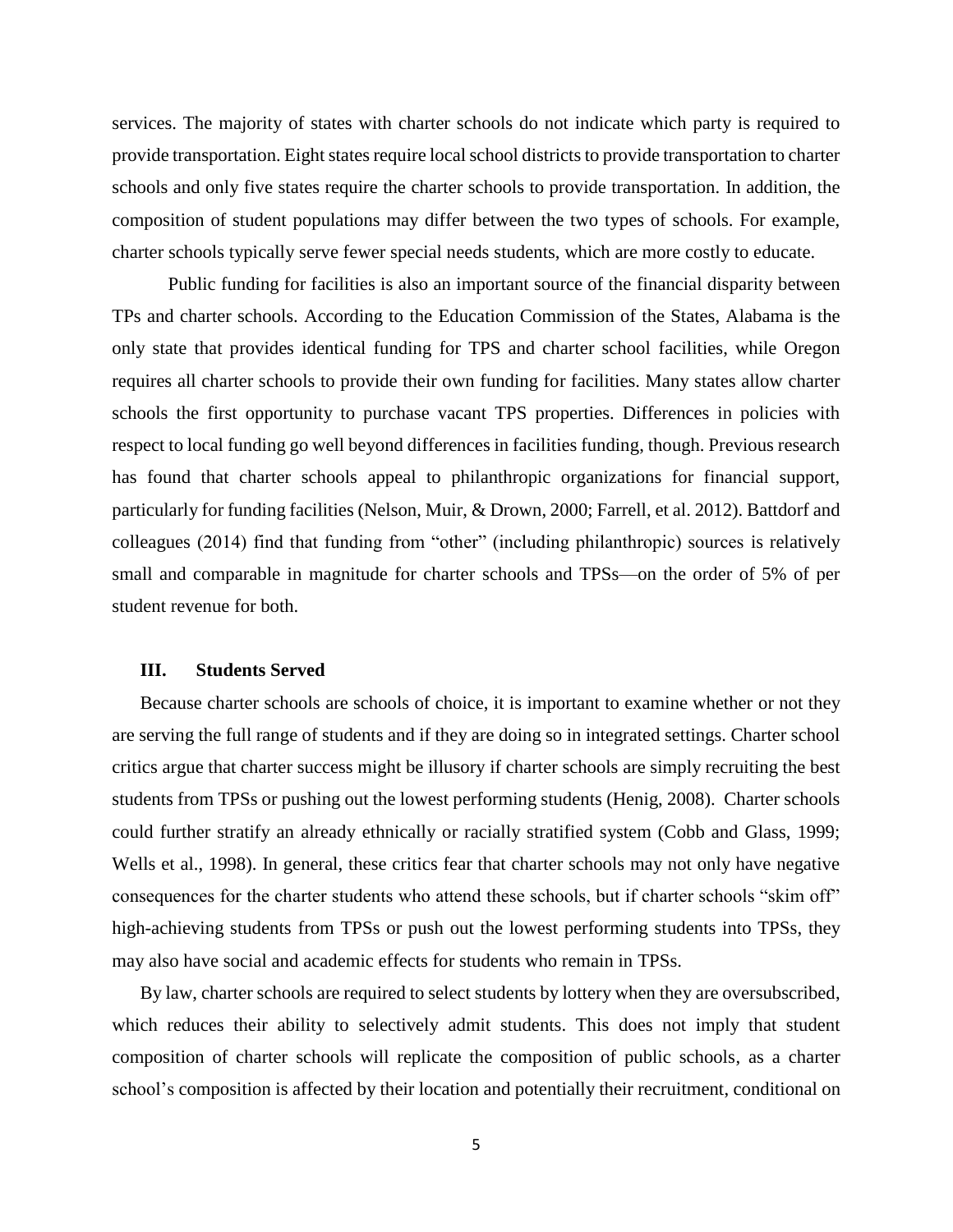services. The majority of states with charter schools do not indicate which party is required to provide transportation. Eight states require local school districts to provide transportation to charter schools and only five states require the charter schools to provide transportation. In addition, the composition of student populations may differ between the two types of schools. For example, charter schools typically serve fewer special needs students, which are more costly to educate.

Public funding for facilities is also an important source of the financial disparity between TPs and charter schools. According to the Education Commission of the States, Alabama is the only state that provides identical funding for TPS and charter school facilities, while Oregon requires all charter schools to provide their own funding for facilities. Many states allow charter schools the first opportunity to purchase vacant TPS properties. Differences in policies with respect to local funding go well beyond differences in facilities funding, though. Previous research has found that charter schools appeal to philanthropic organizations for financial support, particularly for funding facilities (Nelson, Muir, & Drown, 2000; Farrell, et al. 2012). Battdorf and colleagues (2014) find that funding from "other" (including philanthropic) sources is relatively small and comparable in magnitude for charter schools and TPSs—on the order of 5% of per student revenue for both.

## III. Students Served

Because charter schools are schools of choice, it is important to examine whether or not they are serving the full range of students and if they are doing so in integrated settings. Charter school critics argue that charter success might be illusory if charter schools are simply recruiting the best students from TPSs or pushing out the lowest performing students (Henig, 2008). Charter schools could further stratify an already ethnically or racially stratified system (Cobb and Glass, 1999; Wells et al., 1998). In general, these critics fear that charter schools may not only have negative consequences for the charter students who attend these schools, but if charter schools "skim off" high-achieving students from TPSs or push out the lowest performing students into TPSs, they may also have social and academic effects for students who remain in TPSs.

By law, charter schools are required to select students by lottery when they are oversubscribed, which reduces their ability to selectively admit students. This does not imply that student composition of charter schools will replicate the composition of public schools, as a charter school's composition is affected by their location and potentially their recruitment, conditional on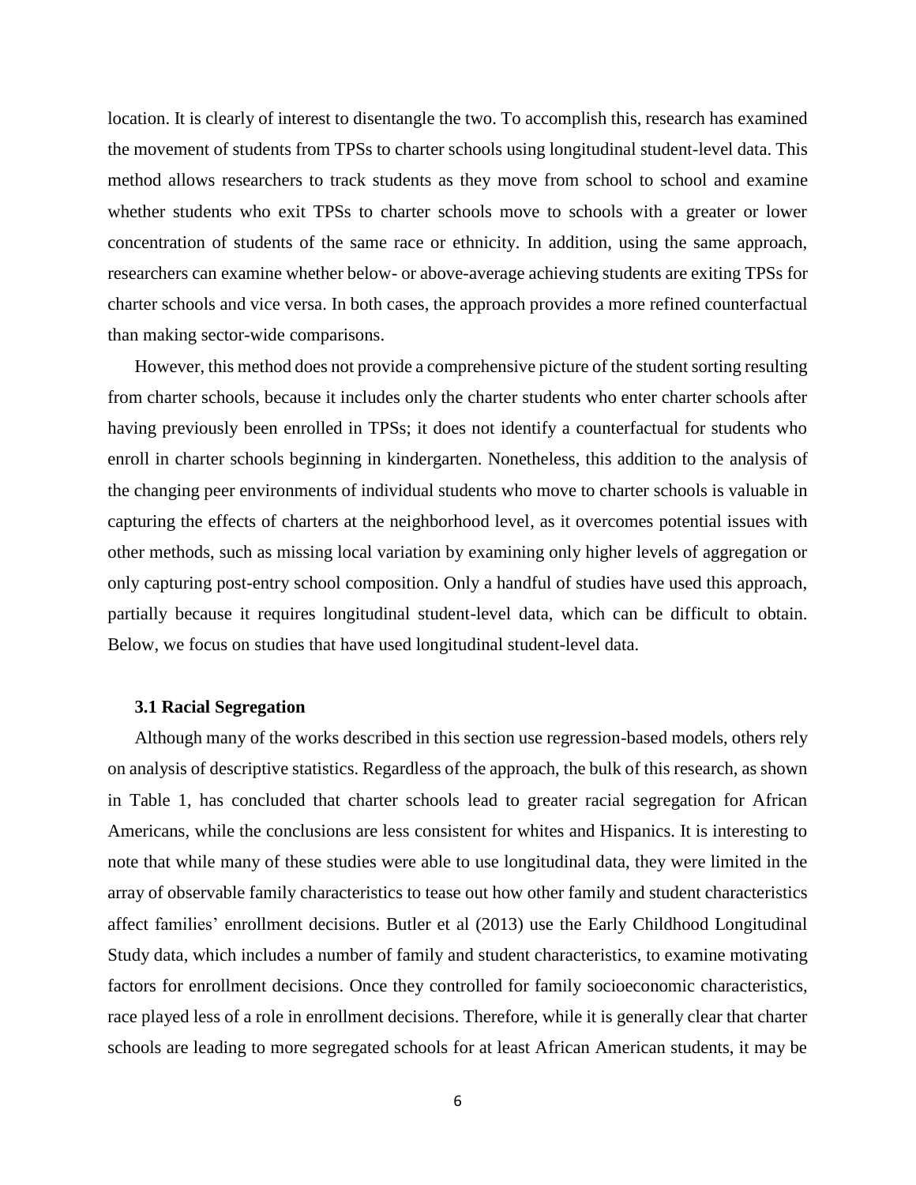location. It is clearly of interest to disentangle the two. To accomplish this, research has examined the movement of students from TPSs to charter schools using longitudinal student-level data. This method allows researchers to track students as they move from school to school and examine whether students who exit TPSs to charter schools move to schools with a greater or lower concentration of students of the same race or ethnicity. In addition, using the same approach, researchers can examine whether below- or above-average achieving students are exiting TPSs for charter schools and vice versa. In both cases, the approach provides a more refined counterfactual than making sector-wide comparisons.

However, this method does not provide a comprehensive picture of the student sorting resulting from charter schools, because it includes only the charter students who enter charter schools after having previously been enrolled in TPSs; it does not identify a counterfactual for students who enroll in charter schools beginning in kindergarten. Nonetheless, this addition to the analysis of the changing peer environments of individual students who move to charter schools is valuable in capturing the effects of charters at the neighborhood level, as it overcomes potential issues with other methods, such as missing local variation by examining only higher levels of aggregation or only capturing post-entry school composition. Only a handful of studies have used this approach, partially because it requires longitudinal student-level data, which can be difficult to obtain. Below, we focus on studies that have used longitudinal student-level data.

### 3.1 Racial Segregation

Although many of the works described in this section use regression-based models, others rely on analysis of descriptive statistics. Regardless of the approach, the bulk of this research, as shown in Table 1, has concluded that charter schools lead to greater racial segregation for African Americans, while the conclusions are less consistent for whites and Hispanics. It is interesting to note that while many of these studies were able to use longitudinal data, they were limited in the array of observable family characteristics to tease out how other family and student characteristics affect families' enrollment decisions. Butler et al (2013) use the Early Childhood Longitudinal Study data, which includes a number of family and student characteristics, to examine motivating factors for enrollment decisions. Once they controlled for family socioeconomic characteristics, race played less of a role in enrollment decisions. Therefore, while it is generally clear that charter schools are leading to more segregated schools for at least African American students, it may be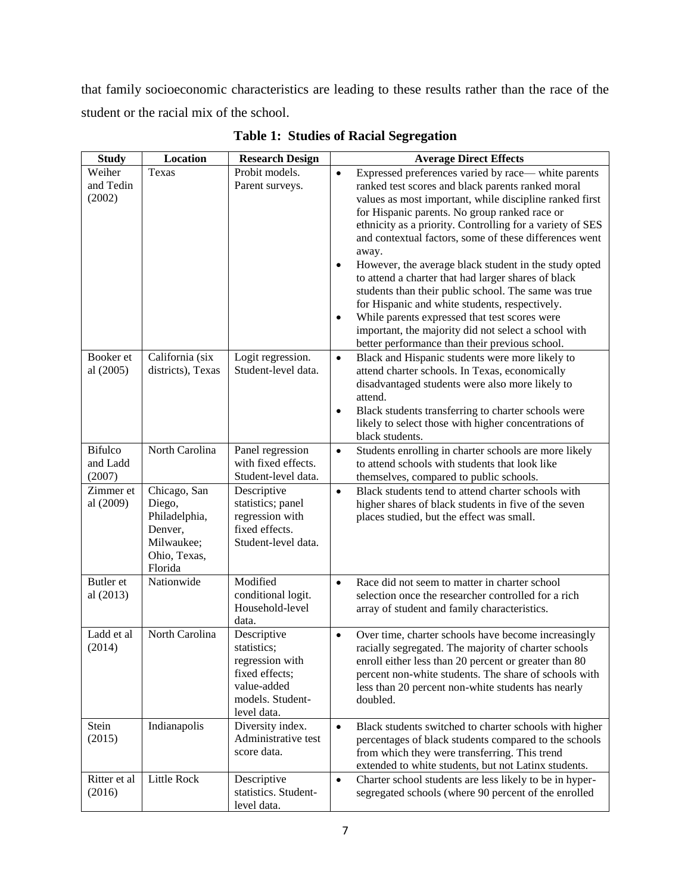that family socioeconomic characteristics are leading to these results rather than the race of the student or the racial mix of the school.

**Table 1: Studies of Racial Segregation**

| Study | Location | Research Design | Average Direct Effects |
|---|---|---|---|
| Weiher and Tedin (2002) | Texas | Probit models. Parent surveys. | • Expressed preferences varied by race— white parents ranked test scores and black parents ranked moral values as most important, while discipline ranked first for Hispanic parents. No group ranked race or ethnicity as a priority. Controlling for a variety of SES and contextual factors, some of these differences went away. <br> • However, the average black student in the study opted to attend a charter that had larger shares of black students than their public school. The same was true for Hispanic and white students, respectively. <br> • While parents expressed that test scores were important, the majority did not select a school with better performance than their previous school. |
| Booker et al (2005) | California (six districts), Texas | Logit regression. Student-level data. | • Black and Hispanic students were more likely to attend charter schools. In Texas, economically disadvantaged students were also more likely to attend. <br> • Black students transferring to charter schools were likely to select those with higher concentrations of black students. |
| Bifulco and Ladd (2007) | North Carolina | Panel regression with fixed effects. Student-level data. | • Students enrolling in charter schools are more likely to attend schools with students that look like themselves, compared to public schools. |
| Zimmer et al (2009) | Chicago, San Diego, Philadelphia, Denver, Milwaukee; Ohio, Texas, Florida | Descriptive statistics; panel regression with fixed effects. Student-level data. | • Black students tend to attend charter schools with higher shares of black students in five of the seven places studied, but the effect was small. |
| Butler et al (2013) | Nationwide | Modified conditional logit. Household-level data. | • Race did not seem to matter in charter school selection once the researcher controlled for a rich array of student and family characteristics. |
| Ladd et al (2014) | North Carolina | Descriptive statistics; regression with fixed effects; value-added models. Student-level data. | • Over time, charter schools have become increasingly racially segregated. The majority of charter schools enroll either less than 20 percent or greater than 80 percent non-white students. The share of schools with less than 20 percent non-white students has nearly doubled. |
| Stein (2015) | Indianapolis | Diversity index. Administrative test score data. | • Black students switched to charter schools with higher percentages of black students compared to the schools from which they were transferring. This trend extended to white students, but not Latinx students. |
| Ritter et al (2016) | Little Rock | Descriptive statistics. Student-level data. | • Charter school students are less likely to be in hyper-segregated schools (where 90 percent of the enrolled |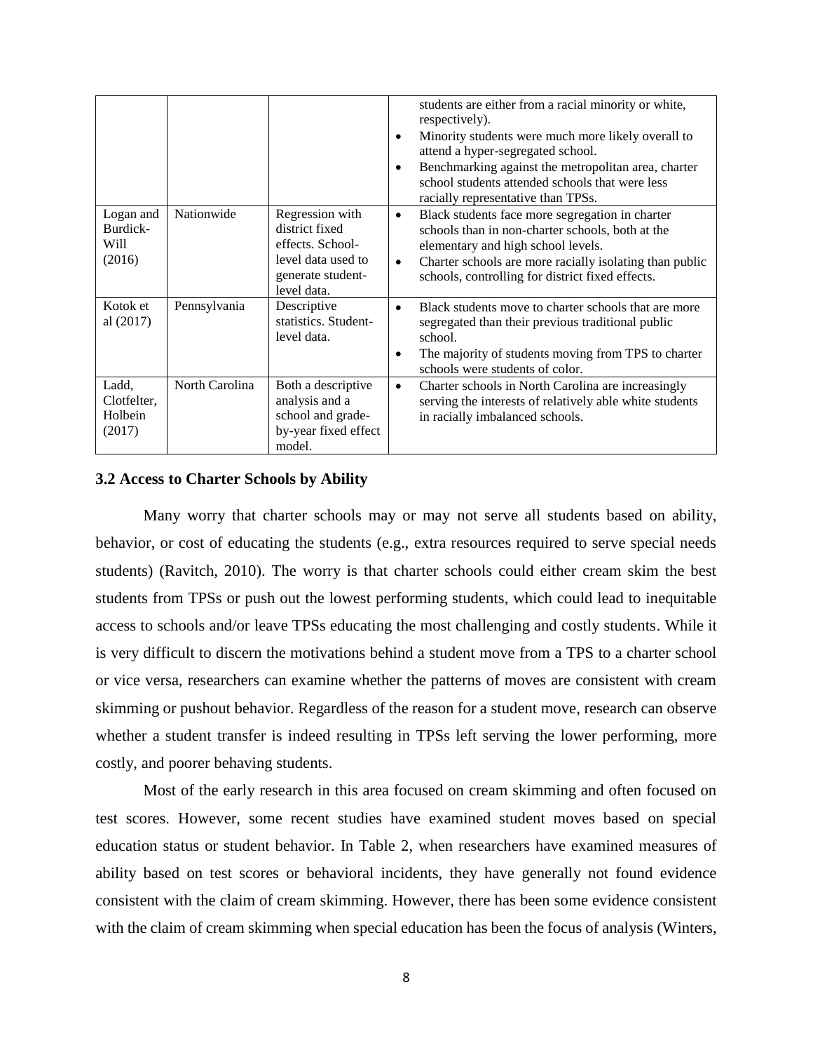| | | | |
|---|---|---|---|
| | | | students are either from a racial minority or white, respectively).<br>• Minority students were much more likely overall to attend a hyper-segregated school.<br>• Benchmarking against the metropolitan area, charter school students attended schools that were less racially representative than TPSs. |
| Logan and Burdick-Will (2016) | Nationwide | Regression with district fixed effects. School-level data used to generate student-level data. | • Black students face more segregation in charter schools than in non-charter schools, both at the elementary and high school levels.<br>• Charter schools are more racially isolating than public schools, controlling for district fixed effects. |
| Kotok et al (2017) | Pennsylvania | Descriptive statistics. Student-level data. | • Black students move to charter schools that are more segregated than their previous traditional public school.<br>• The majority of students moving from TPS to charter schools were students of color. |
| Ladd, Clotfelter, Holbein (2017) | North Carolina | Both a descriptive analysis and a school and grade-by-year fixed effect model. | • Charter schools in North Carolina are increasingly serving the interests of relatively able white students in racially imbalanced schools. |

### 3.2 Access to Charter Schools by Ability

Many worry that charter schools may or may not serve all students based on ability, behavior, or cost of educating the students (e.g., extra resources required to serve special needs students) (Ravitch, 2010). The worry is that charter schools could either cream skim the best students from TPSs or push out the lowest performing students, which could lead to inequitable access to schools and/or leave TPSs educating the most challenging and costly students. While it is very difficult to discern the motivations behind a student move from a TPS to a charter school or vice versa, researchers can examine whether the patterns of moves are consistent with cream skimming or pushout behavior. Regardless of the reason for a student move, research can observe whether a student transfer is indeed resulting in TPSs left serving the lower performing, more costly, and poorer behaving students.

Most of the early research in this area focused on cream skimming and often focused on test scores. However, some recent studies have examined student moves based on special education status or student behavior. In Table 2, when researchers have examined measures of ability based on test scores or behavioral incidents, they have generally not found evidence consistent with the claim of cream skimming. However, there has been some evidence consistent with the claim of cream skimming when special education has been the focus of analysis (Winters,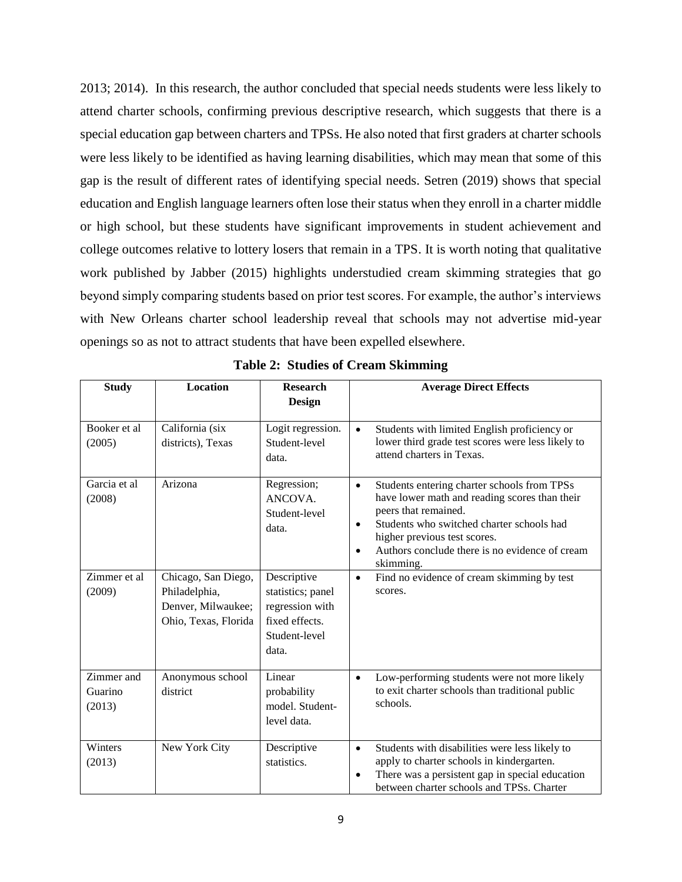2013; 2014). In this research, the author concluded that special needs students were less likely to attend charter schools, confirming previous descriptive research, which suggests that there is a special education gap between charters and TPSs. He also noted that first graders at charter schools were less likely to be identified as having learning disabilities, which may mean that some of this gap is the result of different rates of identifying special needs. Setren (2019) shows that special education and English language learners often lose their status when they enroll in a charter middle or high school, but these students have significant improvements in student achievement and college outcomes relative to lottery losers that remain in a TPS. It is worth noting that qualitative work published by Jabber (2015) highlights understudied cream skimming strategies that go beyond simply comparing students based on prior test scores. For example, the author's interviews with New Orleans charter school leadership reveal that schools may not advertise mid-year openings so as not to attract students that have been expelled elsewhere.

**Table 2: Studies of Cream Skimming**

| Study | Location | Research Design | Average Direct Effects |
|---|---|---|---|
| Booker et al (2005) | California (six districts), Texas | Logit regression. Student-level data. | • Students with limited English proficiency or lower third grade test scores were less likely to attend charters in Texas. |
| Garcia et al (2008) | Arizona | Regression; ANCOVA. Student-level data. | • Students entering charter schools from TPSs have lower math and reading scores than their peers that remained. • Students who switched charter schools had higher previous test scores. • Authors conclude there is no evidence of cream skimming. |
| Zimmer et al (2009) | Chicago, San Diego, Philadelphia, Denver, Milwaukee; Ohio, Texas, Florida | Descriptive statistics; panel regression with fixed effects. Student-level data. | • Find no evidence of cream skimming by test scores. |
| Zimmer and Guarino (2013) | Anonymous school district | Linear probability model. Student-level data. | • Low-performing students were not more likely to exit charter schools than traditional public schools. |
| Winters (2013) | New York City | Descriptive statistics. | • Students with disabilities were less likely to apply to charter schools in kindergarten. • There was a persistent gap in special education between charter schools and TPSs. Charter |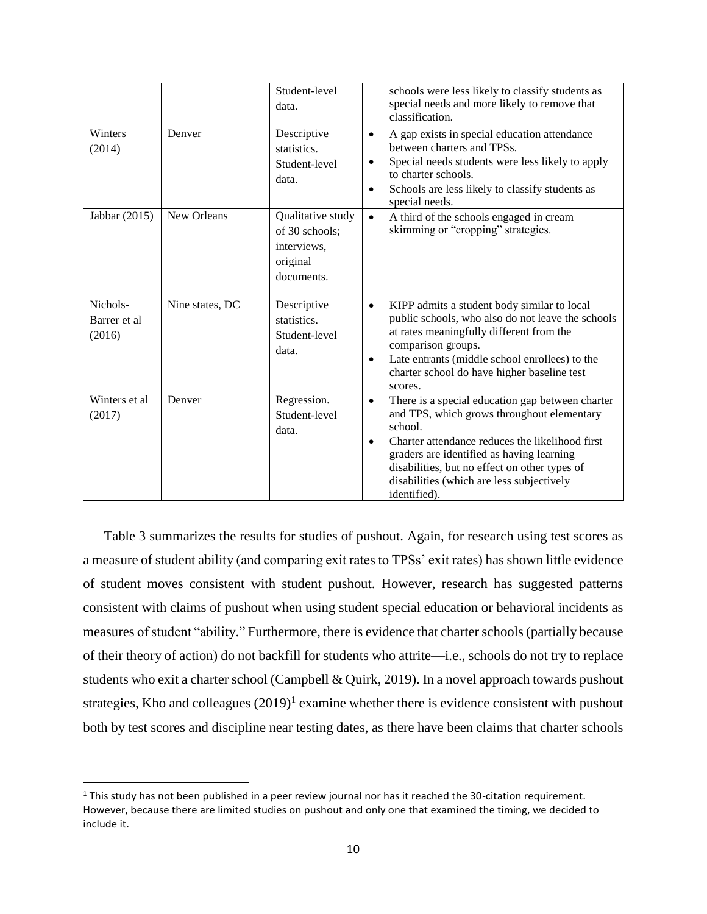| | | Student-level data. | schools were less likely to classify students as special needs and more likely to remove that classification. |
|---|---|---|---|
| Winters (2014) | Denver | Descriptive statistics. Student-level data. | • A gap exists in special education attendance between charters and TPSs. • Special needs students were less likely to apply to charter schools. • Schools are less likely to classify students as special needs. |
| Jabbar (2015) | New Orleans | Qualitative study of 30 schools; interviews, original documents. | • A third of the schools engaged in cream skimming or "cropping" strategies. |
| Nichols-Barrer et al (2016) | Nine states, DC | Descriptive statistics. Student-level data. | • KIPP admits a student body similar to local public schools, who also do not leave the schools at rates meaningfully different from the comparison groups. • Late entrants (middle school enrollees) to the charter school do have higher baseline test scores. |
| Winters et al (2017) | Denver | Regression. Student-level data. | • There is a special education gap between charter and TPS, which grows throughout elementary school. • Charter attendance reduces the likelihood first graders are identified as having learning disabilities, but no effect on other types of disabilities (which are less subjectively identified). |

Table 3 summarizes the results for studies of pushout. Again, for research using test scores as a measure of student ability (and comparing exit rates to TPSs' exit rates) has shown little evidence of student moves consistent with student pushout. However, research has suggested patterns consistent with claims of pushout when using student special education or behavioral incidents as measures of student "ability." Furthermore, there is evidence that charter schools (partially because of their theory of action) do not backfill for students who attrite—i.e., schools do not try to replace students who exit a charter school (Campbell & Quirk, 2019). In a novel approach towards pushout strategies, Kho and colleagues (2019)[1] examine whether there is evidence consistent with pushout both by test scores and discipline near testing dates, as there have been claims that charter schools

[1] This study has not been published in a peer review journal nor has it reached the 30-citation requirement. However, because there are limited studies on pushout and only one that examined the timing, we decided to include it.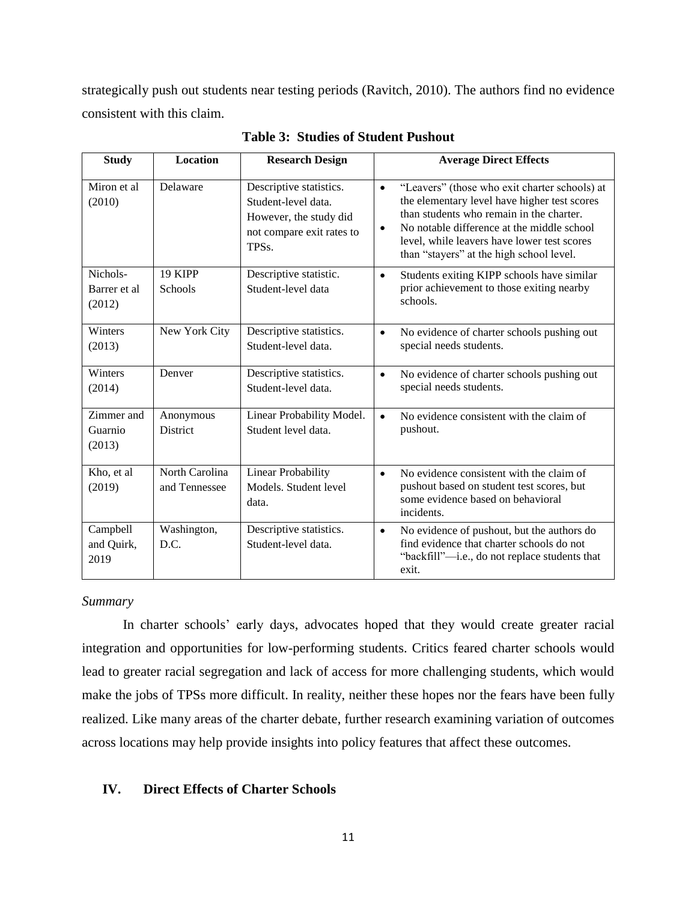strategically push out students near testing periods (Ravitch, 2010). The authors find no evidence consistent with this claim.

**Table 3: Studies of Student Pushout**

| Study | Location | Research Design | Average Direct Effects |
|---|---|---|---|
| Miron et al (2010) | Delaware | Descriptive statistics. Student-level data. However, the study did not compare exit rates to TPSs. | • "Leavers" (those who exit charter schools) at the elementary level have higher test scores than students who remain in the charter. • No notable difference at the middle school level, while leavers have lower test scores than "stayers" at the high school level. |
| Nichols-Barrer et al (2012) | 19 KIPP Schools | Descriptive statistic. Student-level data | • Students exiting KIPP schools have similar prior achievement to those exiting nearby schools. |
| Winters (2013) | New York City | Descriptive statistics. Student-level data. | • No evidence of charter schools pushing out special needs students. |
| Winters (2014) | Denver | Descriptive statistics. Student-level data. | • No evidence of charter schools pushing out special needs students. |
| Zimmer and Guarnio (2013) | Anonymous District | Linear Probability Model. Student level data. | • No evidence consistent with the claim of pushout. |
| Kho, et al (2019) | North Carolina and Tennessee | Linear Probability Models. Student level data. | • No evidence consistent with the claim of pushout based on student test scores, but some evidence based on behavioral incidents. |
| Campbell and Quirk, 2019 | Washington, D.C. | Descriptive statistics. Student-level data. | • No evidence of pushout, but the authors do find evidence that charter schools do not "backfill"—i.e., do not replace students that exit. |

*Summary*

In charter schools' early days, advocates hoped that they would create greater racial integration and opportunities for low-performing students. Critics feared charter schools would lead to greater racial segregation and lack of access for more challenging students, which would make the jobs of TPSs more difficult. In reality, neither these hopes nor the fears have been fully realized. Like many areas of the charter debate, further research examining variation of outcomes across locations may help provide insights into policy features that affect these outcomes.

## IV. Direct Effects of Charter Schools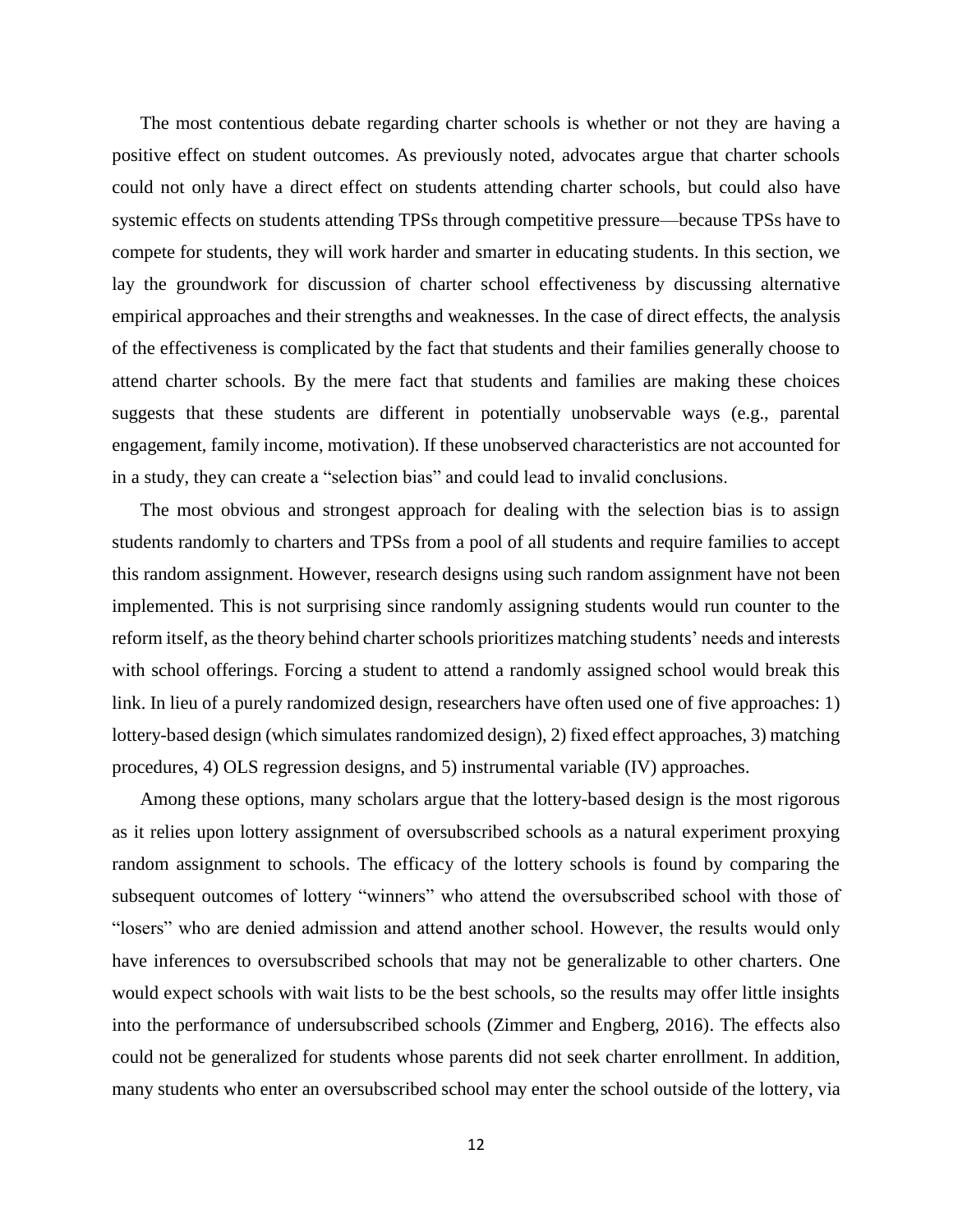The most contentious debate regarding charter schools is whether or not they are having a positive effect on student outcomes. As previously noted, advocates argue that charter schools could not only have a direct effect on students attending charter schools, but could also have systemic effects on students attending TPSs through competitive pressure—because TPSs have to compete for students, they will work harder and smarter in educating students. In this section, we lay the groundwork for discussion of charter school effectiveness by discussing alternative empirical approaches and their strengths and weaknesses. In the case of direct effects, the analysis of the effectiveness is complicated by the fact that students and their families generally choose to attend charter schools. By the mere fact that students and families are making these choices suggests that these students are different in potentially unobservable ways (e.g., parental engagement, family income, motivation). If these unobserved characteristics are not accounted for in a study, they can create a "selection bias" and could lead to invalid conclusions.

The most obvious and strongest approach for dealing with the selection bias is to assign students randomly to charters and TPSs from a pool of all students and require families to accept this random assignment. However, research designs using such random assignment have not been implemented. This is not surprising since randomly assigning students would run counter to the reform itself, as the theory behind charter schools prioritizes matching students' needs and interests with school offerings. Forcing a student to attend a randomly assigned school would break this link. In lieu of a purely randomized design, researchers have often used one of five approaches: 1) lottery-based design (which simulates randomized design), 2) fixed effect approaches, 3) matching procedures, 4) OLS regression designs, and 5) instrumental variable (IV) approaches.

Among these options, many scholars argue that the lottery-based design is the most rigorous as it relies upon lottery assignment of oversubscribed schools as a natural experiment proxying random assignment to schools. The efficacy of the lottery schools is found by comparing the subsequent outcomes of lottery "winners" who attend the oversubscribed school with those of "losers" who are denied admission and attend another school. However, the results would only have inferences to oversubscribed schools that may not be generalizable to other charters. One would expect schools with wait lists to be the best schools, so the results may offer little insights into the performance of undersubscribed schools (Zimmer and Engberg, 2016). The effects also could not be generalized for students whose parents did not seek charter enrollment. In addition, many students who enter an oversubscribed school may enter the school outside of the lottery, via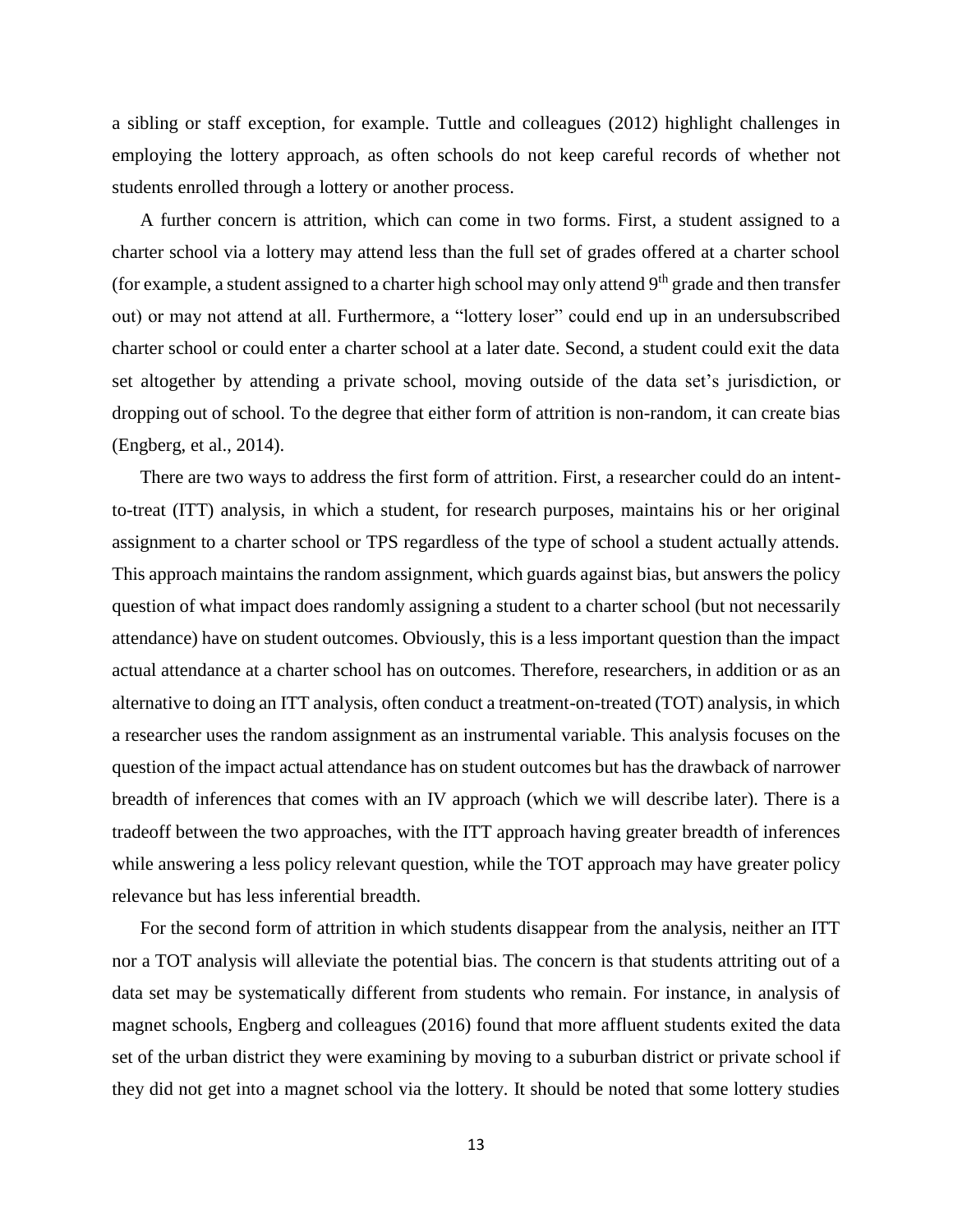a sibling or staff exception, for example. Tuttle and colleagues (2012) highlight challenges in employing the lottery approach, as often schools do not keep careful records of whether not students enrolled through a lottery or another process.

A further concern is attrition, which can come in two forms. First, a student assigned to a charter school via a lottery may attend less than the full set of grades offered at a charter school (for example, a student assigned to a charter high school may only attend 9th grade and then transfer out) or may not attend at all. Furthermore, a "lottery loser" could end up in an undersubscribed charter school or could enter a charter school at a later date. Second, a student could exit the data set altogether by attending a private school, moving outside of the data set's jurisdiction, or dropping out of school. To the degree that either form of attrition is non-random, it can create bias (Engberg, et al., 2014).

There are two ways to address the first form of attrition. First, a researcher could do an intent-to-treat (ITT) analysis, in which a student, for research purposes, maintains his or her original assignment to a charter school or TPS regardless of the type of school a student actually attends. This approach maintains the random assignment, which guards against bias, but answers the policy question of what impact does randomly assigning a student to a charter school (but not necessarily attendance) have on student outcomes. Obviously, this is a less important question than the impact actual attendance at a charter school has on outcomes. Therefore, researchers, in addition or as an alternative to doing an ITT analysis, often conduct a treatment-on-treated (TOT) analysis, in which a researcher uses the random assignment as an instrumental variable. This analysis focuses on the question of the impact actual attendance has on student outcomes but has the drawback of narrower breadth of inferences that comes with an IV approach (which we will describe later). There is a tradeoff between the two approaches, with the ITT approach having greater breadth of inferences while answering a less policy relevant question, while the TOT approach may have greater policy relevance but has less inferential breadth.

For the second form of attrition in which students disappear from the analysis, neither an ITT nor a TOT analysis will alleviate the potential bias. The concern is that students attriting out of a data set may be systematically different from students who remain. For instance, in analysis of magnet schools, Engberg and colleagues (2016) found that more affluent students exited the data set of the urban district they were examining by moving to a suburban district or private school if they did not get into a magnet school via the lottery. It should be noted that some lottery studies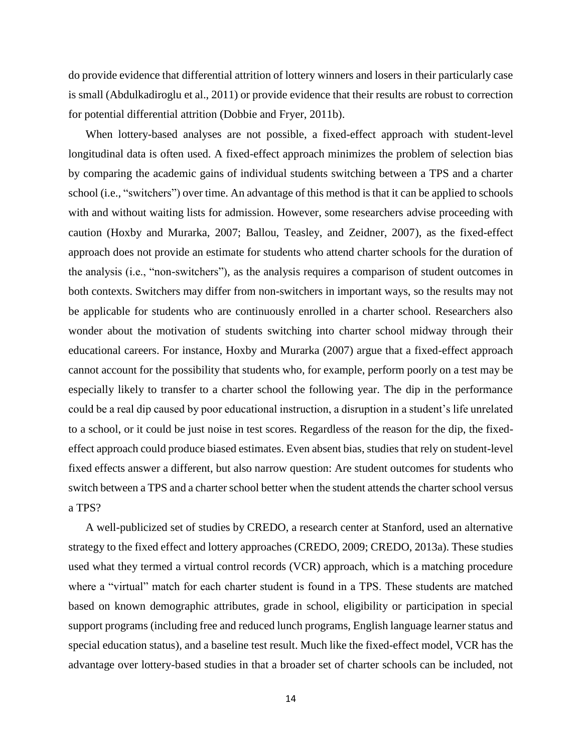do provide evidence that differential attrition of lottery winners and losers in their particularly case is small (Abdulkadiroglu et al., 2011) or provide evidence that their results are robust to correction for potential differential attrition (Dobbie and Fryer, 2011b).

When lottery-based analyses are not possible, a fixed-effect approach with student-level longitudinal data is often used. A fixed-effect approach minimizes the problem of selection bias by comparing the academic gains of individual students switching between a TPS and a charter school (i.e., "switchers") over time. An advantage of this method is that it can be applied to schools with and without waiting lists for admission. However, some researchers advise proceeding with caution (Hoxby and Murarka, 2007; Ballou, Teasley, and Zeidner, 2007), as the fixed-effect approach does not provide an estimate for students who attend charter schools for the duration of the analysis (i.e., "non-switchers"), as the analysis requires a comparison of student outcomes in both contexts. Switchers may differ from non-switchers in important ways, so the results may not be applicable for students who are continuously enrolled in a charter school. Researchers also wonder about the motivation of students switching into charter school midway through their educational careers. For instance, Hoxby and Murarka (2007) argue that a fixed-effect approach cannot account for the possibility that students who, for example, perform poorly on a test may be especially likely to transfer to a charter school the following year. The dip in the performance could be a real dip caused by poor educational instruction, a disruption in a student's life unrelated to a school, or it could be just noise in test scores. Regardless of the reason for the dip, the fixed-effect approach could produce biased estimates. Even absent bias, studies that rely on student-level fixed effects answer a different, but also narrow question: Are student outcomes for students who switch between a TPS and a charter school better when the student attends the charter school versus a TPS?

A well-publicized set of studies by CREDO, a research center at Stanford, used an alternative strategy to the fixed effect and lottery approaches (CREDO, 2009; CREDO, 2013a). These studies used what they termed a virtual control records (VCR) approach, which is a matching procedure where a "virtual" match for each charter student is found in a TPS. These students are matched based on known demographic attributes, grade in school, eligibility or participation in special support programs (including free and reduced lunch programs, English language learner status and special education status), and a baseline test result. Much like the fixed-effect model, VCR has the advantage over lottery-based studies in that a broader set of charter schools can be included, not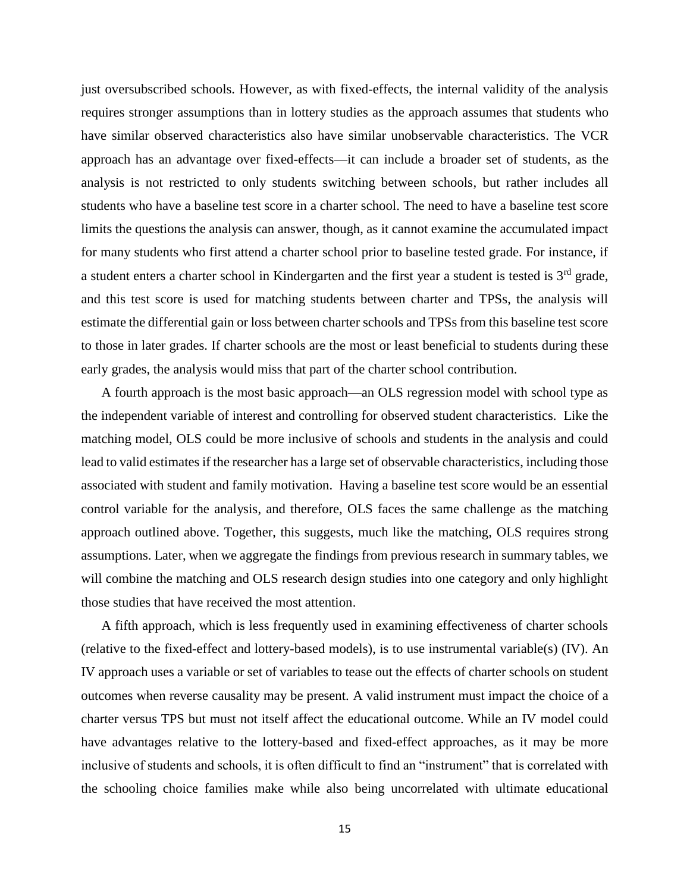just oversubscribed schools. However, as with fixed-effects, the internal validity of the analysis requires stronger assumptions than in lottery studies as the approach assumes that students who have similar observed characteristics also have similar unobservable characteristics. The VCR approach has an advantage over fixed-effects—it can include a broader set of students, as the analysis is not restricted to only students switching between schools, but rather includes all students who have a baseline test score in a charter school. The need to have a baseline test score limits the questions the analysis can answer, though, as it cannot examine the accumulated impact for many students who first attend a charter school prior to baseline tested grade. For instance, if a student enters a charter school in Kindergarten and the first year a student is tested is 3rd grade, and this test score is used for matching students between charter and TPSs, the analysis will estimate the differential gain or loss between charter schools and TPSs from this baseline test score to those in later grades. If charter schools are the most or least beneficial to students during these early grades, the analysis would miss that part of the charter school contribution.

A fourth approach is the most basic approach—an OLS regression model with school type as the independent variable of interest and controlling for observed student characteristics. Like the matching model, OLS could be more inclusive of schools and students in the analysis and could lead to valid estimates if the researcher has a large set of observable characteristics, including those associated with student and family motivation. Having a baseline test score would be an essential control variable for the analysis, and therefore, OLS faces the same challenge as the matching approach outlined above. Together, this suggests, much like the matching, OLS requires strong assumptions. Later, when we aggregate the findings from previous research in summary tables, we will combine the matching and OLS research design studies into one category and only highlight those studies that have received the most attention.

A fifth approach, which is less frequently used in examining effectiveness of charter schools (relative to the fixed-effect and lottery-based models), is to use instrumental variable(s) (IV). An IV approach uses a variable or set of variables to tease out the effects of charter schools on student outcomes when reverse causality may be present. A valid instrument must impact the choice of a charter versus TPS but must not itself affect the educational outcome. While an IV model could have advantages relative to the lottery-based and fixed-effect approaches, as it may be more inclusive of students and schools, it is often difficult to find an "instrument" that is correlated with the schooling choice families make while also being uncorrelated with ultimate educational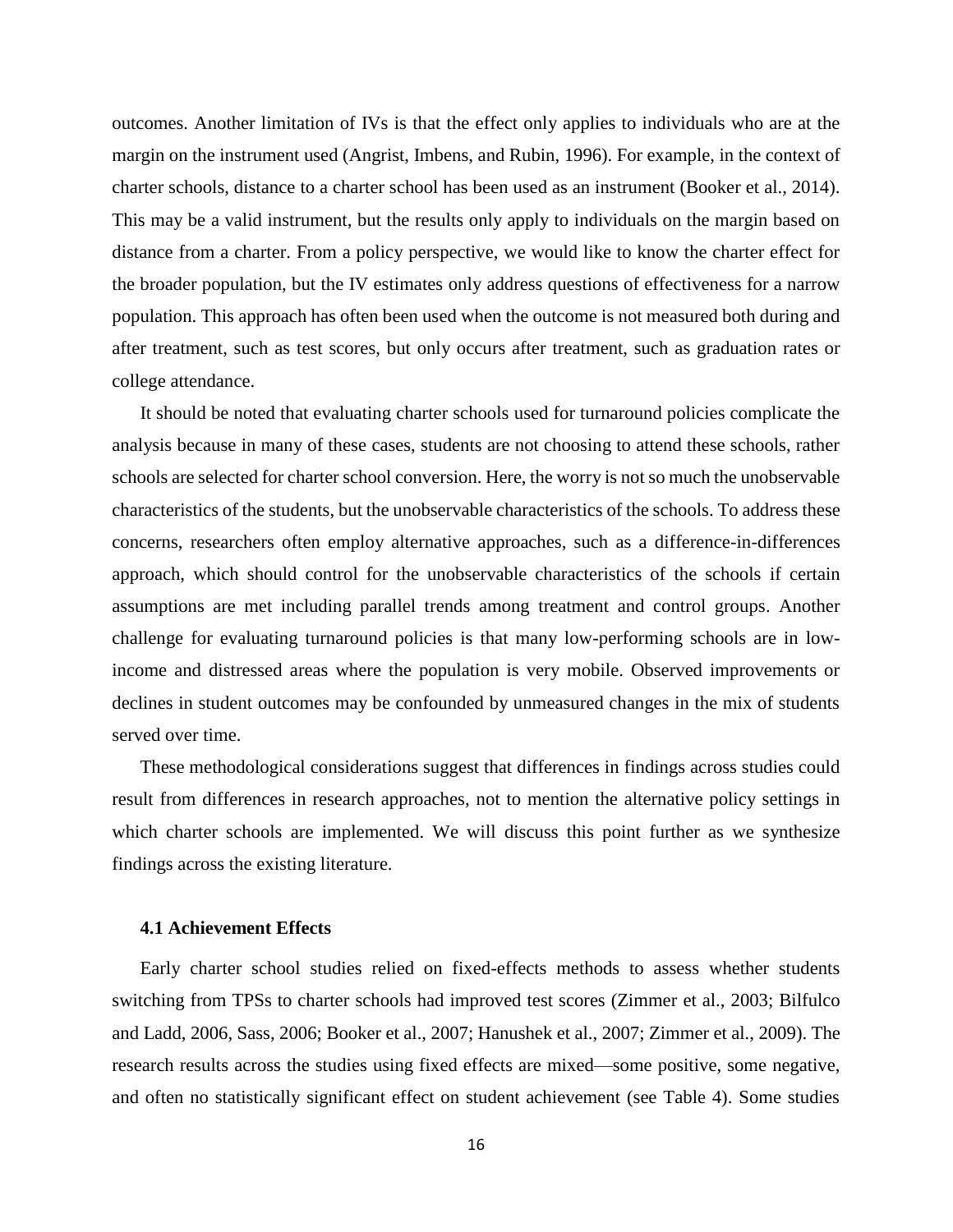outcomes. Another limitation of IVs is that the effect only applies to individuals who are at the margin on the instrument used (Angrist, Imbens, and Rubin, 1996). For example, in the context of charter schools, distance to a charter school has been used as an instrument (Booker et al., 2014). This may be a valid instrument, but the results only apply to individuals on the margin based on distance from a charter. From a policy perspective, we would like to know the charter effect for the broader population, but the IV estimates only address questions of effectiveness for a narrow population. This approach has often been used when the outcome is not measured both during and after treatment, such as test scores, but only occurs after treatment, such as graduation rates or college attendance.

It should be noted that evaluating charter schools used for turnaround policies complicate the analysis because in many of these cases, students are not choosing to attend these schools, rather schools are selected for charter school conversion. Here, the worry is not so much the unobservable characteristics of the students, but the unobservable characteristics of the schools. To address these concerns, researchers often employ alternative approaches, such as a difference-in-differences approach, which should control for the unobservable characteristics of the schools if certain assumptions are met including parallel trends among treatment and control groups. Another challenge for evaluating turnaround policies is that many low-performing schools are in low-income and distressed areas where the population is very mobile. Observed improvements or declines in student outcomes may be confounded by unmeasured changes in the mix of students served over time.

These methodological considerations suggest that differences in findings across studies could result from differences in research approaches, not to mention the alternative policy settings in which charter schools are implemented. We will discuss this point further as we synthesize findings across the existing literature.

### 4.1 Achievement Effects

Early charter school studies relied on fixed-effects methods to assess whether students switching from TPSs to charter schools had improved test scores (Zimmer et al., 2003; Bilfulco and Ladd, 2006, Sass, 2006; Booker et al., 2007; Hanushek et al., 2007; Zimmer et al., 2009). The research results across the studies using fixed effects are mixed—some positive, some negative, and often no statistically significant effect on student achievement (see Table 4). Some studies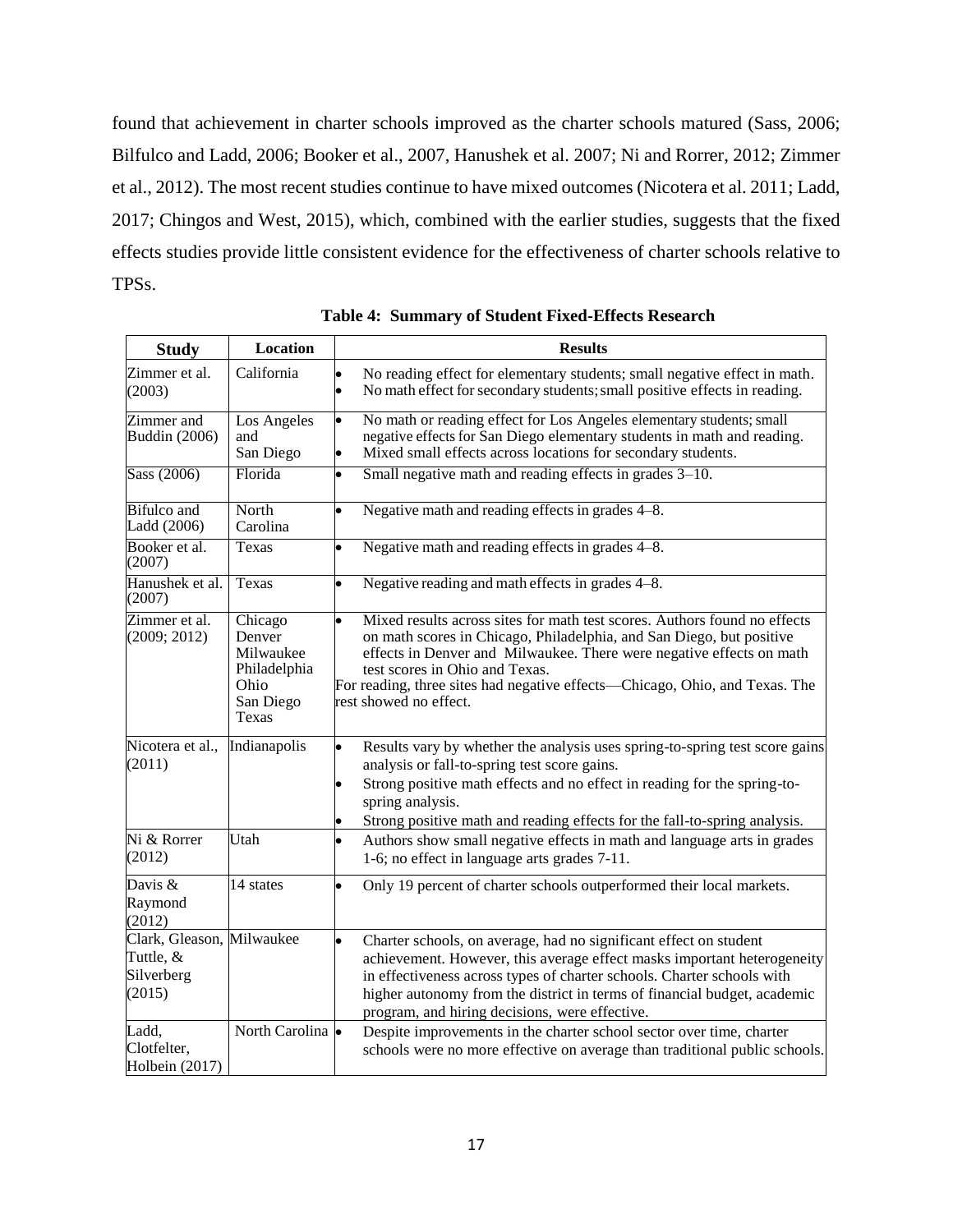found that achievement in charter schools improved as the charter schools matured (Sass, 2006; Bilfulco and Ladd, 2006; Booker et al., 2007, Hanushek et al. 2007; Ni and Rorrer, 2012; Zimmer et al., 2012). The most recent studies continue to have mixed outcomes (Nicotera et al. 2011; Ladd, 2017; Chingos and West, 2015), which, combined with the earlier studies, suggests that the fixed effects studies provide little consistent evidence for the effectiveness of charter schools relative to TPSs.

**Table 4: Summary of Student Fixed-Effects Research**

| Study | Location | Results |
|---|---|---|
| Zimmer et al. (2003) | California | • No reading effect for elementary students; small negative effect in math.<br>• No math effect for secondary students; small positive effects in reading. |
| Zimmer and Buddin (2006) | Los Angeles and San Diego | • No math or reading effect for Los Angeles elementary students; small negative effects for San Diego elementary students in math and reading.<br>• Mixed small effects across locations for secondary students. |
| Sass (2006) | Florida | • Small negative math and reading effects in grades 3–10. |
| Bifulco and Ladd (2006) | North Carolina | • Negative math and reading effects in grades 4–8. |
| Booker et al. (2007) | Texas | • Negative math and reading effects in grades 4–8. |
| Hanushek et al. (2007) | Texas | • Negative reading and math effects in grades 4–8. |
| Zimmer et al. (2009; 2012) | Chicago<br>Denver<br>Milwaukee<br>Philadelphia<br>Ohio<br>San Diego<br>Texas | • Mixed results across sites for math test scores. Authors found no effects on math scores in Chicago, Philadelphia, and San Diego, but positive effects in Denver and Milwaukee. There were negative effects on math test scores in Ohio and Texas.<br>For reading, three sites had negative effects—Chicago, Ohio, and Texas. The rest showed no effect. |
| Nicotera et al., (2011) | Indianapolis | • Results vary by whether the analysis uses spring-to-spring test score gains analysis or fall-to-spring test score gains.<br>• Strong positive math effects and no effect in reading for the spring-to-spring analysis.<br>• Strong positive math and reading effects for the fall-to-spring analysis. |
| Ni & Rorrer (2012) | Utah | • Authors show small negative effects in math and language arts in grades 1-6; no effect in language arts grades 7-11. |
| Davis & Raymond (2012) | 14 states | • Only 19 percent of charter schools outperformed their local markets. |
| Clark, Gleason, Tuttle, & Silverberg (2015) | Milwaukee | • Charter schools, on average, had no significant effect on student achievement. However, this average effect masks important heterogeneity in effectiveness across types of charter schools. Charter schools with higher autonomy from the district in terms of financial budget, academic program, and hiring decisions, were effective. |
| Ladd, Clotfelter, Holbein (2017) | North Carolina | • Despite improvements in the charter school sector over time, charter schools were no more effective on average than traditional public schools. |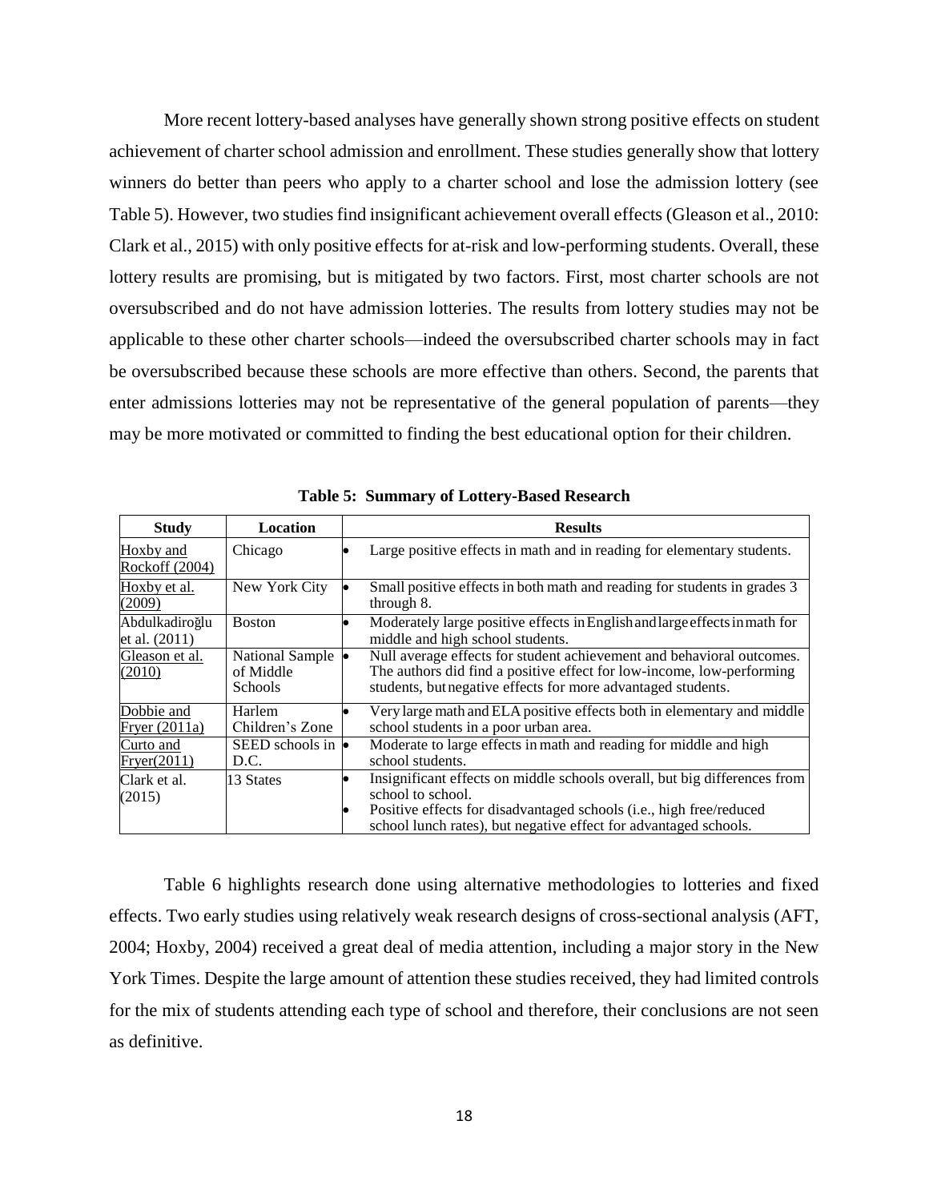More recent lottery-based analyses have generally shown strong positive effects on student achievement of charter school admission and enrollment. These studies generally show that lottery winners do better than peers who apply to a charter school and lose the admission lottery (see Table 5). However, two studies find insignificant achievement overall effects (Gleason et al., 2010: Clark et al., 2015) with only positive effects for at-risk and low-performing students. Overall, these lottery results are promising, but is mitigated by two factors. First, most charter schools are not oversubscribed and do not have admission lotteries. The results from lottery studies may not be applicable to these other charter schools—indeed the oversubscribed charter schools may in fact be oversubscribed because these schools are more effective than others. Second, the parents that enter admissions lotteries may not be representative of the general population of parents—they may be more motivated or committed to finding the best educational option for their children.

**Table 5: Summary of Lottery-Based Research**

| Study | Location | Results |
|---|---|---|
| Hoxby and Rockoff (2004) | Chicago | • Large positive effects in math and in reading for elementary students. |
| Hoxby et al. (2009) | New York City | • Small positive effects in both math and reading for students in grades 3 through 8. |
| Abdulkadiroğlu et al. (2011) | Boston | • Moderately large positive effects in English and large effects in math for middle and high school students. |
| Gleason et al. (2010) | National Sample of Middle Schools | • Null average effects for student achievement and behavioral outcomes. The authors did find a positive effect for low-income, low-performing students, but negative effects for more advantaged students. |
| Dobbie and Fryer (2011a) | Harlem Children's Zone | • Very large math and ELA positive effects both in elementary and middle school students in a poor urban area. |
| Curto and Fryer(2011) | SEED schools in D.C. | • Moderate to large effects in math and reading for middle and high school students. |
| Clark et al. (2015) | 13 States | • Insignificant effects on middle schools overall, but big differences from school to school.<br>• Positive effects for disadvantaged schools (i.e., high free/reduced school lunch rates), but negative effect for advantaged schools. |

Table 6 highlights research done using alternative methodologies to lotteries and fixed effects. Two early studies using relatively weak research designs of cross-sectional analysis (AFT, 2004; Hoxby, 2004) received a great deal of media attention, including a major story in the New York Times. Despite the large amount of attention these studies received, they had limited controls for the mix of students attending each type of school and therefore, their conclusions are not seen as definitive.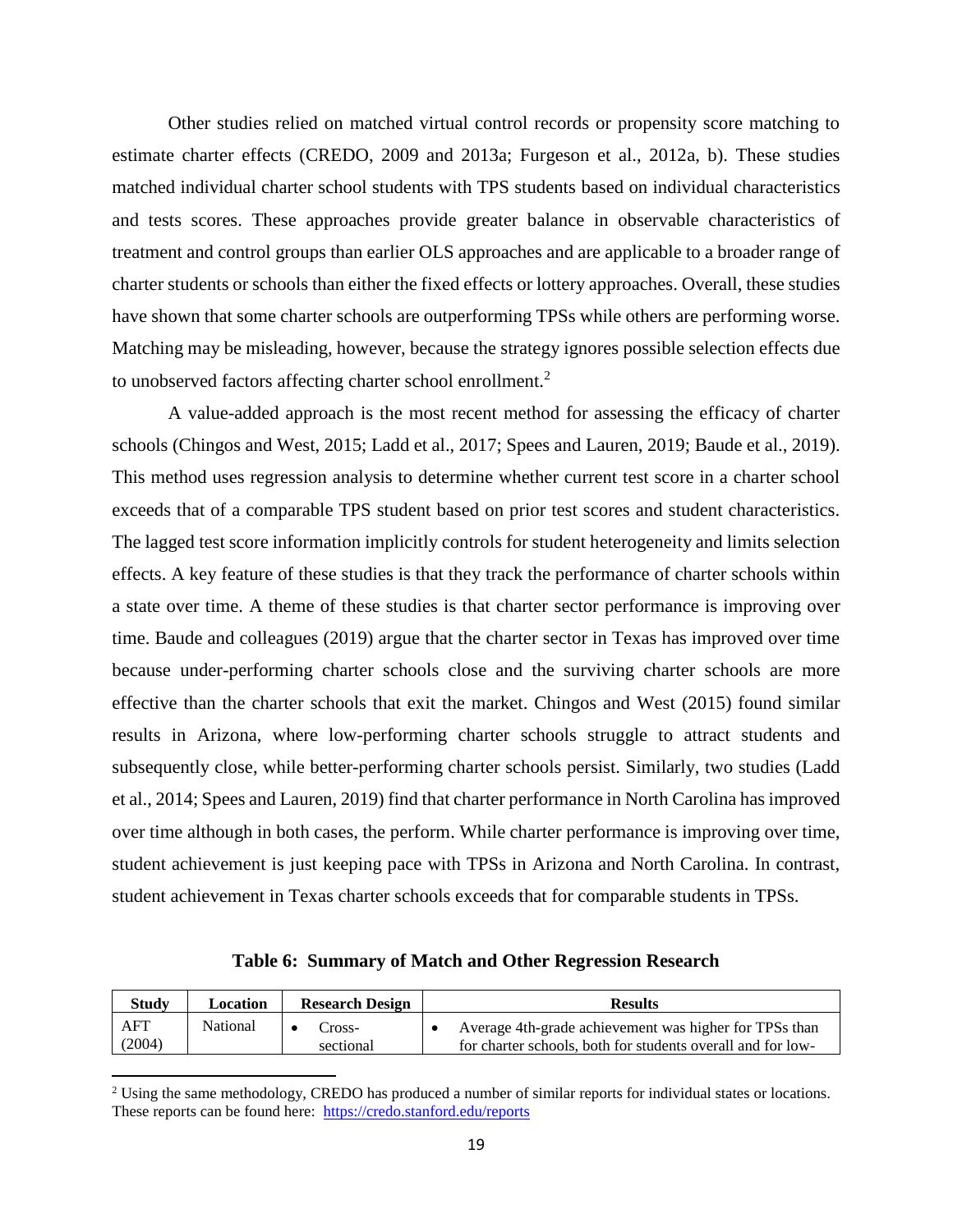Other studies relied on matched virtual control records or propensity score matching to estimate charter effects (CREDO, 2009 and 2013a; Furgeson et al., 2012a, b). These studies matched individual charter school students with TPS students based on individual characteristics and tests scores. These approaches provide greater balance in observable characteristics of treatment and control groups than earlier OLS approaches and are applicable to a broader range of charter students or schools than either the fixed effects or lottery approaches. Overall, these studies have shown that some charter schools are outperforming TPSs while others are performing worse. Matching may be misleading, however, because the strategy ignores possible selection effects due to unobserved factors affecting charter school enrollment.[2]

A value-added approach is the most recent method for assessing the efficacy of charter schools (Chingos and West, 2015; Ladd et al., 2017; Spees and Lauren, 2019; Baude et al., 2019). This method uses regression analysis to determine whether current test score in a charter school exceeds that of a comparable TPS student based on prior test scores and student characteristics. The lagged test score information implicitly controls for student heterogeneity and limits selection effects. A key feature of these studies is that they track the performance of charter schools within a state over time. A theme of these studies is that charter sector performance is improving over time. Baude and colleagues (2019) argue that the charter sector in Texas has improved over time because under-performing charter schools close and the surviving charter schools are more effective than the charter schools that exit the market. Chingos and West (2015) found similar results in Arizona, where low-performing charter schools struggle to attract students and subsequently close, while better-performing charter schools persist. Similarly, two studies (Ladd et al., 2014; Spees and Lauren, 2019) find that charter performance in North Carolina has improved over time although in both cases, the perform. While charter performance is improving over time, student achievement is just keeping pace with TPSs in Arizona and North Carolina. In contrast, student achievement in Texas charter schools exceeds that for comparable students in TPSs.

**Table 6: Summary of Match and Other Regression Research**

| Study | Location | Research Design | Results |
|---|---|---|---|
| AFT (2004) | National | • Cross-sectional | • Average 4th-grade achievement was higher for TPSs than for charter schools, both for students overall and for low- |

[2] Using the same methodology, CREDO has produced a number of similar reports for individual states or locations. These reports can be found here: https://credo.stanford.edu/reports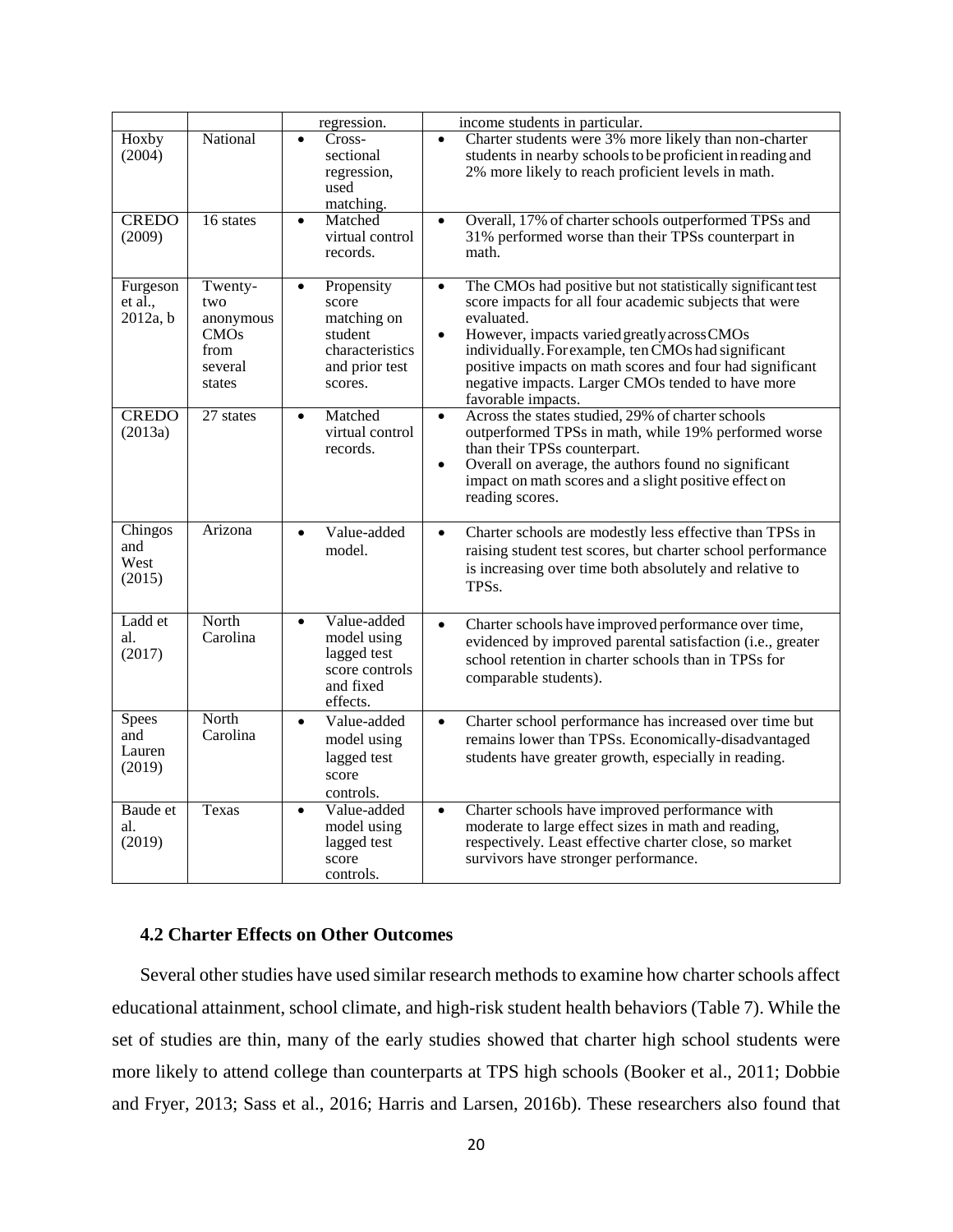| | | regression. | income students in particular. |
|---|---|---|---|
| Hoxby (2004) | National | • Cross-sectional regression, used matching. | • Charter students were 3% more likely than non-charter students in nearby schools to be proficient in reading and 2% more likely to reach proficient levels in math. |
| CREDO (2009) | 16 states | • Matched virtual control records. | • Overall, 17% of charter schools outperformed TPSs and 31% performed worse than their TPSs counterpart in math. |
| Furgeson et al., 2012a, b | Twenty-two anonymous CMOs from several states | • Propensity score matching on student characteristics and prior test scores. | • The CMOs had positive but not statistically significant test score impacts for all four academic subjects that were evaluated.<br>• However, impacts varied greatly across CMOs individually. For example, ten CMOs had significant positive impacts on math scores and four had significant negative impacts. Larger CMOs tended to have more favorable impacts. |
| CREDO (2013a) | 27 states | • Matched virtual control records. | • Across the states studied, 29% of charter schools outperformed TPSs in math, while 19% performed worse than their TPSs counterpart.<br>• Overall on average, the authors found no significant impact on math scores and a slight positive effect on reading scores. |
| Chingos and West (2015) | Arizona | • Value-added model. | • Charter schools are modestly less effective than TPSs in raising student test scores, but charter school performance is increasing over time both absolutely and relative to TPSs. |
| Ladd et al. (2017) | North Carolina | • Value-added model using lagged test score controls and fixed effects. | • Charter schools have improved performance over time, evidenced by improved parental satisfaction (i.e., greater school retention in charter schools than in TPSs for comparable students). |
| Spees and Lauren (2019) | North Carolina | • Value-added model using lagged test score controls. | • Charter school performance has increased over time but remains lower than TPSs. Economically-disadvantaged students have greater growth, especially in reading. |
| Baude et al. (2019) | Texas | • Value-added model using lagged test score controls. | • Charter schools have improved performance with moderate to large effect sizes in math and reading, respectively. Least effective charter close, so market survivors have stronger performance. |

### 4.2 Charter Effects on Other Outcomes

Several other studies have used similar research methods to examine how charter schools affect educational attainment, school climate, and high-risk student health behaviors (Table 7). While the set of studies are thin, many of the early studies showed that charter high school students were more likely to attend college than counterparts at TPS high schools (Booker et al., 2011; Dobbie and Fryer, 2013; Sass et al., 2016; Harris and Larsen, 2016b). These researchers also found that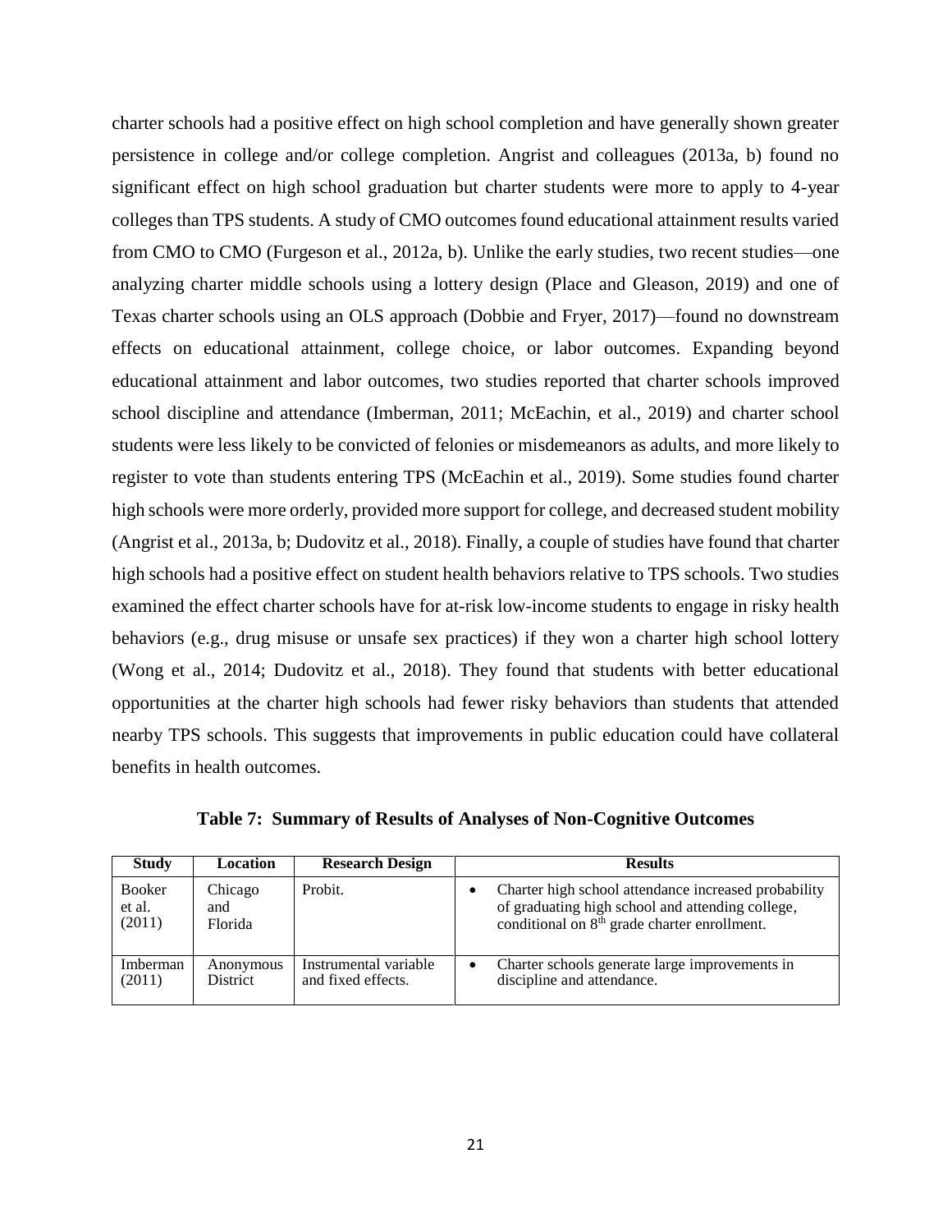charter schools had a positive effect on high school completion and have generally shown greater persistence in college and/or college completion. Angrist and colleagues (2013a, b) found no significant effect on high school graduation but charter students were more to apply to 4-year colleges than TPS students. A study of CMO outcomes found educational attainment results varied from CMO to CMO (Furgeson et al., 2012a, b). Unlike the early studies, two recent studies—one analyzing charter middle schools using a lottery design (Place and Gleason, 2019) and one of Texas charter schools using an OLS approach (Dobbie and Fryer, 2017)—found no downstream effects on educational attainment, college choice, or labor outcomes. Expanding beyond educational attainment and labor outcomes, two studies reported that charter schools improved school discipline and attendance (Imberman, 2011; McEachin, et al., 2019) and charter school students were less likely to be convicted of felonies or misdemeanors as adults, and more likely to register to vote than students entering TPS (McEachin et al., 2019). Some studies found charter high schools were more orderly, provided more support for college, and decreased student mobility (Angrist et al., 2013a, b; Dudovitz et al., 2018). Finally, a couple of studies have found that charter high schools had a positive effect on student health behaviors relative to TPS schools. Two studies examined the effect charter schools have for at-risk low-income students to engage in risky health behaviors (e.g., drug misuse or unsafe sex practices) if they won a charter high school lottery (Wong et al., 2014; Dudovitz et al., 2018). They found that students with better educational opportunities at the charter high schools had fewer risky behaviors than students that attended nearby TPS schools. This suggests that improvements in public education could have collateral benefits in health outcomes.

**Table 7: Summary of Results of Analyses of Non-Cognitive Outcomes**

| Study | Location | Research Design | Results |
|---|---|---|---|
| Booker et al. (2011) | Chicago and Florida | Probit. | • Charter high school attendance increased probability of graduating high school and attending college, conditional on 8th grade charter enrollment. |
| Imberman (2011) | Anonymous District | Instrumental variable and fixed effects. | • Charter schools generate large improvements in discipline and attendance. |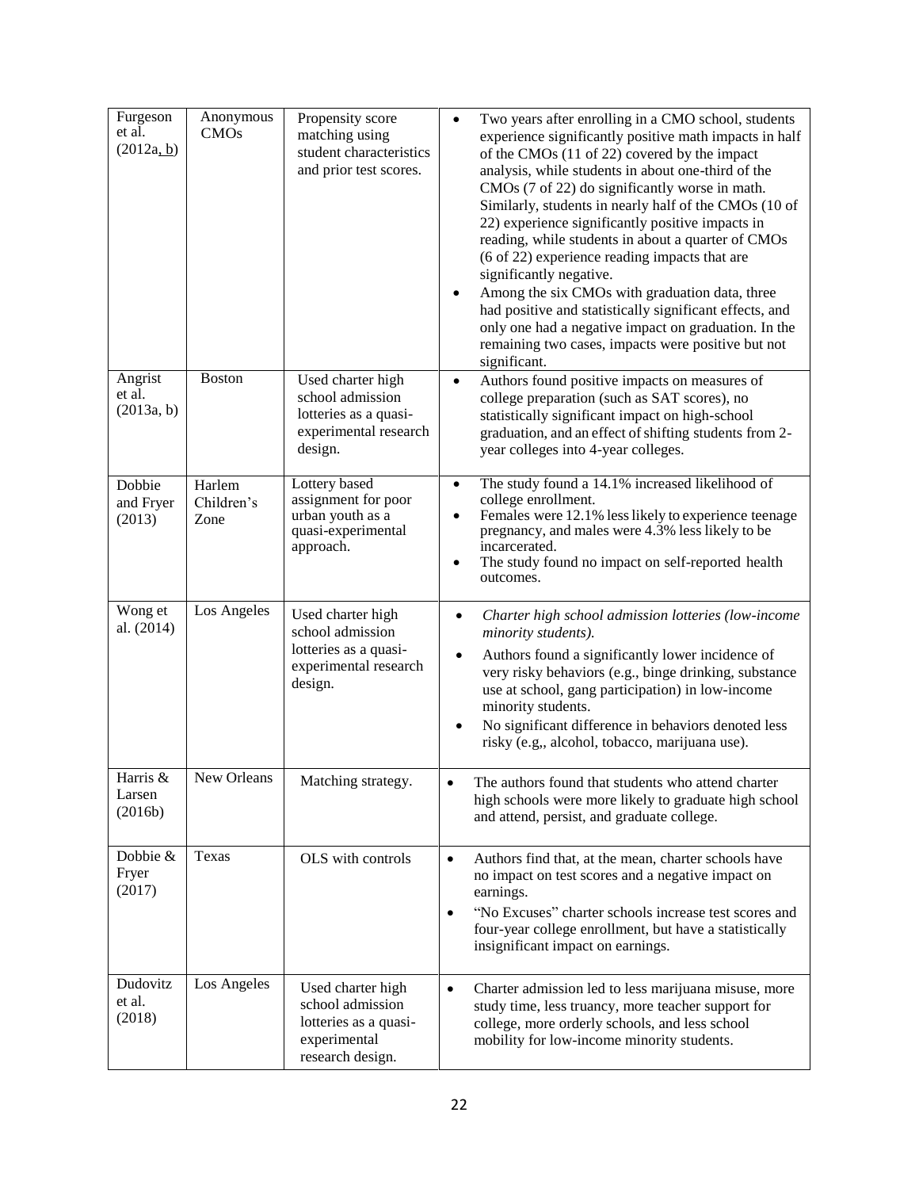| | | | |
|---|---|---|---|
| Furgeson et al. (2012a, b) | Anonymous CMOs | Propensity score matching using student characteristics and prior test scores. | • Two years after enrolling in a CMO school, students experience significantly positive math impacts in half of the CMOs (11 of 22) covered by the impact analysis, while students in about one-third of the CMOs (7 of 22) do significantly worse in math. Similarly, students in nearly half of the CMOs (10 of 22) experience significantly positive impacts in reading, while students in about a quarter of CMOs (6 of 22) experience reading impacts that are significantly negative.<br>• Among the six CMOs with graduation data, three had positive and statistically significant effects, and only one had a negative impact on graduation. In the remaining two cases, impacts were positive but not significant. |
| Angrist et al. (2013a, b) | Boston | Used charter high school admission lotteries as a quasi-experimental research design. | • Authors found positive impacts on measures of college preparation (such as SAT scores), no statistically significant impact on high-school graduation, and an effect of shifting students from 2-year colleges into 4-year colleges. |
| Dobbie and Fryer (2013) | Harlem Children's Zone | Lottery based assignment for poor urban youth as a quasi-experimental approach. | • The study found a 14.1% increased likelihood of college enrollment.<br>• Females were 12.1% less likely to experience teenage pregnancy, and males were 4.3% less likely to be incarcerated.<br>• The study found no impact on self-reported health outcomes. |
| Wong et al. (2014) | Los Angeles | Used charter high school admission lotteries as a quasi-experimental research design. | • *Charter high school admission lotteries (low-income minority students).*<br>• Authors found a significantly lower incidence of very risky behaviors (e.g., binge drinking, substance use at school, gang participation) in low-income minority students.<br>• No significant difference in behaviors denoted less risky (e.g,, alcohol, tobacco, marijuana use). |
| Harris & Larsen (2016b) | New Orleans | Matching strategy. | • The authors found that students who attend charter high schools were more likely to graduate high school and attend, persist, and graduate college. |
| Dobbie & Fryer (2017) | Texas | OLS with controls | • Authors find that, at the mean, charter schools have no impact on test scores and a negative impact on earnings.<br>• "No Excuses" charter schools increase test scores and four-year college enrollment, but have a statistically insignificant impact on earnings. |
| Dudovitz et al. (2018) | Los Angeles | Used charter high school admission lotteries as a quasi-experimental research design. | • Charter admission led to less marijuana misuse, more study time, less truancy, more teacher support for college, more orderly schools, and less school mobility for low-income minority students. |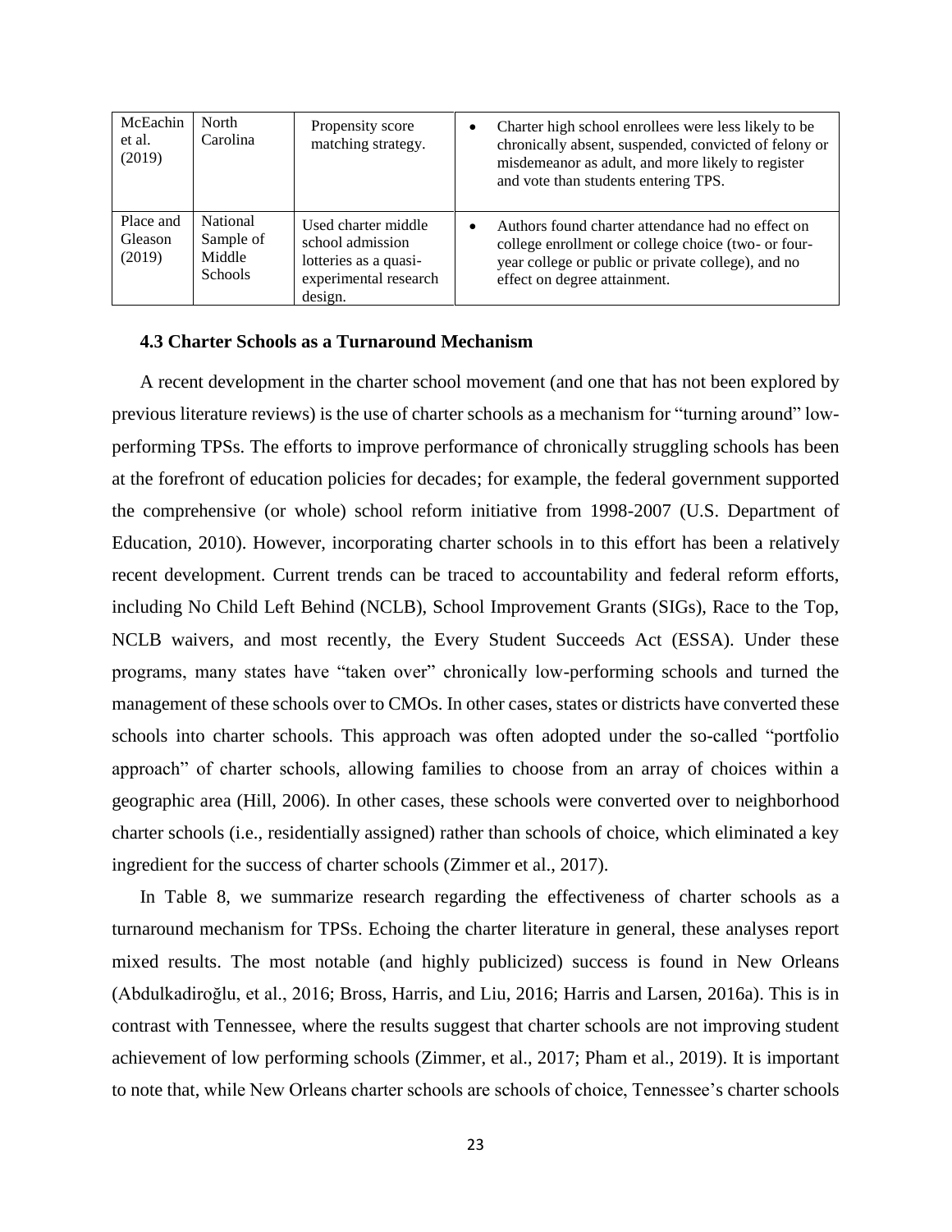| McEachin et al. (2019) | North Carolina | Propensity score matching strategy. | • Charter high school enrollees were less likely to be chronically absent, suspended, convicted of felony or misdemeanor as adult, and more likely to register and vote than students entering TPS. |
|---|---|---|---|
| Place and Gleason (2019) | National Sample of Middle Schools | Used charter middle school admission lotteries as a quasi-experimental research design. | • Authors found charter attendance had no effect on college enrollment or college choice (two- or four-year college or public or private college), and no effect on degree attainment. |

### 4.3 Charter Schools as a Turnaround Mechanism

A recent development in the charter school movement (and one that has not been explored by previous literature reviews) is the use of charter schools as a mechanism for "turning around" low-performing TPSs. The efforts to improve performance of chronically struggling schools has been at the forefront of education policies for decades; for example, the federal government supported the comprehensive (or whole) school reform initiative from 1998-2007 (U.S. Department of Education, 2010). However, incorporating charter schools in to this effort has been a relatively recent development. Current trends can be traced to accountability and federal reform efforts, including No Child Left Behind (NCLB), School Improvement Grants (SIGs), Race to the Top, NCLB waivers, and most recently, the Every Student Succeeds Act (ESSA). Under these programs, many states have "taken over" chronically low-performing schools and turned the management of these schools over to CMOs. In other cases, states or districts have converted these schools into charter schools. This approach was often adopted under the so-called "portfolio approach" of charter schools, allowing families to choose from an array of choices within a geographic area (Hill, 2006). In other cases, these schools were converted over to neighborhood charter schools (i.e., residentially assigned) rather than schools of choice, which eliminated a key ingredient for the success of charter schools (Zimmer et al., 2017).

In Table 8, we summarize research regarding the effectiveness of charter schools as a turnaround mechanism for TPSs. Echoing the charter literature in general, these analyses report mixed results. The most notable (and highly publicized) success is found in New Orleans (Abdulkadiroğlu, et al., 2016; Bross, Harris, and Liu, 2016; Harris and Larsen, 2016a). This is in contrast with Tennessee, where the results suggest that charter schools are not improving student achievement of low performing schools (Zimmer, et al., 2017; Pham et al., 2019). It is important to note that, while New Orleans charter schools are schools of choice, Tennessee's charter schools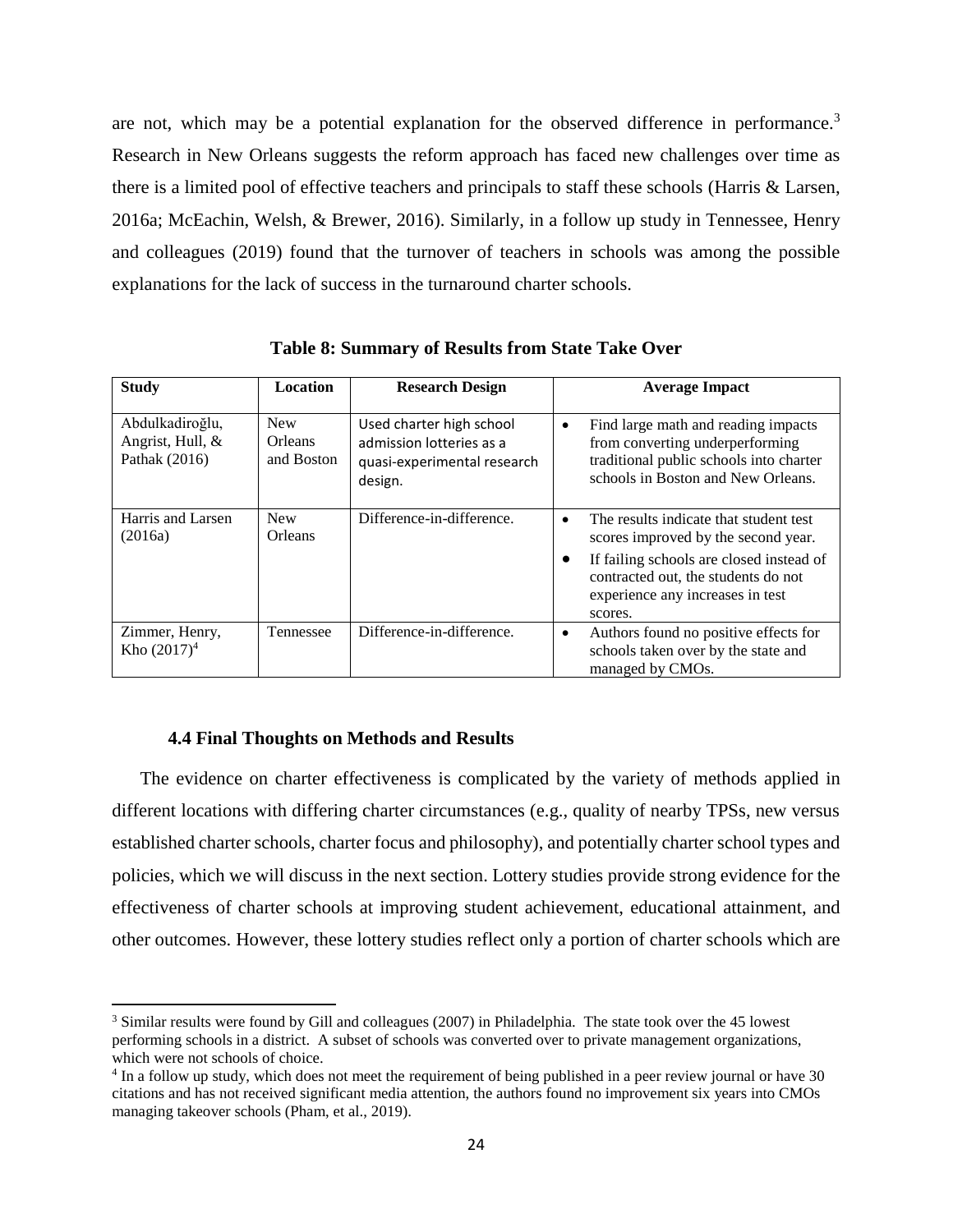are not, which may be a potential explanation for the observed difference in performance.[3] Research in New Orleans suggests the reform approach has faced new challenges over time as there is a limited pool of effective teachers and principals to staff these schools (Harris & Larsen, 2016a; McEachin, Welsh, & Brewer, 2016). Similarly, in a follow up study in Tennessee, Henry and colleagues (2019) found that the turnover of teachers in schools was among the possible explanations for the lack of success in the turnaround charter schools.

**Table 8: Summary of Results from State Take Over**

| Study | Location | Research Design | Average Impact |
|---|---|---|---|
| Abdulkadiroğlu, Angrist, Hull, & Pathak (2016) | New Orleans and Boston | Used charter high school admission lotteries as a quasi-experimental research design. | • Find large math and reading impacts from converting underperforming traditional public schools into charter schools in Boston and New Orleans. |
| Harris and Larsen (2016a) | New Orleans | Difference-in-difference. | • The results indicate that student test scores improved by the second year. • If failing schools are closed instead of contracted out, the students do not experience any increases in test scores. |
| Zimmer, Henry, Kho (2017)[4] | Tennessee | Difference-in-difference. | • Authors found no positive effects for schools taken over by the state and managed by CMOs. |

### 4.4 Final Thoughts on Methods and Results

The evidence on charter effectiveness is complicated by the variety of methods applied in different locations with differing charter circumstances (e.g., quality of nearby TPSs, new versus established charter schools, charter focus and philosophy), and potentially charter school types and policies, which we will discuss in the next section. Lottery studies provide strong evidence for the effectiveness of charter schools at improving student achievement, educational attainment, and other outcomes. However, these lottery studies reflect only a portion of charter schools which are

[3] Similar results were found by Gill and colleagues (2007) in Philadelphia. The state took over the 45 lowest performing schools in a district. A subset of schools was converted over to private management organizations, which were not schools of choice.

[4] In a follow up study, which does not meet the requirement of being published in a peer review journal or have 30 citations and has not received significant media attention, the authors found no improvement six years into CMOs managing takeover schools (Pham, et al., 2019).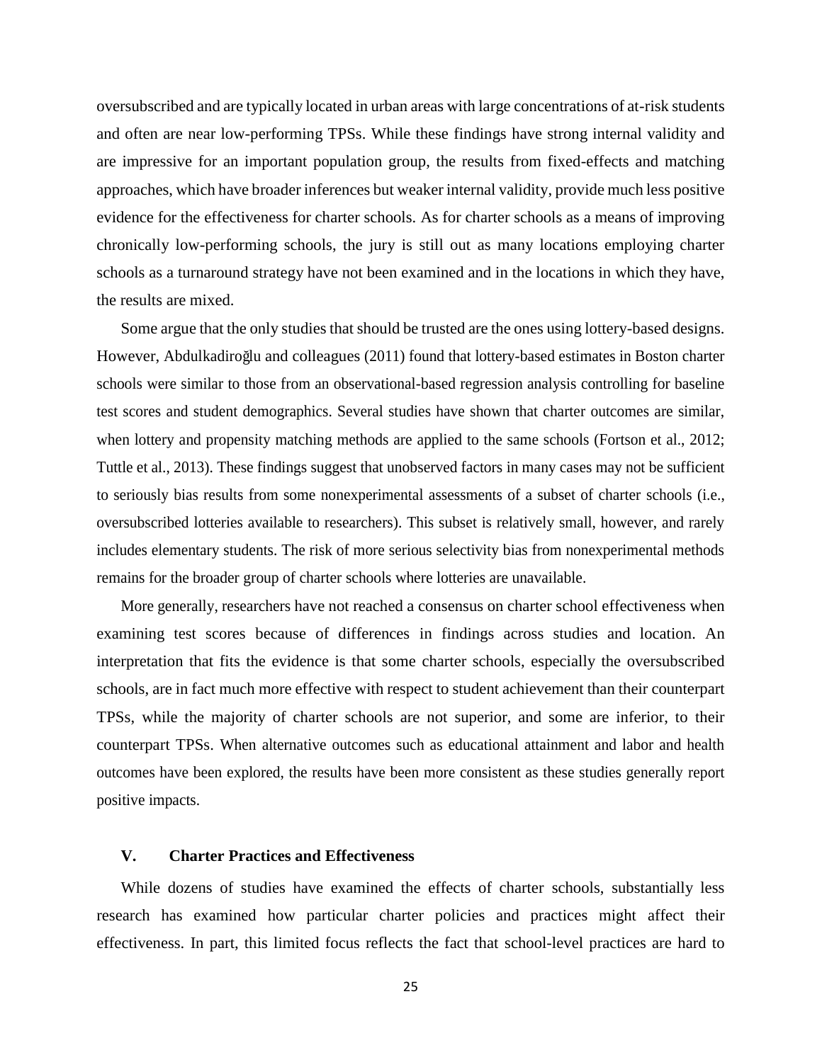oversubscribed and are typically located in urban areas with large concentrations of at-risk students and often are near low-performing TPSs. While these findings have strong internal validity and are impressive for an important population group, the results from fixed-effects and matching approaches, which have broader inferences but weaker internal validity, provide much less positive evidence for the effectiveness for charter schools. As for charter schools as a means of improving chronically low-performing schools, the jury is still out as many locations employing charter schools as a turnaround strategy have not been examined and in the locations in which they have, the results are mixed.

Some argue that the only studies that should be trusted are the ones using lottery-based designs. However, Abdulkadiroğlu and colleagues (2011) found that lottery-based estimates in Boston charter schools were similar to those from an observational-based regression analysis controlling for baseline test scores and student demographics. Several studies have shown that charter outcomes are similar, when lottery and propensity matching methods are applied to the same schools (Fortson et al., 2012; Tuttle et al., 2013). These findings suggest that unobserved factors in many cases may not be sufficient to seriously bias results from some nonexperimental assessments of a subset of charter schools (i.e., oversubscribed lotteries available to researchers). This subset is relatively small, however, and rarely includes elementary students. The risk of more serious selectivity bias from nonexperimental methods remains for the broader group of charter schools where lotteries are unavailable.

More generally, researchers have not reached a consensus on charter school effectiveness when examining test scores because of differences in findings across studies and location. An interpretation that fits the evidence is that some charter schools, especially the oversubscribed schools, are in fact much more effective with respect to student achievement than their counterpart TPSs, while the majority of charter schools are not superior, and some are inferior, to their counterpart TPSs. When alternative outcomes such as educational attainment and labor and health outcomes have been explored, the results have been more consistent as these studies generally report positive impacts.

## V. Charter Practices and Effectiveness

While dozens of studies have examined the effects of charter schools, substantially less research has examined how particular charter policies and practices might affect their effectiveness. In part, this limited focus reflects the fact that school-level practices are hard to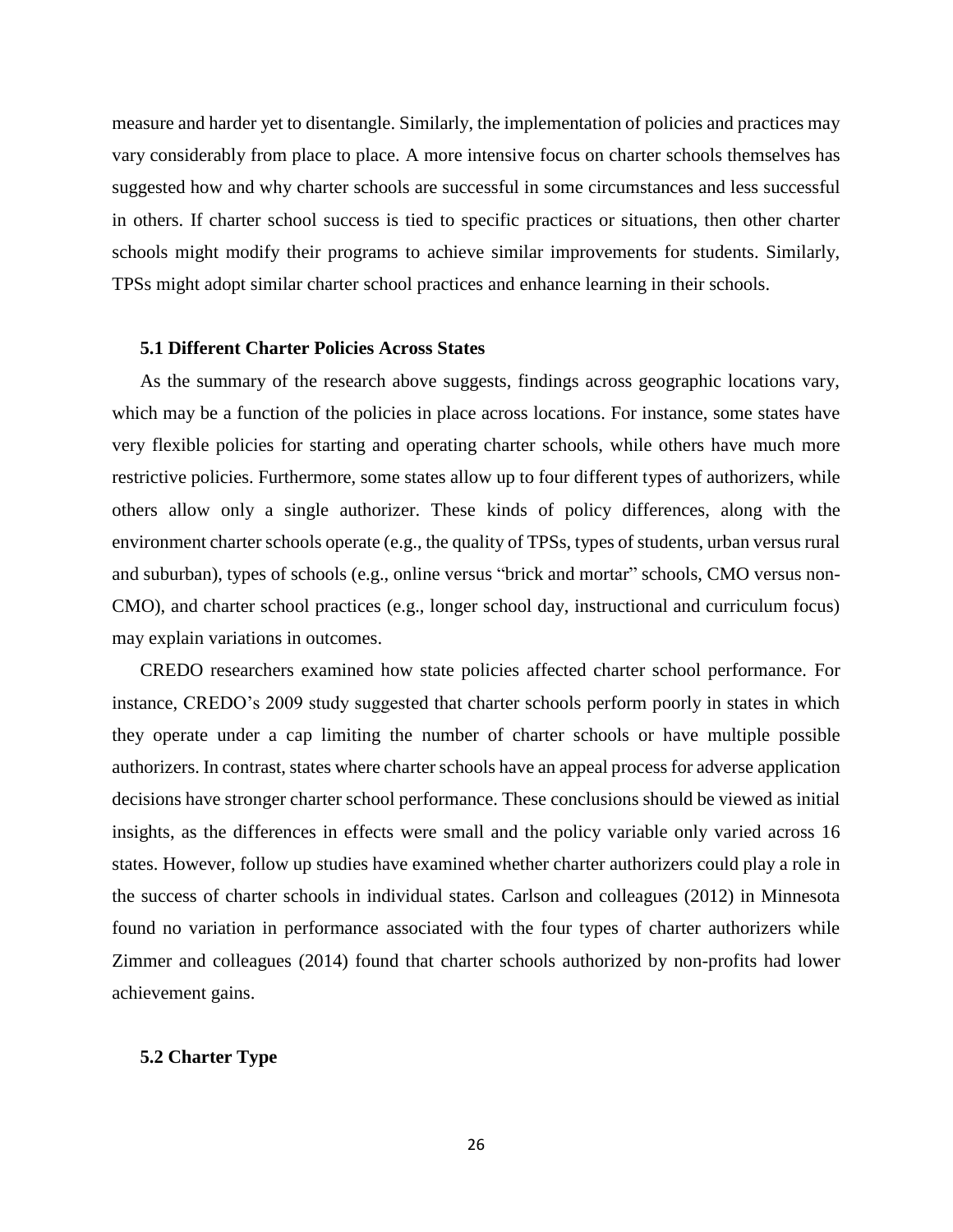measure and harder yet to disentangle. Similarly, the implementation of policies and practices may vary considerably from place to place. A more intensive focus on charter schools themselves has suggested how and why charter schools are successful in some circumstances and less successful in others. If charter school success is tied to specific practices or situations, then other charter schools might modify their programs to achieve similar improvements for students. Similarly, TPSs might adopt similar charter school practices and enhance learning in their schools.

### 5.1 Different Charter Policies Across States

As the summary of the research above suggests, findings across geographic locations vary, which may be a function of the policies in place across locations. For instance, some states have very flexible policies for starting and operating charter schools, while others have much more restrictive policies. Furthermore, some states allow up to four different types of authorizers, while others allow only a single authorizer. These kinds of policy differences, along with the environment charter schools operate (e.g., the quality of TPSs, types of students, urban versus rural and suburban), types of schools (e.g., online versus "brick and mortar" schools, CMO versus non-CMO), and charter school practices (e.g., longer school day, instructional and curriculum focus) may explain variations in outcomes.

CREDO researchers examined how state policies affected charter school performance. For instance, CREDO's 2009 study suggested that charter schools perform poorly in states in which they operate under a cap limiting the number of charter schools or have multiple possible authorizers. In contrast, states where charter schools have an appeal process for adverse application decisions have stronger charter school performance. These conclusions should be viewed as initial insights, as the differences in effects were small and the policy variable only varied across 16 states. However, follow up studies have examined whether charter authorizers could play a role in the success of charter schools in individual states. Carlson and colleagues (2012) in Minnesota found no variation in performance associated with the four types of charter authorizers while Zimmer and colleagues (2014) found that charter schools authorized by non-profits had lower achievement gains.

### 5.2 Charter Type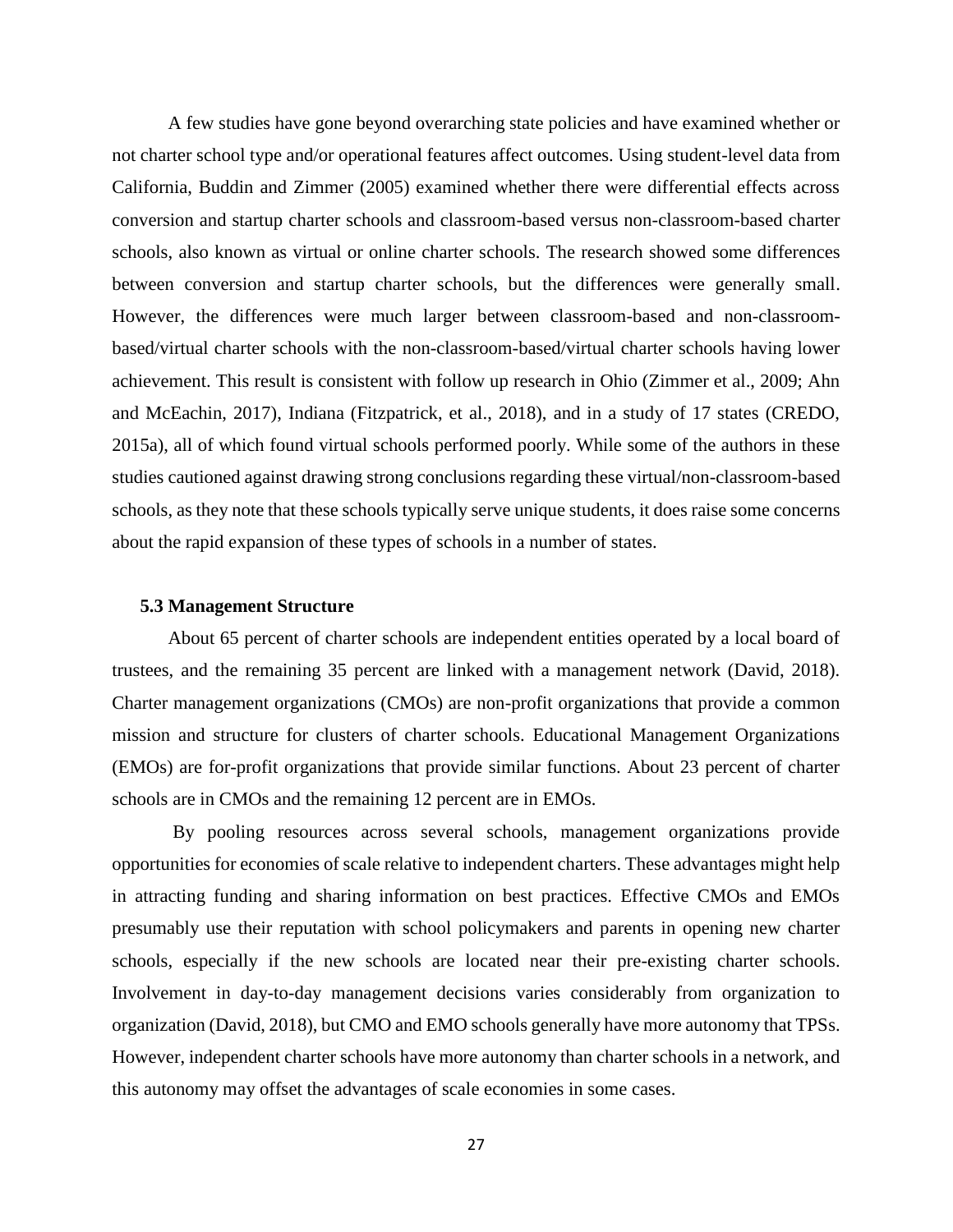A few studies have gone beyond overarching state policies and have examined whether or not charter school type and/or operational features affect outcomes. Using student-level data from California, Buddin and Zimmer (2005) examined whether there were differential effects across conversion and startup charter schools and classroom-based versus non-classroom-based charter schools, also known as virtual or online charter schools. The research showed some differences between conversion and startup charter schools, but the differences were generally small. However, the differences were much larger between classroom-based and non-classroom-based/virtual charter schools with the non-classroom-based/virtual charter schools having lower achievement. This result is consistent with follow up research in Ohio (Zimmer et al., 2009; Ahn and McEachin, 2017), Indiana (Fitzpatrick, et al., 2018), and in a study of 17 states (CREDO, 2015a), all of which found virtual schools performed poorly. While some of the authors in these studies cautioned against drawing strong conclusions regarding these virtual/non-classroom-based schools, as they note that these schools typically serve unique students, it does raise some concerns about the rapid expansion of these types of schools in a number of states.

### 5.3 Management Structure

About 65 percent of charter schools are independent entities operated by a local board of trustees, and the remaining 35 percent are linked with a management network (David, 2018). Charter management organizations (CMOs) are non-profit organizations that provide a common mission and structure for clusters of charter schools. Educational Management Organizations (EMOs) are for-profit organizations that provide similar functions. About 23 percent of charter schools are in CMOs and the remaining 12 percent are in EMOs.

By pooling resources across several schools, management organizations provide opportunities for economies of scale relative to independent charters. These advantages might help in attracting funding and sharing information on best practices. Effective CMOs and EMOs presumably use their reputation with school policymakers and parents in opening new charter schools, especially if the new schools are located near their pre-existing charter schools. Involvement in day-to-day management decisions varies considerably from organization to organization (David, 2018), but CMO and EMO schools generally have more autonomy that TPSs. However, independent charter schools have more autonomy than charter schools in a network, and this autonomy may offset the advantages of scale economies in some cases.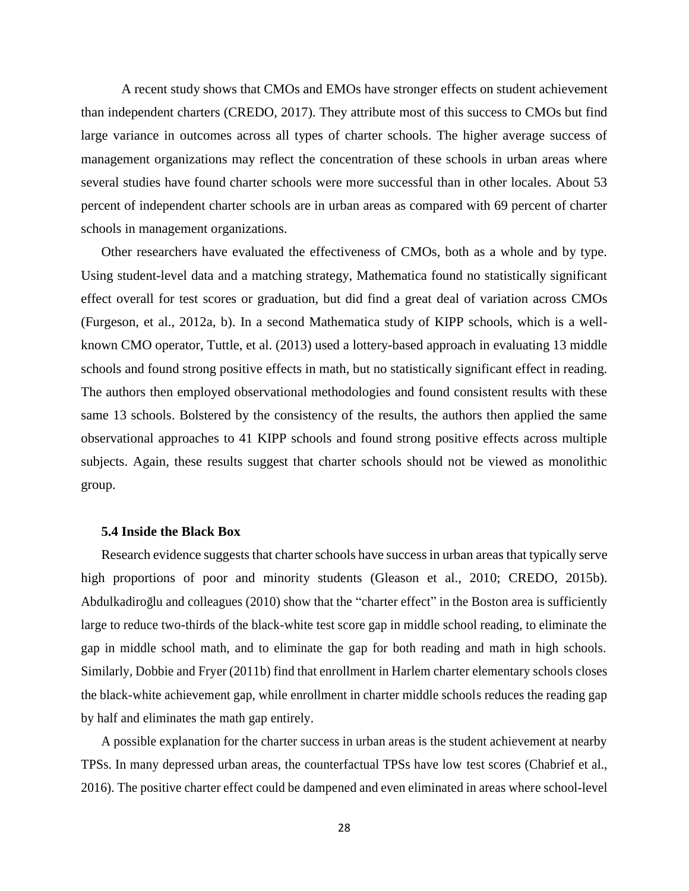A recent study shows that CMOs and EMOs have stronger effects on student achievement than independent charters (CREDO, 2017). They attribute most of this success to CMOs but find large variance in outcomes across all types of charter schools. The higher average success of management organizations may reflect the concentration of these schools in urban areas where several studies have found charter schools were more successful than in other locales. About 53 percent of independent charter schools are in urban areas as compared with 69 percent of charter schools in management organizations.

Other researchers have evaluated the effectiveness of CMOs, both as a whole and by type. Using student-level data and a matching strategy, Mathematica found no statistically significant effect overall for test scores or graduation, but did find a great deal of variation across CMOs (Furgeson, et al., 2012a, b). In a second Mathematica study of KIPP schools, which is a well-known CMO operator, Tuttle, et al. (2013) used a lottery-based approach in evaluating 13 middle schools and found strong positive effects in math, but no statistically significant effect in reading. The authors then employed observational methodologies and found consistent results with these same 13 schools. Bolstered by the consistency of the results, the authors then applied the same observational approaches to 41 KIPP schools and found strong positive effects across multiple subjects. Again, these results suggest that charter schools should not be viewed as monolithic group.

### 5.4 Inside the Black Box

Research evidence suggests that charter schools have success in urban areas that typically serve high proportions of poor and minority students (Gleason et al., 2010; CREDO, 2015b). Abdulkadiroğlu and colleagues (2010) show that the "charter effect" in the Boston area is sufficiently large to reduce two-thirds of the black-white test score gap in middle school reading, to eliminate the gap in middle school math, and to eliminate the gap for both reading and math in high schools. Similarly, Dobbie and Fryer (2011b) find that enrollment in Harlem charter elementary schools closes the black-white achievement gap, while enrollment in charter middle schools reduces the reading gap by half and eliminates the math gap entirely.

A possible explanation for the charter success in urban areas is the student achievement at nearby TPSs. In many depressed urban areas, the counterfactual TPSs have low test scores (Chabrief et al., 2016). The positive charter effect could be dampened and even eliminated in areas where school-level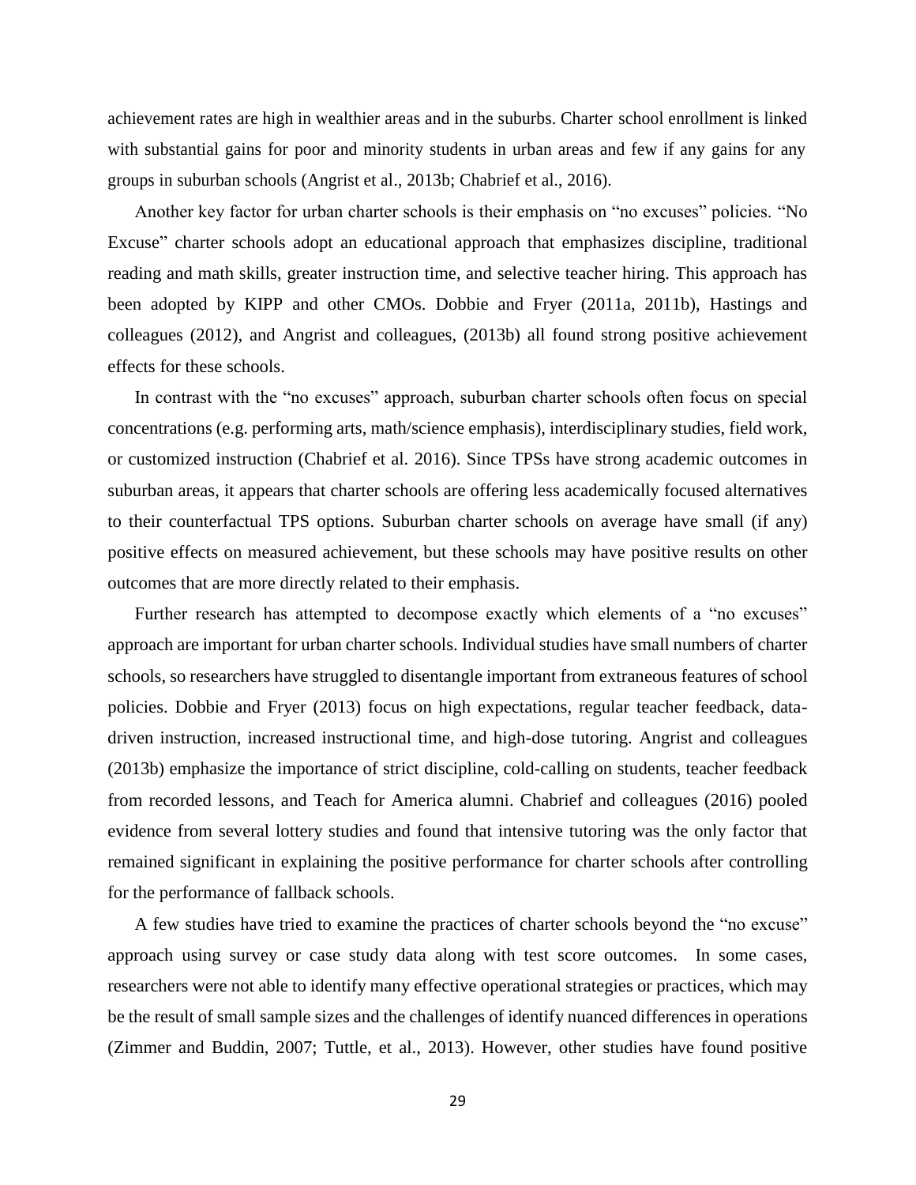achievement rates are high in wealthier areas and in the suburbs. Charter school enrollment is linked with substantial gains for poor and minority students in urban areas and few if any gains for any groups in suburban schools (Angrist et al., 2013b; Chabrief et al., 2016).

Another key factor for urban charter schools is their emphasis on "no excuses" policies. "No Excuse" charter schools adopt an educational approach that emphasizes discipline, traditional reading and math skills, greater instruction time, and selective teacher hiring. This approach has been adopted by KIPP and other CMOs. Dobbie and Fryer (2011a, 2011b), Hastings and colleagues (2012), and Angrist and colleagues, (2013b) all found strong positive achievement effects for these schools.

In contrast with the "no excuses" approach, suburban charter schools often focus on special concentrations (e.g. performing arts, math/science emphasis), interdisciplinary studies, field work, or customized instruction (Chabrief et al. 2016). Since TPSs have strong academic outcomes in suburban areas, it appears that charter schools are offering less academically focused alternatives to their counterfactual TPS options. Suburban charter schools on average have small (if any) positive effects on measured achievement, but these schools may have positive results on other outcomes that are more directly related to their emphasis.

Further research has attempted to decompose exactly which elements of a "no excuses" approach are important for urban charter schools. Individual studies have small numbers of charter schools, so researchers have struggled to disentangle important from extraneous features of school policies. Dobbie and Fryer (2013) focus on high expectations, regular teacher feedback, data-driven instruction, increased instructional time, and high-dose tutoring. Angrist and colleagues (2013b) emphasize the importance of strict discipline, cold-calling on students, teacher feedback from recorded lessons, and Teach for America alumni. Chabrief and colleagues (2016) pooled evidence from several lottery studies and found that intensive tutoring was the only factor that remained significant in explaining the positive performance for charter schools after controlling for the performance of fallback schools.

A few studies have tried to examine the practices of charter schools beyond the "no excuse" approach using survey or case study data along with test score outcomes. In some cases, researchers were not able to identify many effective operational strategies or practices, which may be the result of small sample sizes and the challenges of identify nuanced differences in operations (Zimmer and Buddin, 2007; Tuttle, et al., 2013). However, other studies have found positive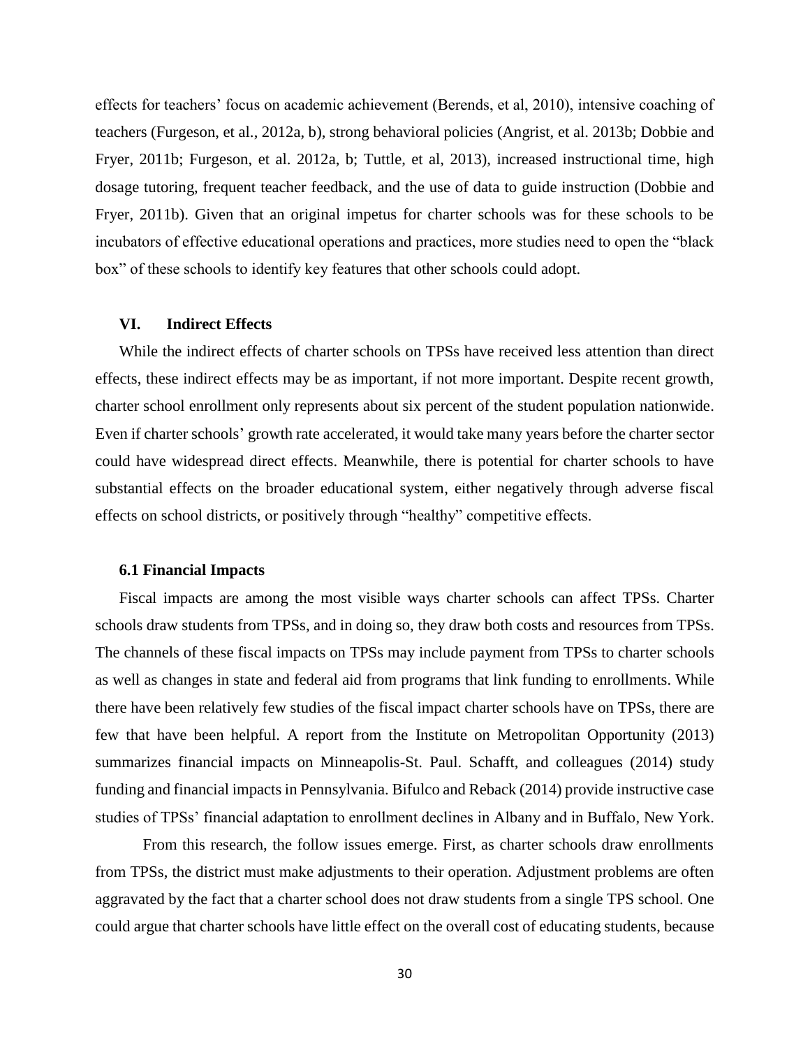effects for teachers' focus on academic achievement (Berends, et al, 2010), intensive coaching of teachers (Furgeson, et al., 2012a, b), strong behavioral policies (Angrist, et al. 2013b; Dobbie and Fryer, 2011b; Furgeson, et al. 2012a, b; Tuttle, et al, 2013), increased instructional time, high dosage tutoring, frequent teacher feedback, and the use of data to guide instruction (Dobbie and Fryer, 2011b). Given that an original impetus for charter schools was for these schools to be incubators of effective educational operations and practices, more studies need to open the "black box" of these schools to identify key features that other schools could adopt.

## VI. Indirect Effects

While the indirect effects of charter schools on TPSs have received less attention than direct effects, these indirect effects may be as important, if not more important. Despite recent growth, charter school enrollment only represents about six percent of the student population nationwide. Even if charter schools' growth rate accelerated, it would take many years before the charter sector could have widespread direct effects. Meanwhile, there is potential for charter schools to have substantial effects on the broader educational system, either negatively through adverse fiscal effects on school districts, or positively through "healthy" competitive effects.

### 6.1 Financial Impacts

Fiscal impacts are among the most visible ways charter schools can affect TPSs. Charter schools draw students from TPSs, and in doing so, they draw both costs and resources from TPSs. The channels of these fiscal impacts on TPSs may include payment from TPSs to charter schools as well as changes in state and federal aid from programs that link funding to enrollments. While there have been relatively few studies of the fiscal impact charter schools have on TPSs, there are few that have been helpful. A report from the Institute on Metropolitan Opportunity (2013) summarizes financial impacts on Minneapolis-St. Paul. Schafft, and colleagues (2014) study funding and financial impacts in Pennsylvania. Bifulco and Reback (2014) provide instructive case studies of TPSs' financial adaptation to enrollment declines in Albany and in Buffalo, New York.

From this research, the follow issues emerge. First, as charter schools draw enrollments from TPSs, the district must make adjustments to their operation. Adjustment problems are often aggravated by the fact that a charter school does not draw students from a single TPS school. One could argue that charter schools have little effect on the overall cost of educating students, because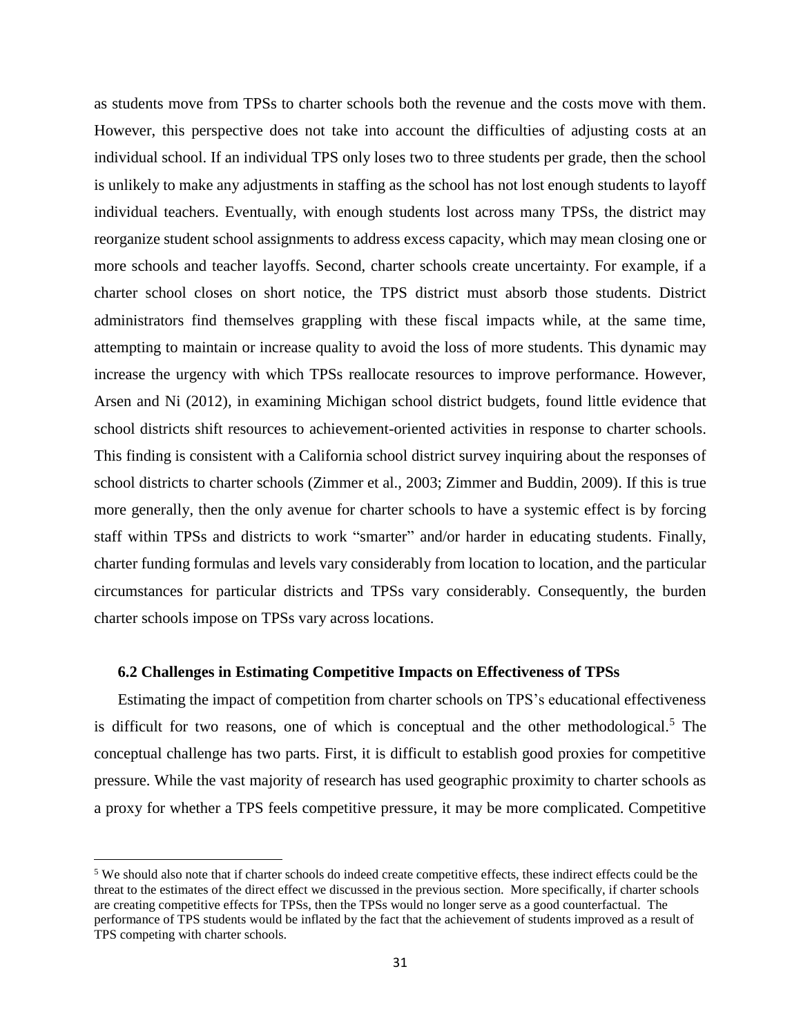as students move from TPSs to charter schools both the revenue and the costs move with them. However, this perspective does not take into account the difficulties of adjusting costs at an individual school. If an individual TPS only loses two to three students per grade, then the school is unlikely to make any adjustments in staffing as the school has not lost enough students to layoff individual teachers. Eventually, with enough students lost across many TPSs, the district may reorganize student school assignments to address excess capacity, which may mean closing one or more schools and teacher layoffs. Second, charter schools create uncertainty. For example, if a charter school closes on short notice, the TPS district must absorb those students. District administrators find themselves grappling with these fiscal impacts while, at the same time, attempting to maintain or increase quality to avoid the loss of more students. This dynamic may increase the urgency with which TPSs reallocate resources to improve performance. However, Arsen and Ni (2012), in examining Michigan school district budgets, found little evidence that school districts shift resources to achievement-oriented activities in response to charter schools. This finding is consistent with a California school district survey inquiring about the responses of school districts to charter schools (Zimmer et al., 2003; Zimmer and Buddin, 2009). If this is true more generally, then the only avenue for charter schools to have a systemic effect is by forcing staff within TPSs and districts to work "smarter" and/or harder in educating students. Finally, charter funding formulas and levels vary considerably from location to location, and the particular circumstances for particular districts and TPSs vary considerably. Consequently, the burden charter schools impose on TPSs vary across locations.

### 6.2 Challenges in Estimating Competitive Impacts on Effectiveness of TPSs

Estimating the impact of competition from charter schools on TPS's educational effectiveness is difficult for two reasons, one of which is conceptual and the other methodological.[5] The conceptual challenge has two parts. First, it is difficult to establish good proxies for competitive pressure. While the vast majority of research has used geographic proximity to charter schools as a proxy for whether a TPS feels competitive pressure, it may be more complicated. Competitive

[5] We should also note that if charter schools do indeed create competitive effects, these indirect effects could be the threat to the estimates of the direct effect we discussed in the previous section. More specifically, if charter schools are creating competitive effects for TPSs, then the TPSs would no longer serve as a good counterfactual. The performance of TPS students would be inflated by the fact that the achievement of students improved as a result of TPS competing with charter schools.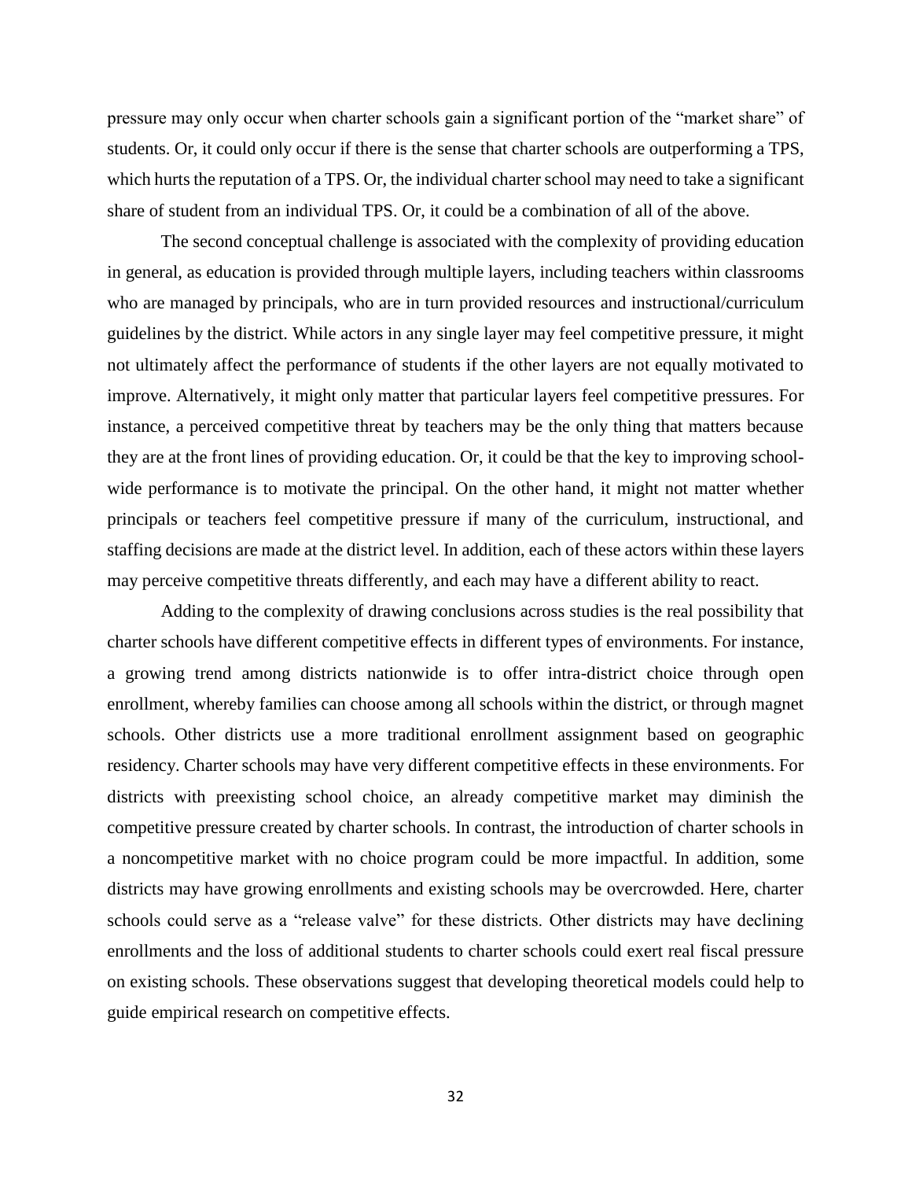pressure may only occur when charter schools gain a significant portion of the "market share" of students. Or, it could only occur if there is the sense that charter schools are outperforming a TPS, which hurts the reputation of a TPS. Or, the individual charter school may need to take a significant share of student from an individual TPS. Or, it could be a combination of all of the above.

The second conceptual challenge is associated with the complexity of providing education in general, as education is provided through multiple layers, including teachers within classrooms who are managed by principals, who are in turn provided resources and instructional/curriculum guidelines by the district. While actors in any single layer may feel competitive pressure, it might not ultimately affect the performance of students if the other layers are not equally motivated to improve. Alternatively, it might only matter that particular layers feel competitive pressures. For instance, a perceived competitive threat by teachers may be the only thing that matters because they are at the front lines of providing education. Or, it could be that the key to improving school-wide performance is to motivate the principal. On the other hand, it might not matter whether principals or teachers feel competitive pressure if many of the curriculum, instructional, and staffing decisions are made at the district level. In addition, each of these actors within these layers may perceive competitive threats differently, and each may have a different ability to react.

Adding to the complexity of drawing conclusions across studies is the real possibility that charter schools have different competitive effects in different types of environments. For instance, a growing trend among districts nationwide is to offer intra-district choice through open enrollment, whereby families can choose among all schools within the district, or through magnet schools. Other districts use a more traditional enrollment assignment based on geographic residency. Charter schools may have very different competitive effects in these environments. For districts with preexisting school choice, an already competitive market may diminish the competitive pressure created by charter schools. In contrast, the introduction of charter schools in a noncompetitive market with no choice program could be more impactful. In addition, some districts may have growing enrollments and existing schools may be overcrowded. Here, charter schools could serve as a "release valve" for these districts. Other districts may have declining enrollments and the loss of additional students to charter schools could exert real fiscal pressure on existing schools. These observations suggest that developing theoretical models could help to guide empirical research on competitive effects.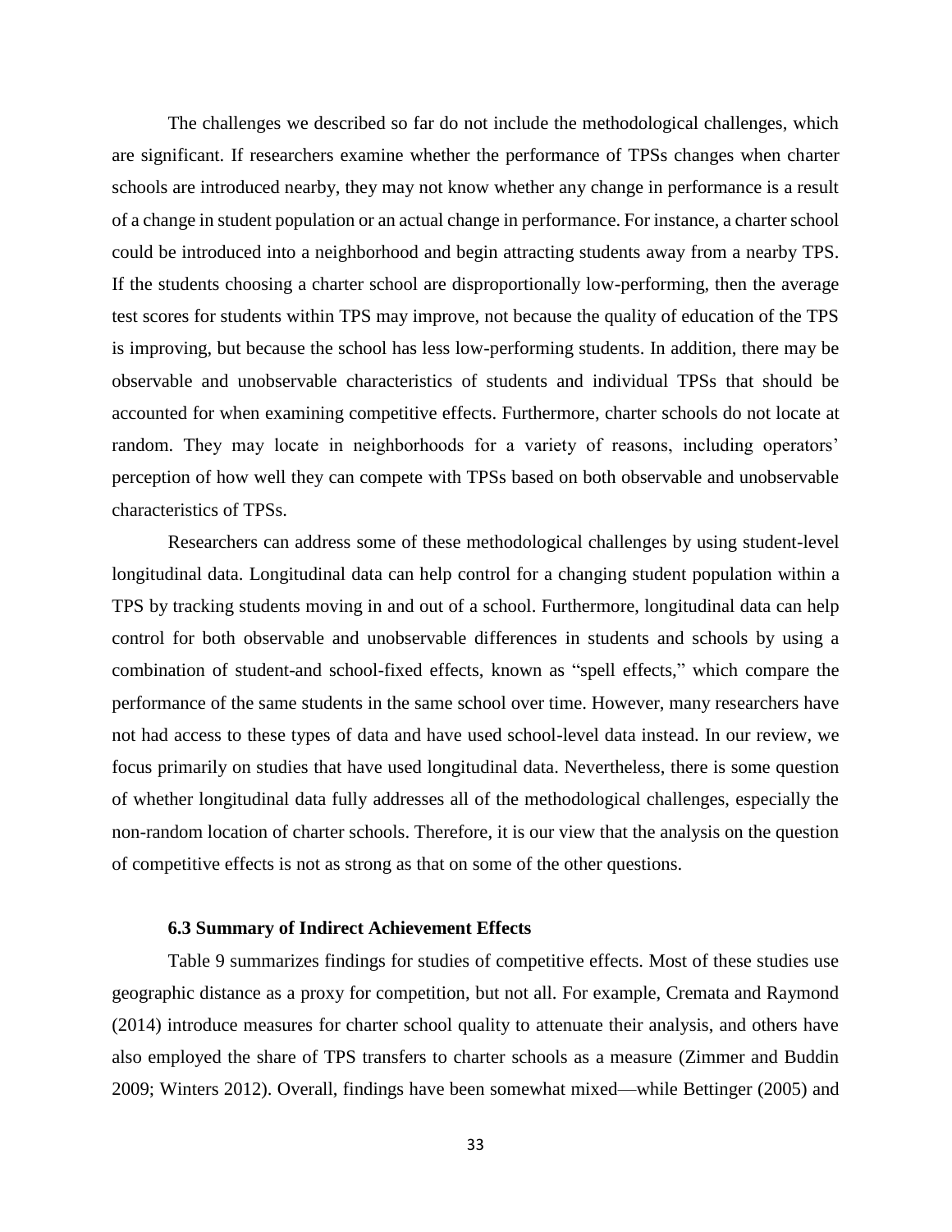The challenges we described so far do not include the methodological challenges, which are significant. If researchers examine whether the performance of TPSs changes when charter schools are introduced nearby, they may not know whether any change in performance is a result of a change in student population or an actual change in performance. For instance, a charter school could be introduced into a neighborhood and begin attracting students away from a nearby TPS. If the students choosing a charter school are disproportionally low-performing, then the average test scores for students within TPS may improve, not because the quality of education of the TPS is improving, but because the school has less low-performing students. In addition, there may be observable and unobservable characteristics of students and individual TPSs that should be accounted for when examining competitive effects. Furthermore, charter schools do not locate at random. They may locate in neighborhoods for a variety of reasons, including operators' perception of how well they can compete with TPSs based on both observable and unobservable characteristics of TPSs.

Researchers can address some of these methodological challenges by using student-level longitudinal data. Longitudinal data can help control for a changing student population within a TPS by tracking students moving in and out of a school. Furthermore, longitudinal data can help control for both observable and unobservable differences in students and schools by using a combination of student-and school-fixed effects, known as "spell effects," which compare the performance of the same students in the same school over time. However, many researchers have not had access to these types of data and have used school-level data instead. In our review, we focus primarily on studies that have used longitudinal data. Nevertheless, there is some question of whether longitudinal data fully addresses all of the methodological challenges, especially the non-random location of charter schools. Therefore, it is our view that the analysis on the question of competitive effects is not as strong as that on some of the other questions.

### 6.3 Summary of Indirect Achievement Effects

Table 9 summarizes findings for studies of competitive effects. Most of these studies use geographic distance as a proxy for competition, but not all. For example, Cremata and Raymond (2014) introduce measures for charter school quality to attenuate their analysis, and others have also employed the share of TPS transfers to charter schools as a measure (Zimmer and Buddin 2009; Winters 2012). Overall, findings have been somewhat mixed—while Bettinger (2005) and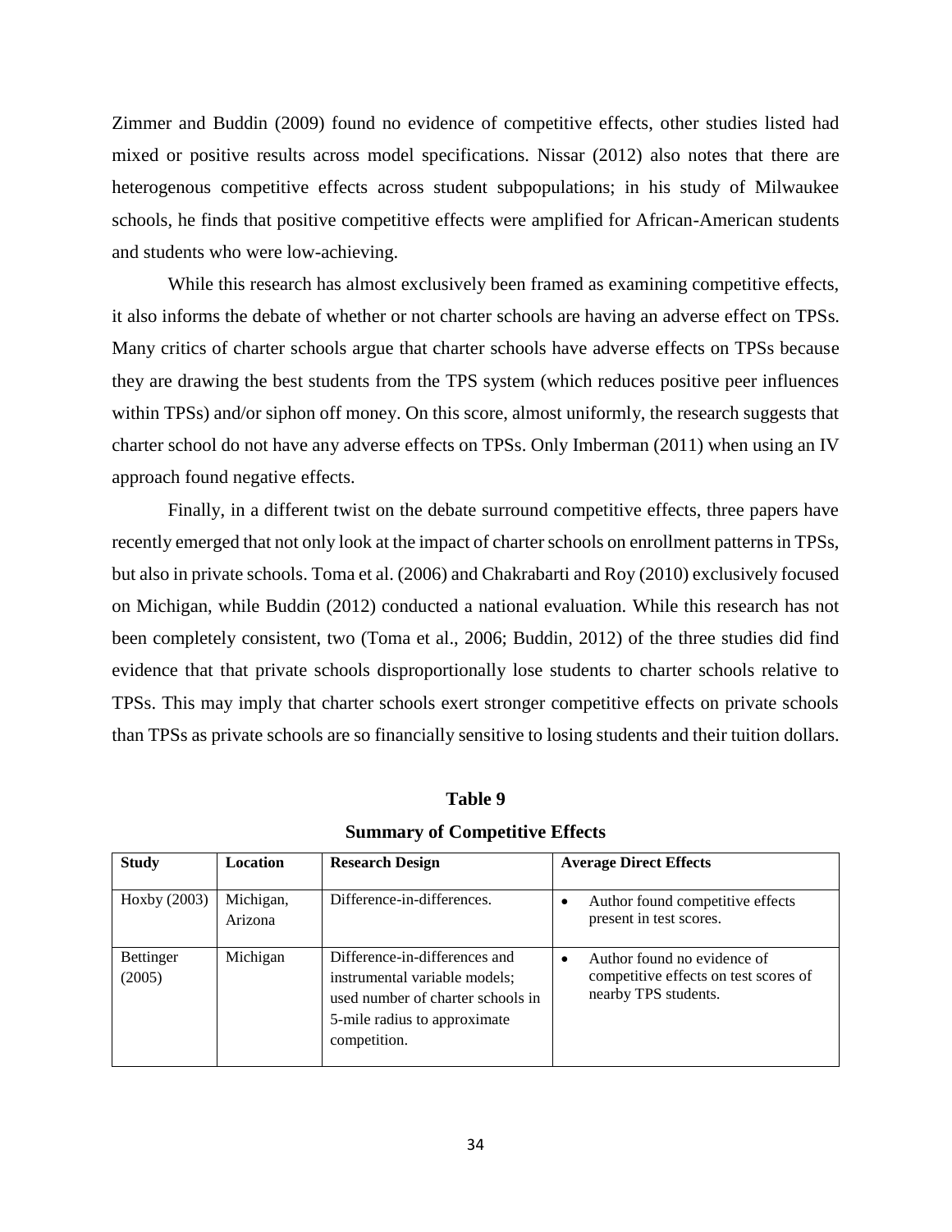Zimmer and Buddin (2009) found no evidence of competitive effects, other studies listed had mixed or positive results across model specifications. Nissar (2012) also notes that there are heterogenous competitive effects across student subpopulations; in his study of Milwaukee schools, he finds that positive competitive effects were amplified for African-American students and students who were low-achieving.

While this research has almost exclusively been framed as examining competitive effects, it also informs the debate of whether or not charter schools are having an adverse effect on TPSs. Many critics of charter schools argue that charter schools have adverse effects on TPSs because they are drawing the best students from the TPS system (which reduces positive peer influences within TPSs) and/or siphon off money. On this score, almost uniformly, the research suggests that charter school do not have any adverse effects on TPSs. Only Imberman (2011) when using an IV approach found negative effects.

Finally, in a different twist on the debate surround competitive effects, three papers have recently emerged that not only look at the impact of charter schools on enrollment patterns in TPSs, but also in private schools. Toma et al. (2006) and Chakrabarti and Roy (2010) exclusively focused on Michigan, while Buddin (2012) conducted a national evaluation. While this research has not been completely consistent, two (Toma et al., 2006; Buddin, 2012) of the three studies did find evidence that that private schools disproportionally lose students to charter schools relative to TPSs. This may imply that charter schools exert stronger competitive effects on private schools than TPSs as private schools are so financially sensitive to losing students and their tuition dollars.

**Table 9**

**Summary of Competitive Effects**

| Study | Location | Research Design | Average Direct Effects |
| --- | --- | --- | --- |
| Hoxby (2003) | Michigan, Arizona | Difference-in-differences. | • Author found competitive effects present in test scores. |
| Bettinger (2005) | Michigan | Difference-in-differences and instrumental variable models; used number of charter schools in 5-mile radius to approximate competition. | • Author found no evidence of competitive effects on test scores of nearby TPS students. |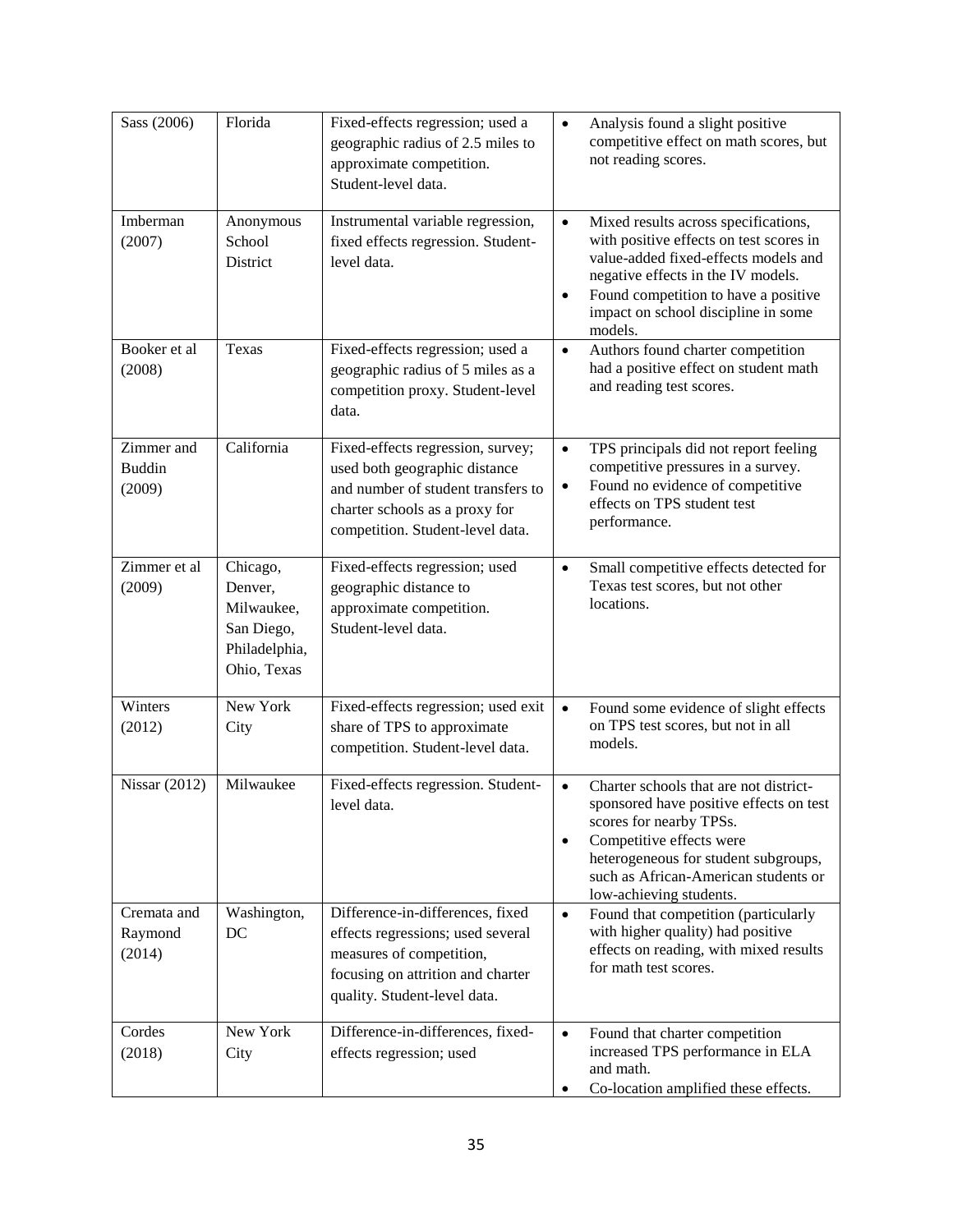| | | | |
|---|---|---|---|
| Sass (2006) | Florida | Fixed-effects regression; used a geographic radius of 2.5 miles to approximate competition. Student-level data. | • Analysis found a slight positive competitive effect on math scores, but not reading scores. |
| Imberman (2007) | Anonymous School District | Instrumental variable regression, fixed effects regression. Student-level data. | • Mixed results across specifications, with positive effects on test scores in value-added fixed-effects models and negative effects in the IV models.<br>• Found competition to have a positive impact on school discipline in some models. |
| Booker et al (2008) | Texas | Fixed-effects regression; used a geographic radius of 5 miles as a competition proxy. Student-level data. | • Authors found charter competition had a positive effect on student math and reading test scores. |
| Zimmer and Buddin (2009) | California | Fixed-effects regression, survey; used both geographic distance and number of student transfers to charter schools as a proxy for competition. Student-level data. | • TPS principals did not report feeling competitive pressures in a survey.<br>• Found no evidence of competitive effects on TPS student test performance. |
| Zimmer et al (2009) | Chicago, Denver, Milwaukee, San Diego, Philadelphia, Ohio, Texas | Fixed-effects regression; used geographic distance to approximate competition. Student-level data. | • Small competitive effects detected for Texas test scores, but not other locations. |
| Winters (2012) | New York City | Fixed-effects regression; used exit share of TPS to approximate competition. Student-level data. | • Found some evidence of slight effects on TPS test scores, but not in all models. |
| Nissar (2012) | Milwaukee | Fixed-effects regression. Student-level data. | • Charter schools that are not district-sponsored have positive effects on test scores for nearby TPSs.<br>• Competitive effects were heterogeneous for student subgroups, such as African-American students or low-achieving students. |
| Cremata and Raymond (2014) | Washington, DC | Difference-in-differences, fixed effects regressions; used several measures of competition, focusing on attrition and charter quality. Student-level data. | • Found that competition (particularly with higher quality) had positive effects on reading, with mixed results for math test scores. |
| Cordes (2018) | New York City | Difference-in-differences, fixed-effects regression; used | • Found that charter competition increased TPS performance in ELA and math.<br>• Co-location amplified these effects. |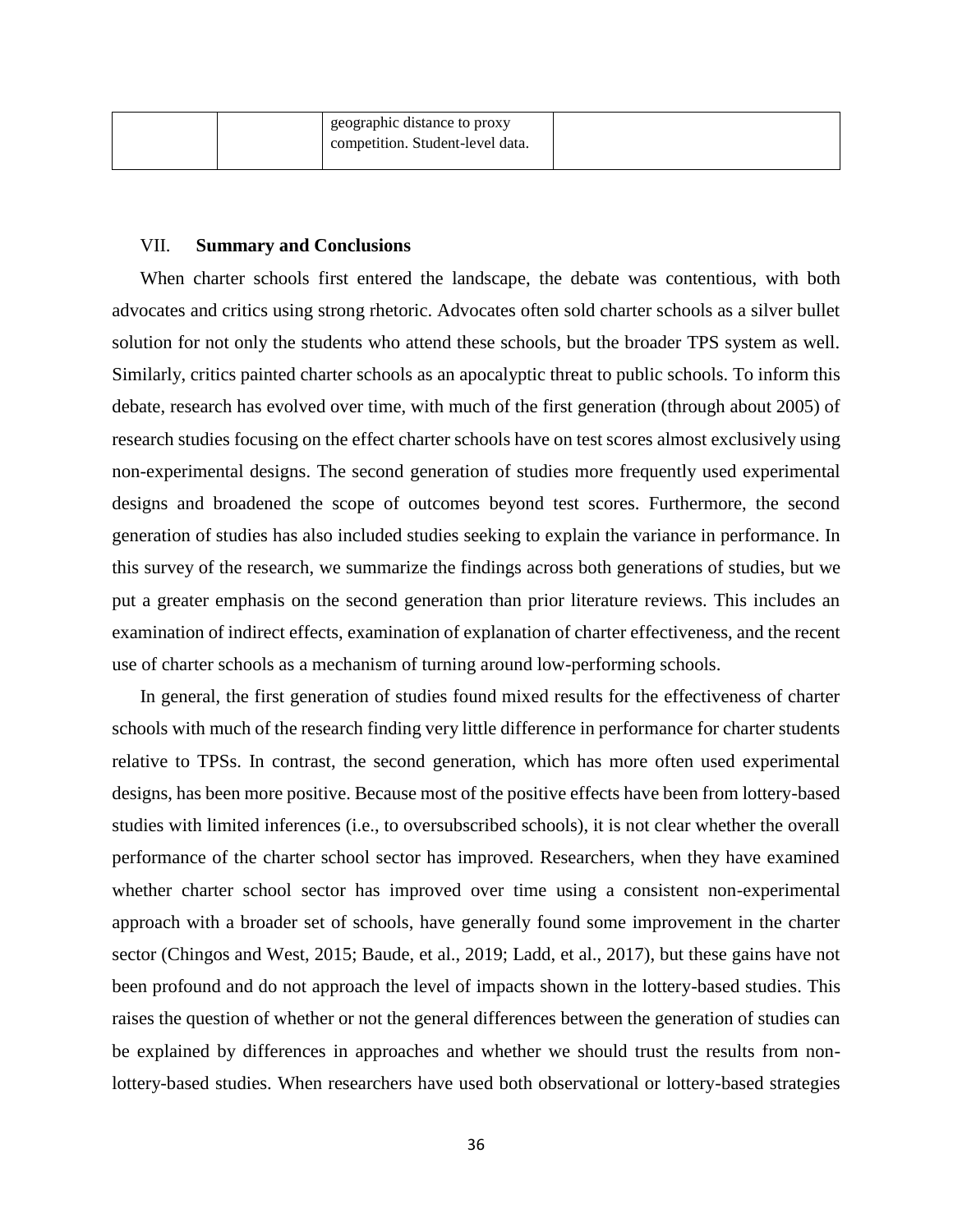| | | geographic distance to proxy competition. Student-level data. | |
|---|---|---|---|

## VII. Summary and Conclusions

When charter schools first entered the landscape, the debate was contentious, with both advocates and critics using strong rhetoric. Advocates often sold charter schools as a silver bullet solution for not only the students who attend these schools, but the broader TPS system as well. Similarly, critics painted charter schools as an apocalyptic threat to public schools. To inform this debate, research has evolved over time, with much of the first generation (through about 2005) of research studies focusing on the effect charter schools have on test scores almost exclusively using non-experimental designs. The second generation of studies more frequently used experimental designs and broadened the scope of outcomes beyond test scores. Furthermore, the second generation of studies has also included studies seeking to explain the variance in performance. In this survey of the research, we summarize the findings across both generations of studies, but we put a greater emphasis on the second generation than prior literature reviews. This includes an examination of indirect effects, examination of explanation of charter effectiveness, and the recent use of charter schools as a mechanism of turning around low-performing schools.

In general, the first generation of studies found mixed results for the effectiveness of charter schools with much of the research finding very little difference in performance for charter students relative to TPSs. In contrast, the second generation, which has more often used experimental designs, has been more positive. Because most of the positive effects have been from lottery-based studies with limited inferences (i.e., to oversubscribed schools), it is not clear whether the overall performance of the charter school sector has improved. Researchers, when they have examined whether charter school sector has improved over time using a consistent non-experimental approach with a broader set of schools, have generally found some improvement in the charter sector (Chingos and West, 2015; Baude, et al., 2019; Ladd, et al., 2017), but these gains have not been profound and do not approach the level of impacts shown in the lottery-based studies. This raises the question of whether or not the general differences between the generation of studies can be explained by differences in approaches and whether we should trust the results from non-lottery-based studies. When researchers have used both observational or lottery-based strategies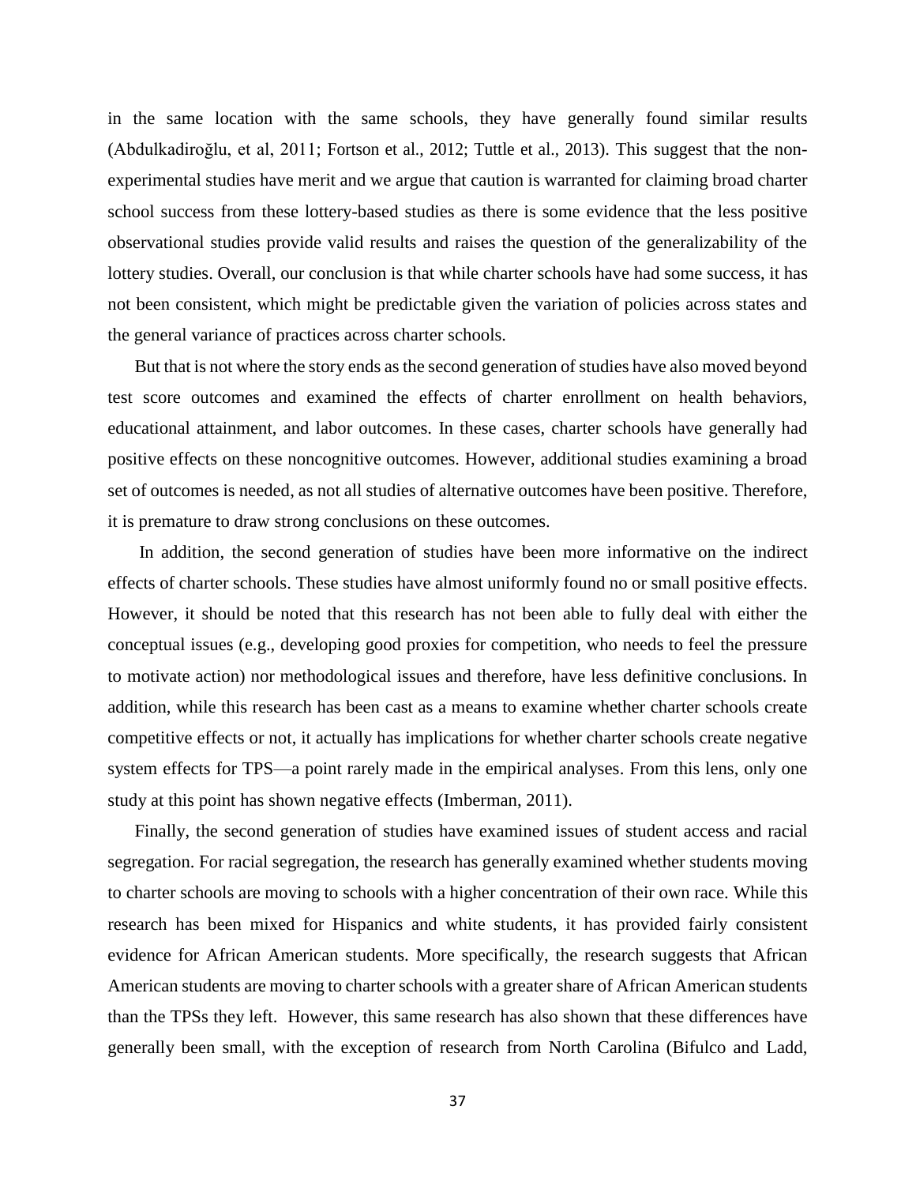in the same location with the same schools, they have generally found similar results (Abdulkadiroğlu, et al, 2011; Fortson et al., 2012; Tuttle et al., 2013). This suggest that the non-experimental studies have merit and we argue that caution is warranted for claiming broad charter school success from these lottery-based studies as there is some evidence that the less positive observational studies provide valid results and raises the question of the generalizability of the lottery studies. Overall, our conclusion is that while charter schools have had some success, it has not been consistent, which might be predictable given the variation of policies across states and the general variance of practices across charter schools.

But that is not where the story ends as the second generation of studies have also moved beyond test score outcomes and examined the effects of charter enrollment on health behaviors, educational attainment, and labor outcomes. In these cases, charter schools have generally had positive effects on these noncognitive outcomes. However, additional studies examining a broad set of outcomes is needed, as not all studies of alternative outcomes have been positive. Therefore, it is premature to draw strong conclusions on these outcomes.

In addition, the second generation of studies have been more informative on the indirect effects of charter schools. These studies have almost uniformly found no or small positive effects. However, it should be noted that this research has not been able to fully deal with either the conceptual issues (e.g., developing good proxies for competition, who needs to feel the pressure to motivate action) nor methodological issues and therefore, have less definitive conclusions. In addition, while this research has been cast as a means to examine whether charter schools create competitive effects or not, it actually has implications for whether charter schools create negative system effects for TPS—a point rarely made in the empirical analyses. From this lens, only one study at this point has shown negative effects (Imberman, 2011).

Finally, the second generation of studies have examined issues of student access and racial segregation. For racial segregation, the research has generally examined whether students moving to charter schools are moving to schools with a higher concentration of their own race. While this research has been mixed for Hispanics and white students, it has provided fairly consistent evidence for African American students. More specifically, the research suggests that African American students are moving to charter schools with a greater share of African American students than the TPSs they left. However, this same research has also shown that these differences have generally been small, with the exception of research from North Carolina (Bifulco and Ladd,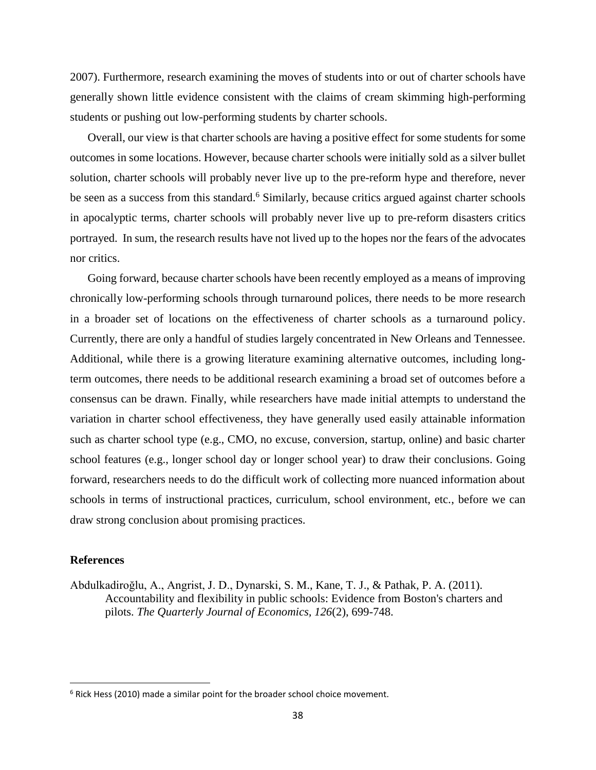2007). Furthermore, research examining the moves of students into or out of charter schools have generally shown little evidence consistent with the claims of cream skimming high-performing students or pushing out low-performing students by charter schools.

Overall, our view is that charter schools are having a positive effect for some students for some outcomes in some locations. However, because charter schools were initially sold as a silver bullet solution, charter schools will probably never live up to the pre-reform hype and therefore, never be seen as a success from this standard.[6] Similarly, because critics argued against charter schools in apocalyptic terms, charter schools will probably never live up to pre-reform disasters critics portrayed. In sum, the research results have not lived up to the hopes nor the fears of the advocates nor critics.

Going forward, because charter schools have been recently employed as a means of improving chronically low-performing schools through turnaround polices, there needs to be more research in a broader set of locations on the effectiveness of charter schools as a turnaround policy. Currently, there are only a handful of studies largely concentrated in New Orleans and Tennessee. Additional, while there is a growing literature examining alternative outcomes, including long-term outcomes, there needs to be additional research examining a broad set of outcomes before a consensus can be drawn. Finally, while researchers have made initial attempts to understand the variation in charter school effectiveness, they have generally used easily attainable information such as charter school type (e.g., CMO, no excuse, conversion, startup, online) and basic charter school features (e.g., longer school day or longer school year) to draw their conclusions. Going forward, researchers needs to do the difficult work of collecting more nuanced information about schools in terms of instructional practices, curriculum, school environment, etc., before we can draw strong conclusion about promising practices.

## References

Abdulkadiroğlu, A., Angrist, J. D., Dynarski, S. M., Kane, T. J., & Pathak, P. A. (2011). Accountability and flexibility in public schools: Evidence from Boston's charters and pilots. *The Quarterly Journal of Economics, 126*(2), 699-748.

[6] Rick Hess (2010) made a similar point for the broader school choice movement.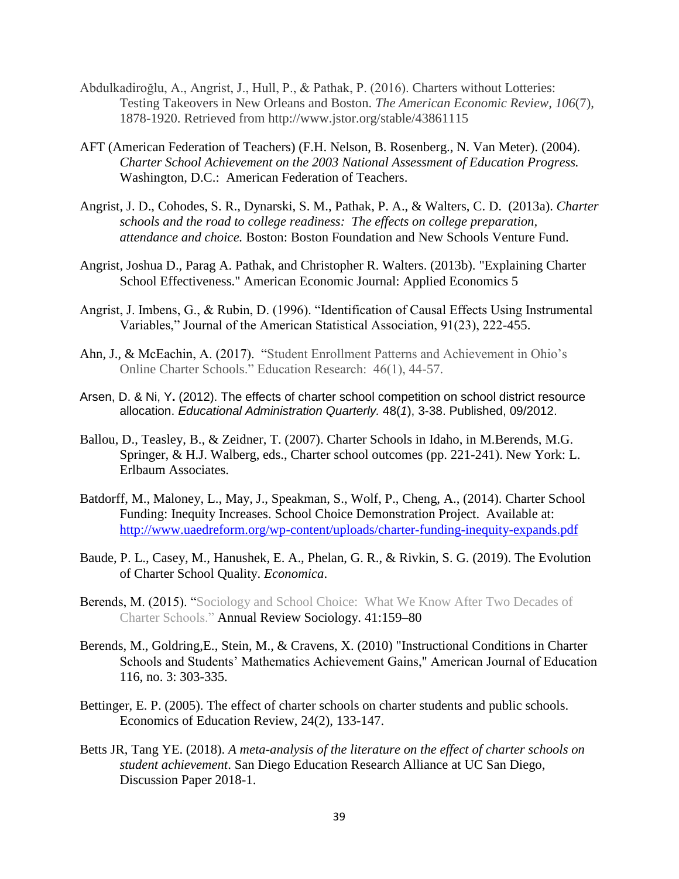Abdulkadiroğlu, A., Angrist, J., Hull, P., & Pathak, P. (2016). Charters without Lotteries: Testing Takeovers in New Orleans and Boston. *The American Economic Review*, *106*(7), 1878-1920. Retrieved from http://www.jstor.org/stable/43861115

AFT (American Federation of Teachers) (F.H. Nelson, B. Rosenberg., N. Van Meter). (2004). *Charter School Achievement on the 2003 National Assessment of Education Progress.* Washington, D.C.: American Federation of Teachers.

Angrist, J. D., Cohodes, S. R., Dynarski, S. M., Pathak, P. A., & Walters, C. D. (2013a). *Charter schools and the road to college readiness: The effects on college preparation, attendance and choice.* Boston: Boston Foundation and New Schools Venture Fund.

Angrist, Joshua D., Parag A. Pathak, and Christopher R. Walters. (2013b). "Explaining Charter School Effectiveness." American Economic Journal: Applied Economics 5

Angrist, J. Imbens, G., & Rubin, D. (1996). "Identification of Causal Effects Using Instrumental Variables," Journal of the American Statistical Association, 91(23), 222-455.

Ahn, J., & McEachin, A. (2017). "Student Enrollment Patterns and Achievement in Ohio's Online Charter Schools." Education Research: 46(1), 44-57.

Arsen, D. & Ni, Y. (2012). The effects of charter school competition on school district resource allocation. *Educational Administration Quarterly.* 48(*1*), 3-38. Published, 09/2012.

Ballou, D., Teasley, B., & Zeidner, T. (2007). Charter Schools in Idaho, in M.Berends, M.G. Springer, & H.J. Walberg, eds., Charter school outcomes (pp. 221-241). New York: L. Erlbaum Associates.

Batdorff, M., Maloney, L., May, J., Speakman, S., Wolf, P., Cheng, A., (2014). Charter School Funding: Inequity Increases. School Choice Demonstration Project. Available at: http://www.uaedreform.org/wp-content/uploads/charter-funding-inequity-expands.pdf

Baude, P. L., Casey, M., Hanushek, E. A., Phelan, G. R., & Rivkin, S. G. (2019). The Evolution of Charter School Quality. *Economica*.

Berends, M. (2015). "Sociology and School Choice: What We Know After Two Decades of Charter Schools." Annual Review Sociology. 41:159–80

Berends, M., Goldring,E., Stein, M., & Cravens, X. (2010) "Instructional Conditions in Charter Schools and Students' Mathematics Achievement Gains," American Journal of Education 116, no. 3: 303-335.

Bettinger, E. P. (2005). The effect of charter schools on charter students and public schools. Economics of Education Review, 24(2), 133-147.

Betts JR, Tang YE. (2018). *A meta-analysis of the literature on the effect of charter schools on student achievement*. San Diego Education Research Alliance at UC San Diego, Discussion Paper 2018-1.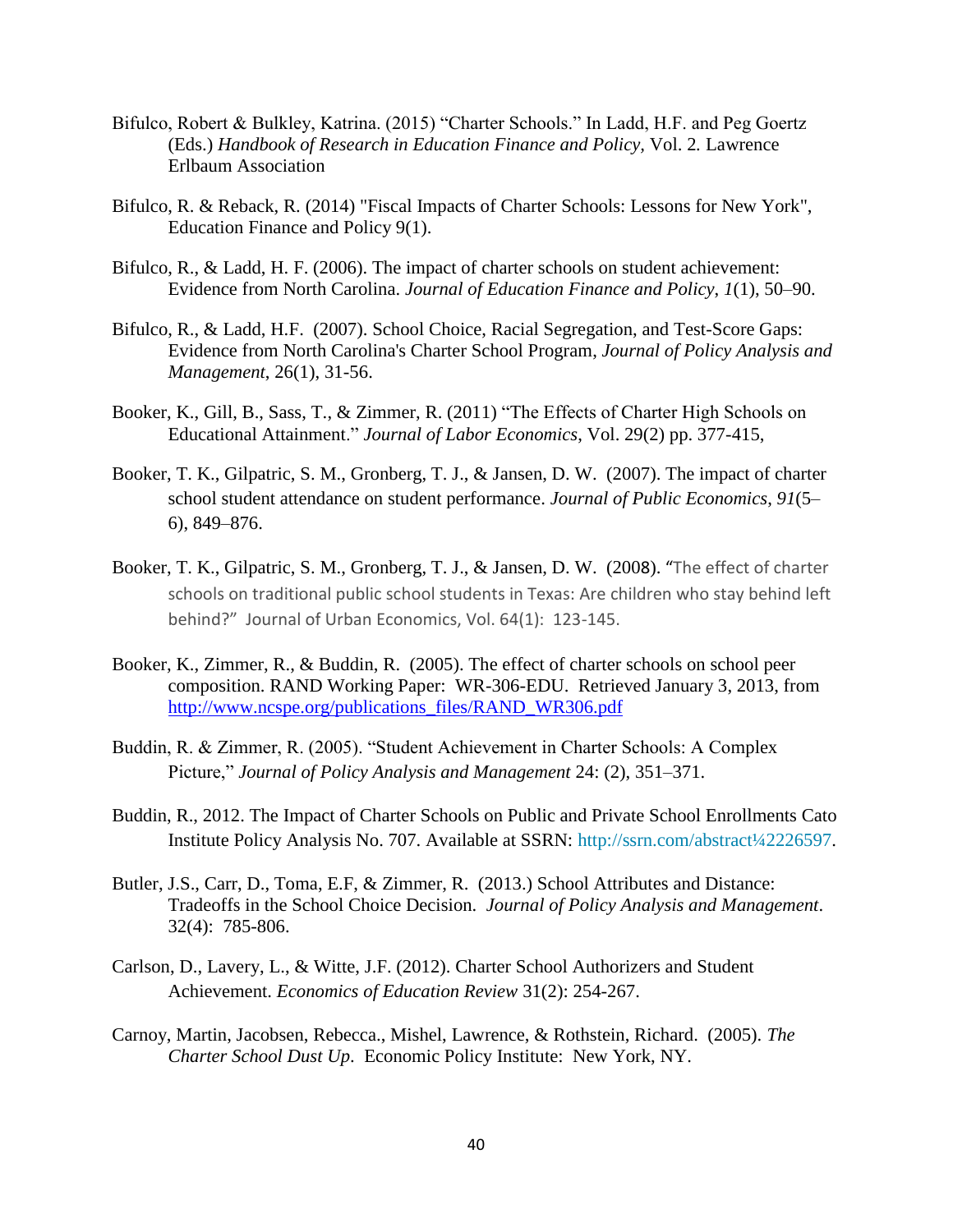Bifulco, Robert & Bulkley, Katrina. (2015) "Charter Schools." In Ladd, H.F. and Peg Goertz (Eds.) *Handbook of Research in Education Finance and Policy*, Vol. 2. Lawrence Erlbaum Association

Bifulco, R. & Reback, R. (2014) "Fiscal Impacts of Charter Schools: Lessons for New York", Education Finance and Policy 9(1).

Bifulco, R., & Ladd, H. F. (2006). The impact of charter schools on student achievement: Evidence from North Carolina. *Journal of Education Finance and Policy*, *1*(1), 50–90.

Bifulco, R., & Ladd, H.F. (2007). School Choice, Racial Segregation, and Test-Score Gaps: Evidence from North Carolina's Charter School Program, *Journal of Policy Analysis and Management*, 26(1), 31-56.

Booker, K., Gill, B., Sass, T., & Zimmer, R. (2011) "The Effects of Charter High Schools on Educational Attainment." *Journal of Labor Economics*, Vol. 29(2) pp. 377-415,

Booker, T. K., Gilpatric, S. M., Gronberg, T. J., & Jansen, D. W. (2007). The impact of charter school student attendance on student performance. *Journal of Public Economics*, *91*(5–6), 849–876.

Booker, T. K., Gilpatric, S. M., Gronberg, T. J., & Jansen, D. W. (2008). "The effect of charter schools on traditional public school students in Texas: Are children who stay behind left behind?" Journal of Urban Economics, Vol. 64(1): 123-145.

Booker, K., Zimmer, R., & Buddin, R. (2005). The effect of charter schools on school peer composition. RAND Working Paper: WR-306-EDU. Retrieved January 3, 2013, from http://www.ncspe.org/publications_files/RAND_WR306.pdf

Buddin, R. & Zimmer, R. (2005). "Student Achievement in Charter Schools: A Complex Picture," *Journal of Policy Analysis and Management* 24: (2), 351–371.

Buddin, R., 2012. The Impact of Charter Schools on Public and Private School Enrollments Cato Institute Policy Analysis No. 707. Available at SSRN: http://ssrn.com/abstract¼2226597.

Butler, J.S., Carr, D., Toma, E.F, & Zimmer, R. (2013.) School Attributes and Distance: Tradeoffs in the School Choice Decision. *Journal of Policy Analysis and Management*. 32(4): 785-806.

Carlson, D., Lavery, L., & Witte, J.F. (2012). Charter School Authorizers and Student Achievement. *Economics of Education Review* 31(2): 254-267.

Carnoy, Martin, Jacobsen, Rebecca., Mishel, Lawrence, & Rothstein, Richard. (2005). *The Charter School Dust Up*. Economic Policy Institute: New York, NY.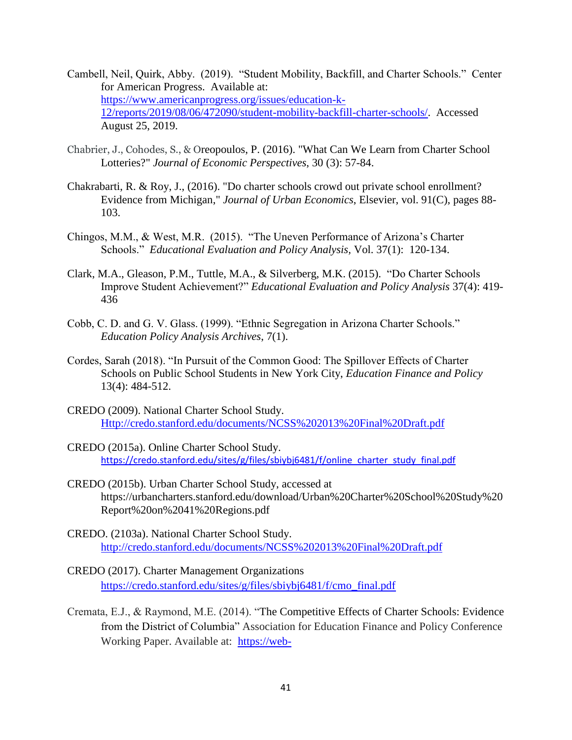Cambell, Neil, Quirk, Abby. (2019). "Student Mobility, Backfill, and Charter Schools." Center for American Progress. Available at: https://www.americanprogress.org/issues/education-k-12/reports/2019/08/06/472090/student-mobility-backfill-charter-schools/. Accessed August 25, 2019.

Chabrier, J., Cohodes, S., & Oreopoulos, P. (2016). "What Can We Learn from Charter School Lotteries?" *Journal of Economic Perspectives*, 30 (3): 57-84.

Chakrabarti, R. & Roy, J., (2016). "Do charter schools crowd out private school enrollment? Evidence from Michigan," *Journal of Urban Economics*, Elsevier, vol. 91(C), pages 88-103.

Chingos, M.M., & West, M.R. (2015). "The Uneven Performance of Arizona's Charter Schools." *Educational Evaluation and Policy Analysis*, Vol. 37(1): 120-134.

Clark, M.A., Gleason, P.M., Tuttle, M.A., & Silverberg, M.K. (2015). "Do Charter Schools Improve Student Achievement?" *Educational Evaluation and Policy Analysis* 37(4): 419-436

Cobb, C. D. and G. V. Glass. (1999). "Ethnic Segregation in Arizona Charter Schools." *Education Policy Analysis Archives*, 7(1).

Cordes, Sarah (2018). "In Pursuit of the Common Good: The Spillover Effects of Charter Schools on Public School Students in New York City, *Education Finance and Policy* 13(4): 484-512.

CREDO (2009). National Charter School Study. Http://credo.stanford.edu/documents/NCSS%202013%20Final%20Draft.pdf

CREDO (2015a). Online Charter School Study. https://credo.stanford.edu/sites/g/files/sbiybj6481/f/online_charter_study_final.pdf

CREDO (2015b). Urban Charter School Study, accessed at https://urbancharters.stanford.edu/download/Urban%20Charter%20School%20Study%20Report%20on%2041%20Regions.pdf

CREDO. (2103a). National Charter School Study. http://credo.stanford.edu/documents/NCSS%202013%20Final%20Draft.pdf

CREDO (2017). Charter Management Organizations https://credo.stanford.edu/sites/g/files/sbiybj6481/f/cmo_final.pdf

Cremata, E.J., & Raymond, M.E. (2014). "The Competitive Effects of Charter Schools: Evidence from the District of Columbia" Association for Education Finance and Policy Conference Working Paper. Available at: https://web-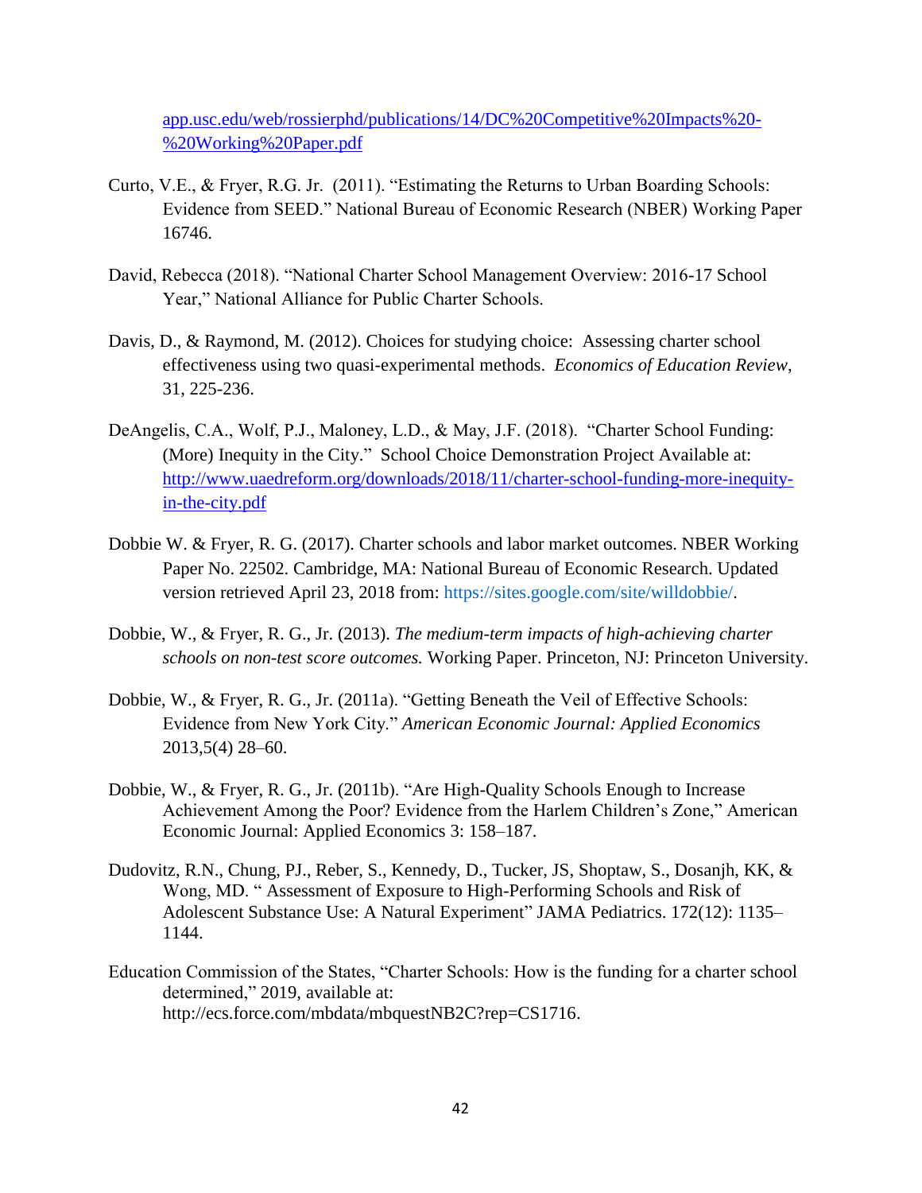app.usc.edu/web/rossierphd/publications/14/DC%20Competitive%20Impacts%20-%20Working%20Paper.pdf

Curto, V.E., & Fryer, R.G. Jr. (2011). "Estimating the Returns to Urban Boarding Schools: Evidence from SEED." National Bureau of Economic Research (NBER) Working Paper 16746.

David, Rebecca (2018). "National Charter School Management Overview: 2016-17 School Year," National Alliance for Public Charter Schools.

Davis, D., & Raymond, M. (2012). Choices for studying choice: Assessing charter school effectiveness using two quasi-experimental methods. *Economics of Education Review*, 31, 225-236.

DeAngelis, C.A., Wolf, P.J., Maloney, L.D., & May, J.F. (2018). "Charter School Funding: (More) Inequity in the City." School Choice Demonstration Project Available at: http://www.uaedreform.org/downloads/2018/11/charter-school-funding-more-inequity-in-the-city.pdf

Dobbie W. & Fryer, R. G. (2017). Charter schools and labor market outcomes. NBER Working Paper No. 22502. Cambridge, MA: National Bureau of Economic Research. Updated version retrieved April 23, 2018 from: https://sites.google.com/site/willdobbie/.

Dobbie, W., & Fryer, R. G., Jr. (2013). *The medium-term impacts of high-achieving charter schools on non-test score outcomes.* Working Paper. Princeton, NJ: Princeton University.

Dobbie, W., & Fryer, R. G., Jr. (2011a). "Getting Beneath the Veil of Effective Schools: Evidence from New York City." *American Economic Journal: Applied Economics* 2013,5(4) 28–60.

Dobbie, W., & Fryer, R. G., Jr. (2011b). "Are High-Quality Schools Enough to Increase Achievement Among the Poor? Evidence from the Harlem Children's Zone," American Economic Journal: Applied Economics 3: 158–187.

Dudovitz, R.N., Chung, PJ., Reber, S., Kennedy, D., Tucker, JS, Shoptaw, S., Dosanjh, KK, & Wong, MD. " Assessment of Exposure to High-Performing Schools and Risk of Adolescent Substance Use: A Natural Experiment" JAMA Pediatrics. 172(12): 1135–1144.

Education Commission of the States, "Charter Schools: How is the funding for a charter school determined," 2019, available at: http://ecs.force.com/mbdata/mbquestNB2C?rep=CS1716.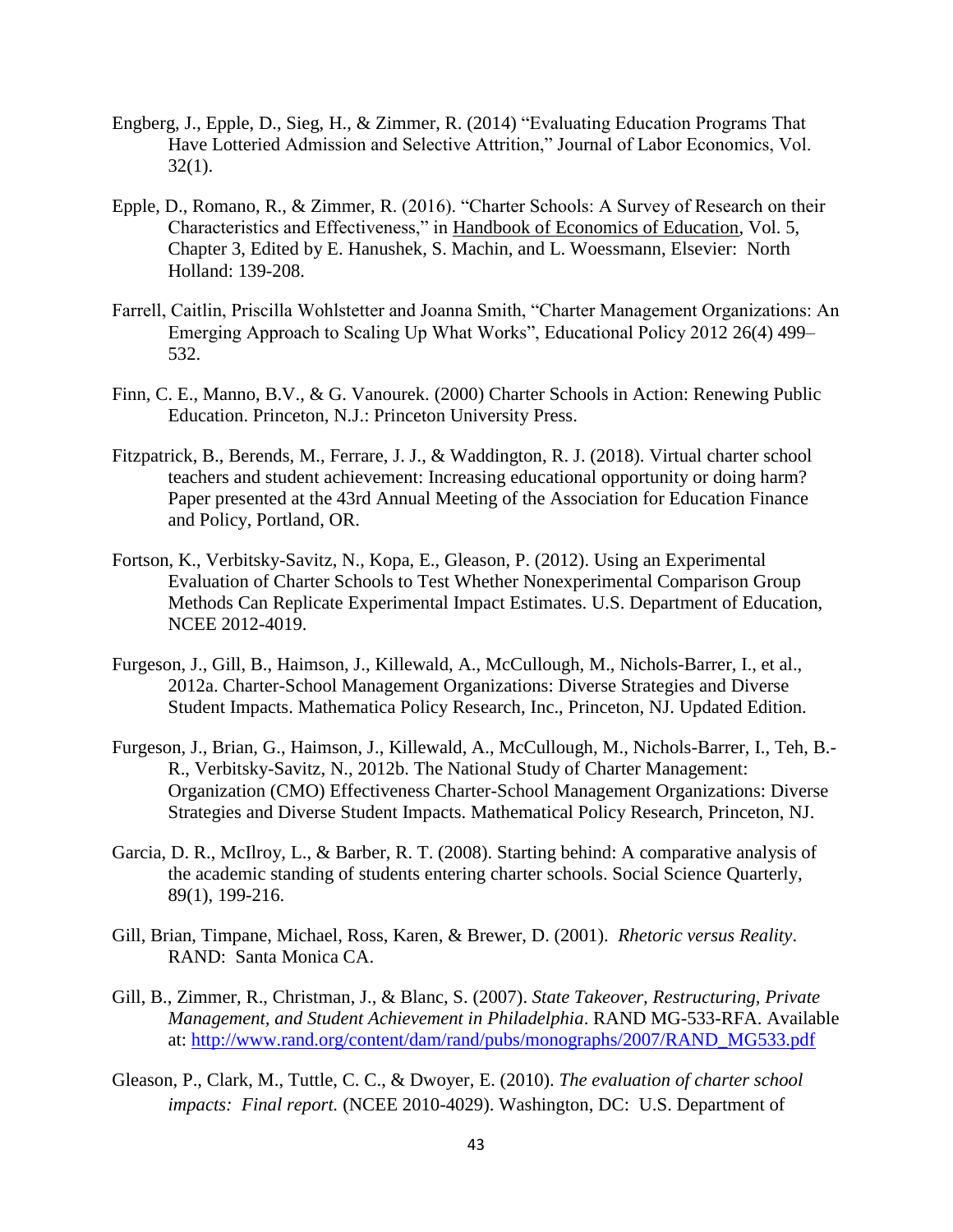Engberg, J., Epple, D., Sieg, H., & Zimmer, R. (2014) "Evaluating Education Programs That Have Lotteried Admission and Selective Attrition," Journal of Labor Economics, Vol. 32(1).

Epple, D., Romano, R., & Zimmer, R. (2016). "Charter Schools: A Survey of Research on their Characteristics and Effectiveness," in Handbook of Economics of Education, Vol. 5, Chapter 3, Edited by E. Hanushek, S. Machin, and L. Woessmann, Elsevier: North Holland: 139-208.

Farrell, Caitlin, Priscilla Wohlstetter and Joanna Smith, "Charter Management Organizations: An Emerging Approach to Scaling Up What Works", Educational Policy 2012 26(4) 499–532.

Finn, C. E., Manno, B.V., & G. Vanourek. (2000) Charter Schools in Action: Renewing Public Education. Princeton, N.J.: Princeton University Press.

Fitzpatrick, B., Berends, M., Ferrare, J. J., & Waddington, R. J. (2018). Virtual charter school teachers and student achievement: Increasing educational opportunity or doing harm? Paper presented at the 43rd Annual Meeting of the Association for Education Finance and Policy, Portland, OR.

Fortson, K., Verbitsky-Savitz, N., Kopa, E., Gleason, P. (2012). Using an Experimental Evaluation of Charter Schools to Test Whether Nonexperimental Comparison Group Methods Can Replicate Experimental Impact Estimates. U.S. Department of Education, NCEE 2012-4019.

Furgeson, J., Gill, B., Haimson, J., Killewald, A., McCullough, M., Nichols-Barrer, I., et al., 2012a. Charter-School Management Organizations: Diverse Strategies and Diverse Student Impacts. Mathematica Policy Research, Inc., Princeton, NJ. Updated Edition.

Furgeson, J., Brian, G., Haimson, J., Killewald, A., McCullough, M., Nichols-Barrer, I., Teh, B.-R., Verbitsky-Savitz, N., 2012b. The National Study of Charter Management: Organization (CMO) Effectiveness Charter-School Management Organizations: Diverse Strategies and Diverse Student Impacts. Mathematical Policy Research, Princeton, NJ.

Garcia, D. R., McIlroy, L., & Barber, R. T. (2008). Starting behind: A comparative analysis of the academic standing of students entering charter schools. Social Science Quarterly, 89(1), 199-216.

Gill, Brian, Timpane, Michael, Ross, Karen, & Brewer, D. (2001). *Rhetoric versus Reality*. RAND: Santa Monica CA.

Gill, B., Zimmer, R., Christman, J., & Blanc, S. (2007). *State Takeover, Restructuring, Private Management, and Student Achievement in Philadelphia*. RAND MG-533-RFA. Available at: http://www.rand.org/content/dam/rand/pubs/monographs/2007/RAND_MG533.pdf

Gleason, P., Clark, M., Tuttle, C. C., & Dwoyer, E. (2010). *The evaluation of charter school impacts: Final report.* (NCEE 2010-4029). Washington, DC: U.S. Department of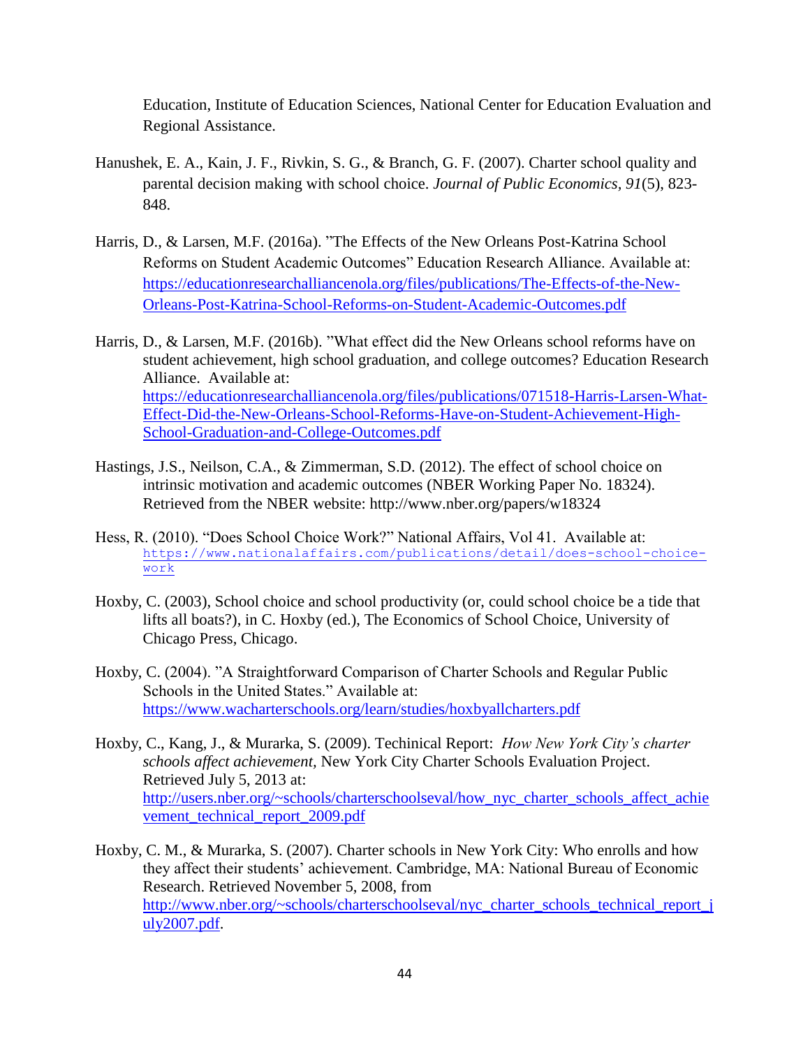Education, Institute of Education Sciences, National Center for Education Evaluation and Regional Assistance.

Hanushek, E. A., Kain, J. F., Rivkin, S. G., & Branch, G. F. (2007). Charter school quality and parental decision making with school choice. *Journal of Public Economics*, *91*(5), 823-848.

Harris, D., & Larsen, M.F. (2016a). "The Effects of the New Orleans Post-Katrina School Reforms on Student Academic Outcomes" Education Research Alliance. Available at: https://educationresearchalliancenola.org/files/publications/The-Effects-of-the-New-Orleans-Post-Katrina-School-Reforms-on-Student-Academic-Outcomes.pdf

Harris, D., & Larsen, M.F. (2016b). "What effect did the New Orleans school reforms have on student achievement, high school graduation, and college outcomes? Education Research Alliance. Available at: https://educationresearchalliancenola.org/files/publications/071518-Harris-Larsen-What-Effect-Did-the-New-Orleans-School-Reforms-Have-on-Student-Achievement-High-School-Graduation-and-College-Outcomes.pdf

Hastings, J.S., Neilson, C.A., & Zimmerman, S.D. (2012). The effect of school choice on intrinsic motivation and academic outcomes (NBER Working Paper No. 18324). Retrieved from the NBER website: http://www.nber.org/papers/w18324

Hess, R. (2010). "Does School Choice Work?" National Affairs, Vol 41. Available at: https://www.nationalaffairs.com/publications/detail/does-school-choice-work

Hoxby, C. (2003), School choice and school productivity (or, could school choice be a tide that lifts all boats?), in C. Hoxby (ed.), The Economics of School Choice, University of Chicago Press, Chicago.

Hoxby, C. (2004). "A Straightforward Comparison of Charter Schools and Regular Public Schools in the United States." Available at: https://www.wacharterschools.org/learn/studies/hoxbyallcharters.pdf

Hoxby, C., Kang, J., & Murarka, S. (2009). Techinical Report: *How New York City's charter schools affect achievement,* New York City Charter Schools Evaluation Project. Retrieved July 5, 2013 at: http://users.nber.org/~schools/charterschoolseval/how_nyc_charter_schools_affect_achievement_technical_report_2009.pdf

Hoxby, C. M., & Murarka, S. (2007). Charter schools in New York City: Who enrolls and how they affect their students' achievement. Cambridge, MA: National Bureau of Economic Research. Retrieved November 5, 2008, from http://www.nber.org/~schools/charterschoolseval/nyc_charter_schools_technical_report_july2007.pdf.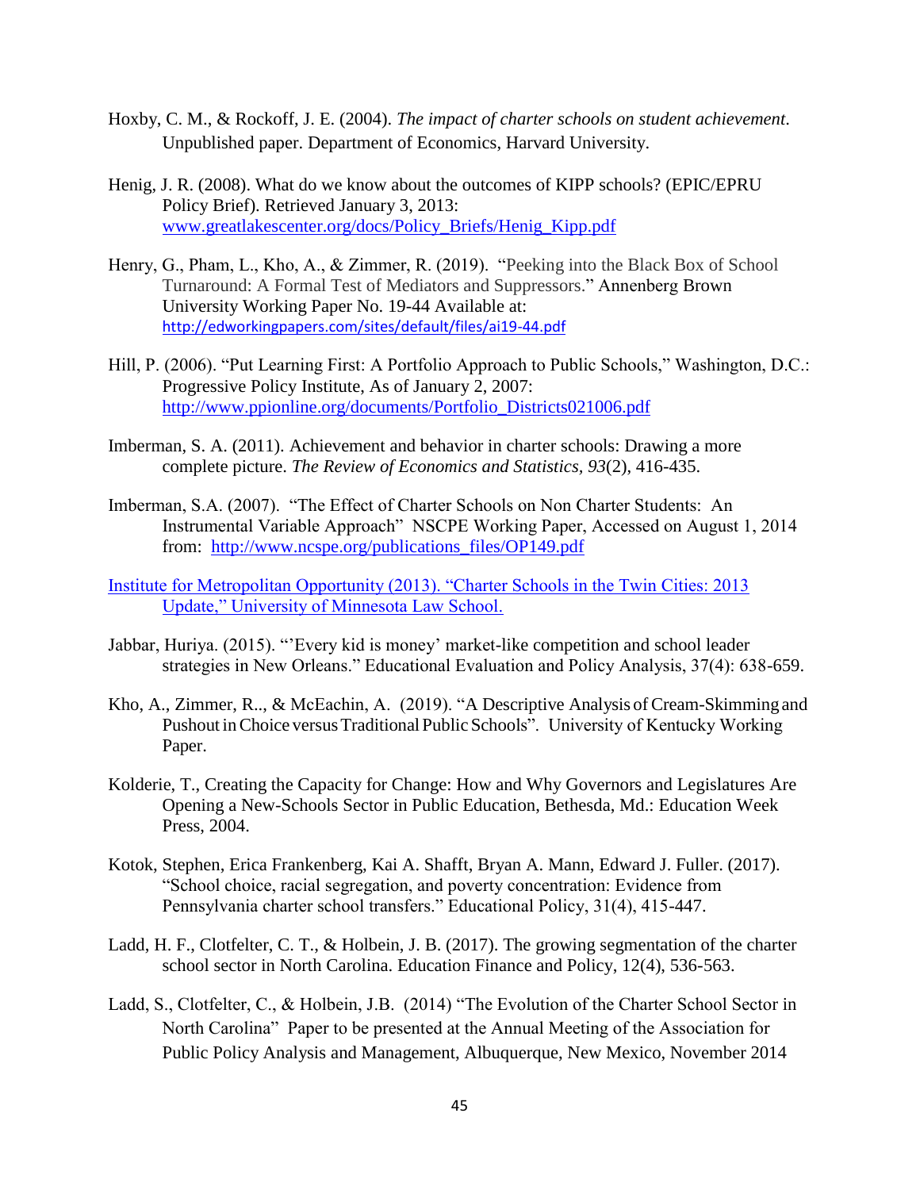Hoxby, C. M., & Rockoff, J. E. (2004). *The impact of charter schools on student achievement*. Unpublished paper. Department of Economics, Harvard University.

Henig, J. R. (2008). What do we know about the outcomes of KIPP schools? (EPIC/EPRU Policy Brief). Retrieved January 3, 2013: www.greatlakescenter.org/docs/Policy_Briefs/Henig_Kipp.pdf

Henry, G., Pham, L., Kho, A., & Zimmer, R. (2019). "Peeking into the Black Box of School Turnaround: A Formal Test of Mediators and Suppressors." Annenberg Brown University Working Paper No. 19-44 Available at: http://edworkingpapers.com/sites/default/files/ai19-44.pdf

Hill, P. (2006). "Put Learning First: A Portfolio Approach to Public Schools," Washington, D.C.: Progressive Policy Institute, As of January 2, 2007: http://www.ppionline.org/documents/Portfolio_Districts021006.pdf

Imberman, S. A. (2011). Achievement and behavior in charter schools: Drawing a more complete picture. *The Review of Economics and Statistics, 93*(2), 416-435.

Imberman, S.A. (2007). "The Effect of Charter Schools on Non Charter Students: An Instrumental Variable Approach" NSCPE Working Paper, Accessed on August 1, 2014 from: http://www.ncspe.org/publications_files/OP149.pdf

Institute for Metropolitan Opportunity (2013). "Charter Schools in the Twin Cities: 2013 Update," University of Minnesota Law School.

Jabbar, Huriya. (2015). "'Every kid is money' market-like competition and school leader strategies in New Orleans." Educational Evaluation and Policy Analysis, 37(4): 638-659.

Kho, A., Zimmer, R.., & McEachin, A. (2019). "A Descriptive Analysis of Cream-Skimming and Pushout in Choice versus Traditional Public Schools". University of Kentucky Working Paper.

Kolderie, T., Creating the Capacity for Change: How and Why Governors and Legislatures Are Opening a New-Schools Sector in Public Education, Bethesda, Md.: Education Week Press, 2004.

Kotok, Stephen, Erica Frankenberg, Kai A. Shafft, Bryan A. Mann, Edward J. Fuller. (2017). "School choice, racial segregation, and poverty concentration: Evidence from Pennsylvania charter school transfers." Educational Policy, 31(4), 415-447.

Ladd, H. F., Clotfelter, C. T., & Holbein, J. B. (2017). The growing segmentation of the charter school sector in North Carolina. Education Finance and Policy, 12(4), 536-563.

Ladd, S., Clotfelter, C., & Holbein, J.B. (2014) "The Evolution of the Charter School Sector in North Carolina" Paper to be presented at the Annual Meeting of the Association for Public Policy Analysis and Management, Albuquerque, New Mexico, November 2014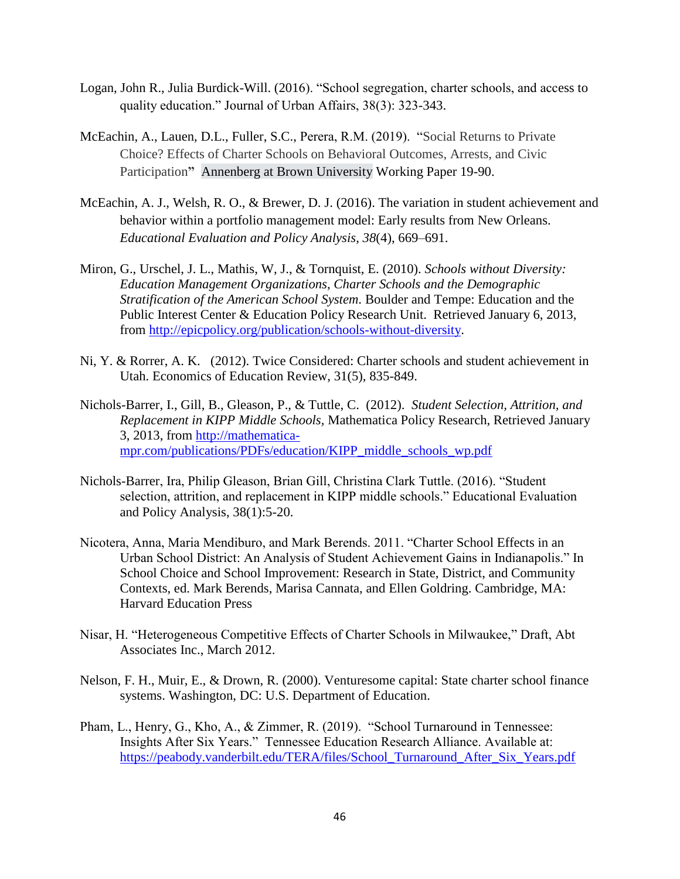Logan, John R., Julia Burdick-Will. (2016). "School segregation, charter schools, and access to quality education." Journal of Urban Affairs, 38(3): 323-343.

McEachin, A., Lauen, D.L., Fuller, S.C., Perera, R.M. (2019). "Social Returns to Private Choice? Effects of Charter Schools on Behavioral Outcomes, Arrests, and Civic Participation" Annenberg at Brown University Working Paper 19-90.

McEachin, A. J., Welsh, R. O., & Brewer, D. J. (2016). The variation in student achievement and behavior within a portfolio management model: Early results from New Orleans. *Educational Evaluation and Policy Analysis*, *38*(4), 669–691.

Miron, G., Urschel, J. L., Mathis, W, J., & Tornquist, E. (2010). *Schools without Diversity: Education Management Organizations, Charter Schools and the Demographic Stratification of the American School System*. Boulder and Tempe: Education and the Public Interest Center & Education Policy Research Unit. Retrieved January 6, 2013, from http://epicpolicy.org/publication/schools-without-diversity.

Ni, Y. & Rorrer, A. K. (2012). Twice Considered: Charter schools and student achievement in Utah. Economics of Education Review, 31(5), 835-849.

Nichols-Barrer, I., Gill, B., Gleason, P., & Tuttle, C. (2012). *Student Selection, Attrition, and Replacement in KIPP Middle Schools,* Mathematica Policy Research, Retrieved January 3, 2013, from http://mathematica-mpr.com/publications/PDFs/education/KIPP_middle_schools_wp.pdf

Nichols-Barrer, Ira, Philip Gleason, Brian Gill, Christina Clark Tuttle. (2016). "Student selection, attrition, and replacement in KIPP middle schools." Educational Evaluation and Policy Analysis, 38(1):5-20.

Nicotera, Anna, Maria Mendiburo, and Mark Berends. 2011. "Charter School Effects in an Urban School District: An Analysis of Student Achievement Gains in Indianapolis." In School Choice and School Improvement: Research in State, District, and Community Contexts, ed. Mark Berends, Marisa Cannata, and Ellen Goldring. Cambridge, MA: Harvard Education Press

Nisar, H. "Heterogeneous Competitive Effects of Charter Schools in Milwaukee," Draft, Abt Associates Inc., March 2012.

Nelson, F. H., Muir, E., & Drown, R. (2000). Venturesome capital: State charter school finance systems. Washington, DC: U.S. Department of Education.

Pham, L., Henry, G., Kho, A., & Zimmer, R. (2019). "School Turnaround in Tennessee: Insights After Six Years." Tennessee Education Research Alliance. Available at: https://peabody.vanderbilt.edu/TERA/files/School_Turnaround_After_Six_Years.pdf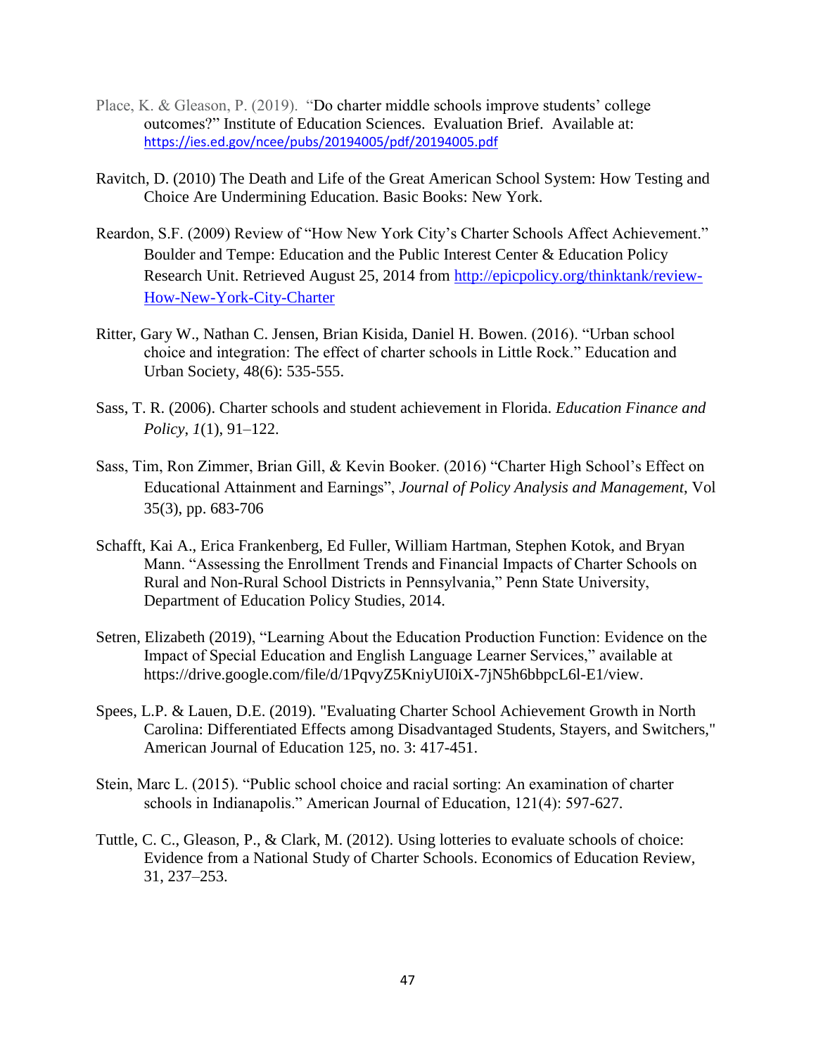Place, K. & Gleason, P. (2019). "Do charter middle schools improve students' college outcomes?" Institute of Education Sciences. Evaluation Brief. Available at: https://ies.ed.gov/ncee/pubs/20194005/pdf/20194005.pdf

Ravitch, D. (2010) The Death and Life of the Great American School System: How Testing and Choice Are Undermining Education. Basic Books: New York.

Reardon, S.F. (2009) Review of "How New York City's Charter Schools Affect Achievement." Boulder and Tempe: Education and the Public Interest Center & Education Policy Research Unit. Retrieved August 25, 2014 from http://epicpolicy.org/thinktank/review-How-New-York-City-Charter

Ritter, Gary W., Nathan C. Jensen, Brian Kisida, Daniel H. Bowen. (2016). "Urban school choice and integration: The effect of charter schools in Little Rock." Education and Urban Society, 48(6): 535-555.

Sass, T. R. (2006). Charter schools and student achievement in Florida. *Education Finance and Policy*, *1*(1), 91–122.

Sass, Tim, Ron Zimmer, Brian Gill, & Kevin Booker. (2016) "Charter High School's Effect on Educational Attainment and Earnings", *Journal of Policy Analysis and Management,* Vol 35(3), pp. 683-706

Schafft, Kai A., Erica Frankenberg, Ed Fuller, William Hartman, Stephen Kotok, and Bryan Mann. "Assessing the Enrollment Trends and Financial Impacts of Charter Schools on Rural and Non-Rural School Districts in Pennsylvania," Penn State University, Department of Education Policy Studies, 2014.

Setren, Elizabeth (2019), "Learning About the Education Production Function: Evidence on the Impact of Special Education and English Language Learner Services," available at https://drive.google.com/file/d/1PqvyZ5KniyUI0iX-7jN5h6bbpcL6l-E1/view.

Spees, L.P. & Lauen, D.E. (2019). "Evaluating Charter School Achievement Growth in North Carolina: Differentiated Effects among Disadvantaged Students, Stayers, and Switchers," American Journal of Education 125, no. 3: 417-451.

Stein, Marc L. (2015). "Public school choice and racial sorting: An examination of charter schools in Indianapolis." American Journal of Education, 121(4): 597-627.

Tuttle, C. C., Gleason, P., & Clark, M. (2012). Using lotteries to evaluate schools of choice: Evidence from a National Study of Charter Schools. Economics of Education Review, 31, 237–253.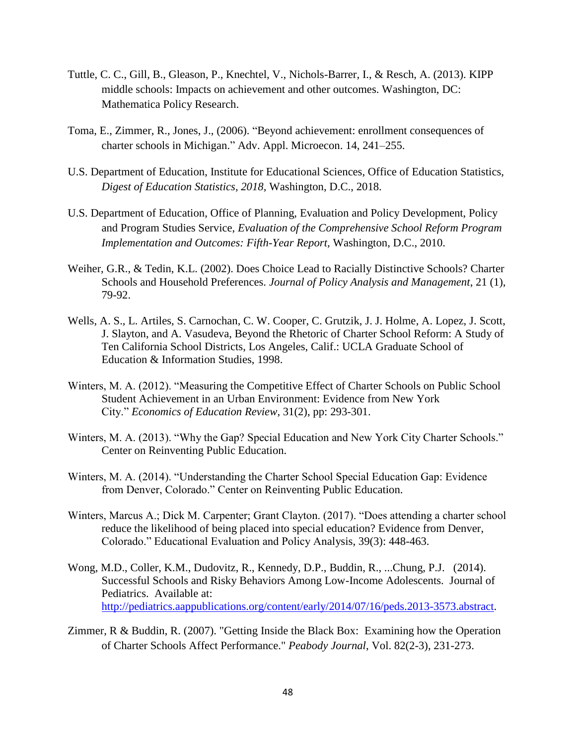Tuttle, C. C., Gill, B., Gleason, P., Knechtel, V., Nichols-Barrer, I., & Resch, A. (2013). KIPP middle schools: Impacts on achievement and other outcomes. Washington, DC: Mathematica Policy Research.

Toma, E., Zimmer, R., Jones, J., (2006). "Beyond achievement: enrollment consequences of charter schools in Michigan." Adv. Appl. Microecon. 14, 241–255.

U.S. Department of Education, Institute for Educational Sciences, Office of Education Statistics, *Digest of Education Statistics, 2018,* Washington, D.C., 2018.

U.S. Department of Education, Office of Planning, Evaluation and Policy Development, Policy and Program Studies Service, *Evaluation of the Comprehensive School Reform Program Implementation and Outcomes: Fifth-Year Report,* Washington, D.C., 2010.

Weiher, G.R., & Tedin, K.L. (2002). Does Choice Lead to Racially Distinctive Schools? Charter Schools and Household Preferences. *Journal of Policy Analysis and Management*, 21 (1), 79-92.

Wells, A. S., L. Artiles, S. Carnochan, C. W. Cooper, C. Grutzik, J. J. Holme, A. Lopez, J. Scott, J. Slayton, and A. Vasudeva, Beyond the Rhetoric of Charter School Reform: A Study of Ten California School Districts, Los Angeles, Calif.: UCLA Graduate School of Education & Information Studies, 1998.

Winters, M. A. (2012). "Measuring the Competitive Effect of Charter Schools on Public School Student Achievement in an Urban Environment: Evidence from New York City." *Economics of Education Review*, 31(2), pp: 293-301.

Winters, M. A. (2013). "Why the Gap? Special Education and New York City Charter Schools." Center on Reinventing Public Education.

Winters, M. A. (2014). "Understanding the Charter School Special Education Gap: Evidence from Denver, Colorado." Center on Reinventing Public Education.

Winters, Marcus A.; Dick M. Carpenter; Grant Clayton. (2017). "Does attending a charter school reduce the likelihood of being placed into special education? Evidence from Denver, Colorado." Educational Evaluation and Policy Analysis, 39(3): 448-463.

Wong, M.D., Coller, K.M., Dudovitz, R., Kennedy, D.P., Buddin, R., ...Chung, P.J. (2014). Successful Schools and Risky Behaviors Among Low-Income Adolescents. Journal of Pediatrics. Available at: http://pediatrics.aappublications.org/content/early/2014/07/16/peds.2013-3573.abstract.

Zimmer, R & Buddin, R. (2007). "Getting Inside the Black Box: Examining how the Operation of Charter Schools Affect Performance." *Peabody Journal*, Vol. 82(2-3), 231-273.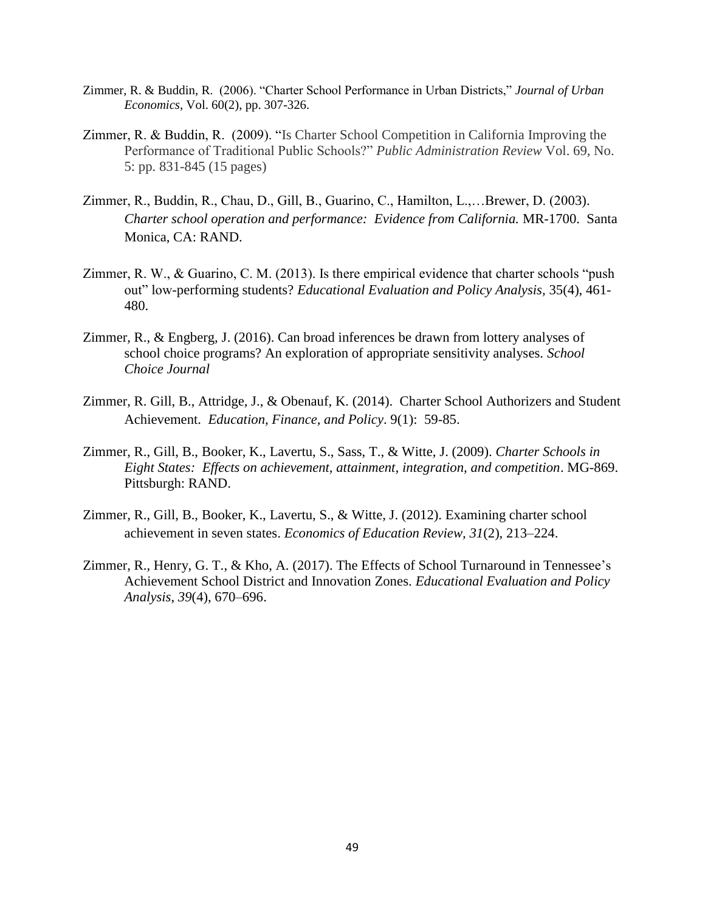Zimmer, R. & Buddin, R. (2006). "Charter School Performance in Urban Districts," *Journal of Urban Economics*, Vol. 60(2), pp. 307-326.

Zimmer, R. & Buddin, R. (2009). "Is Charter School Competition in California Improving the Performance of Traditional Public Schools?" *Public Administration Review* Vol. 69, No. 5: pp. 831-845 (15 pages)

Zimmer, R., Buddin, R., Chau, D., Gill, B., Guarino, C., Hamilton, L.,…Brewer, D. (2003). *Charter school operation and performance: Evidence from California.* MR-1700. Santa Monica, CA: RAND.

Zimmer, R. W., & Guarino, C. M. (2013). Is there empirical evidence that charter schools "push out" low-performing students? *Educational Evaluation and Policy Analysis,* 35(4), 461-480.

Zimmer, R., & Engberg, J. (2016). Can broad inferences be drawn from lottery analyses of school choice programs? An exploration of appropriate sensitivity analyses. *School Choice Journal*

Zimmer, R. Gill, B., Attridge, J., & Obenauf, K. (2014). Charter School Authorizers and Student Achievement. *Education, Finance, and Policy*. 9(1): 59-85.

Zimmer, R., Gill, B., Booker, K., Lavertu, S., Sass, T., & Witte, J. (2009). *Charter Schools in Eight States: Effects on achievement, attainment, integration, and competition*. MG-869. Pittsburgh: RAND.

Zimmer, R., Gill, B., Booker, K., Lavertu, S., & Witte, J. (2012). Examining charter school achievement in seven states. *Economics of Education Review, 31*(2), 213–224.

Zimmer, R., Henry, G. T., & Kho, A. (2017). The Effects of School Turnaround in Tennessee's Achievement School District and Innovation Zones. *Educational Evaluation and Policy Analysis*, *39*(4), 670–696.